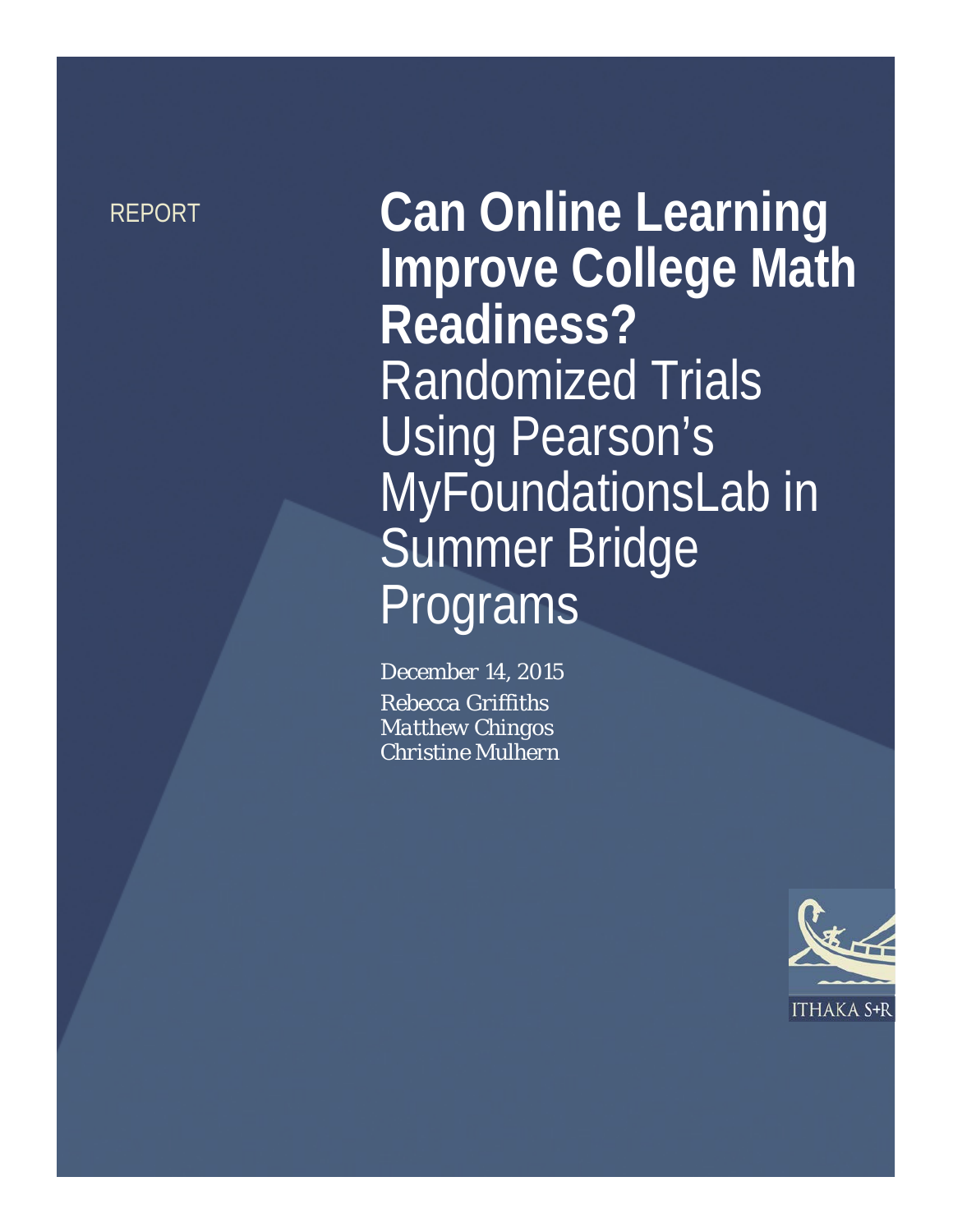REPORT

# Can Online Learning Improve College Math Readiness?

## Randomized Trials Using Pearson's MyFoundationsLab in Summer Bridge Programs

*December 14, 2015*

*Rebecca Griffiths*
*Matthew Chingos*
*Christine Mulhern*

ITHAKA S+R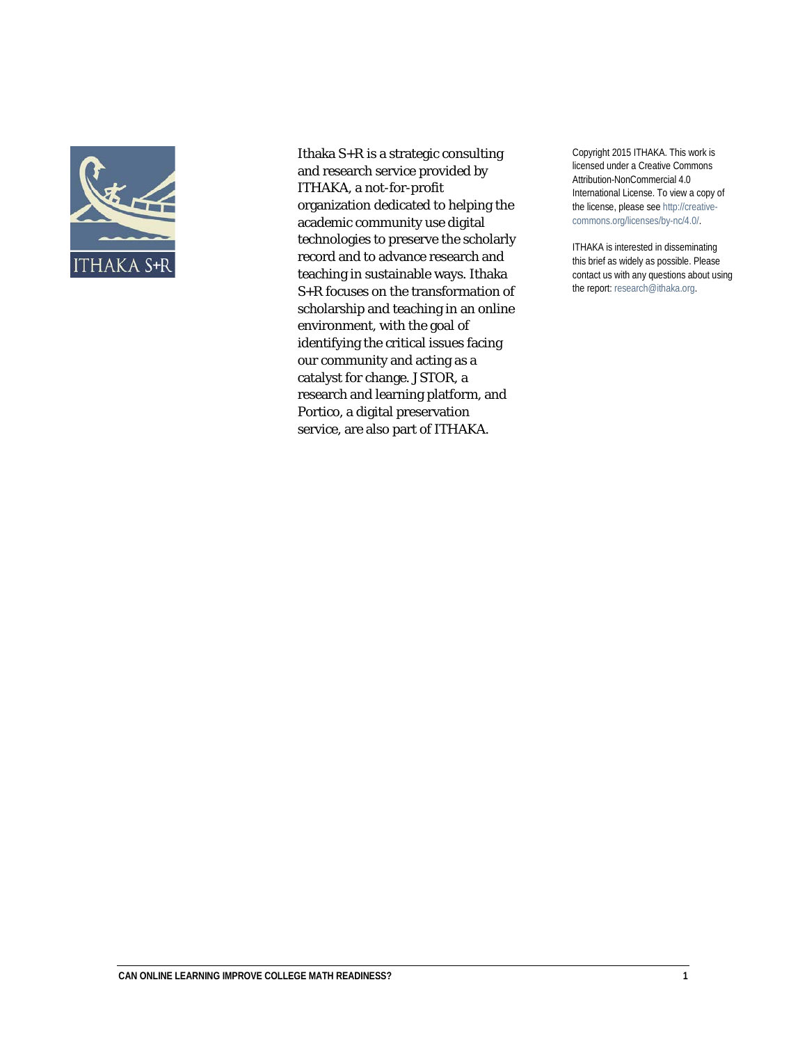Ithaka S+R is a strategic consulting and research service provided by ITHAKA, a not-for-profit organization dedicated to helping the academic community use digital technologies to preserve the scholarly record and to advance research and teaching in sustainable ways. Ithaka S+R focuses on the transformation of scholarship and teaching in an online environment, with the goal of identifying the critical issues facing our community and acting as a catalyst for change. JSTOR, a research and learning platform, and Portico, a digital preservation service, are also part of ITHAKA.

Copyright 2015 ITHAKA. This work is licensed under a Creative Commons Attribution-NonCommercial 4.0 International License. To view a copy of the license, please see http://creative-commons.org/licenses/by-nc/4.0/.

ITHAKA is interested in disseminating this brief as widely as possible. Please contact us with any questions about using the report: research@ithaka.org.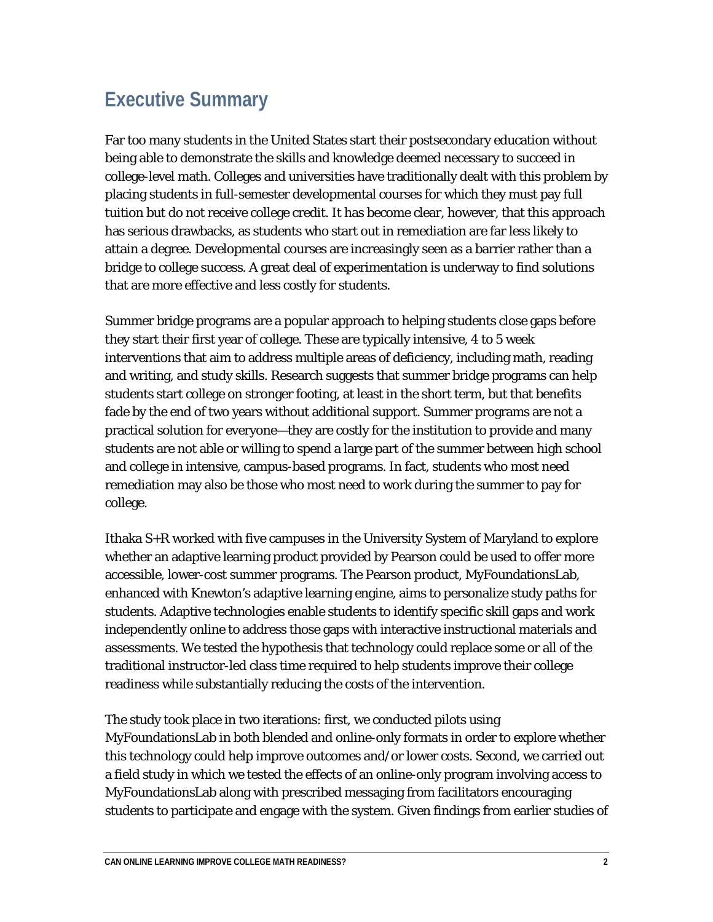## Executive Summary

Far too many students in the United States start their postsecondary education without being able to demonstrate the skills and knowledge deemed necessary to succeed in college-level math. Colleges and universities have traditionally dealt with this problem by placing students in full-semester developmental courses for which they must pay full tuition but do not receive college credit. It has become clear, however, that this approach has serious drawbacks, as students who start out in remediation are far less likely to attain a degree. Developmental courses are increasingly seen as a barrier rather than a bridge to college success. A great deal of experimentation is underway to find solutions that are more effective and less costly for students.

Summer bridge programs are a popular approach to helping students close gaps before they start their first year of college. These are typically intensive, 4 to 5 week interventions that aim to address multiple areas of deficiency, including math, reading and writing, and study skills. Research suggests that summer bridge programs can help students start college on stronger footing, at least in the short term, but that benefits fade by the end of two years without additional support. Summer programs are not a practical solution for everyone—they are costly for the institution to provide and many students are not able or willing to spend a large part of the summer between high school and college in intensive, campus-based programs. In fact, students who most need remediation may also be those who most need to work during the summer to pay for college.

Ithaka S+R worked with five campuses in the University System of Maryland to explore whether an adaptive learning product provided by Pearson could be used to offer more accessible, lower-cost summer programs. The Pearson product, MyFoundationsLab, enhanced with Knewton's adaptive learning engine, aims to personalize study paths for students. Adaptive technologies enable students to identify specific skill gaps and work independently online to address those gaps with interactive instructional materials and assessments. We tested the hypothesis that technology could replace some or all of the traditional instructor-led class time required to help students improve their college readiness while substantially reducing the costs of the intervention.

The study took place in two iterations: first, we conducted pilots using MyFoundationsLab in both blended and online-only formats in order to explore whether this technology could help improve outcomes and/or lower costs. Second, we carried out a field study in which we tested the effects of an online-only program involving access to MyFoundationsLab along with prescribed messaging from facilitators encouraging students to participate and engage with the system. Given findings from earlier studies of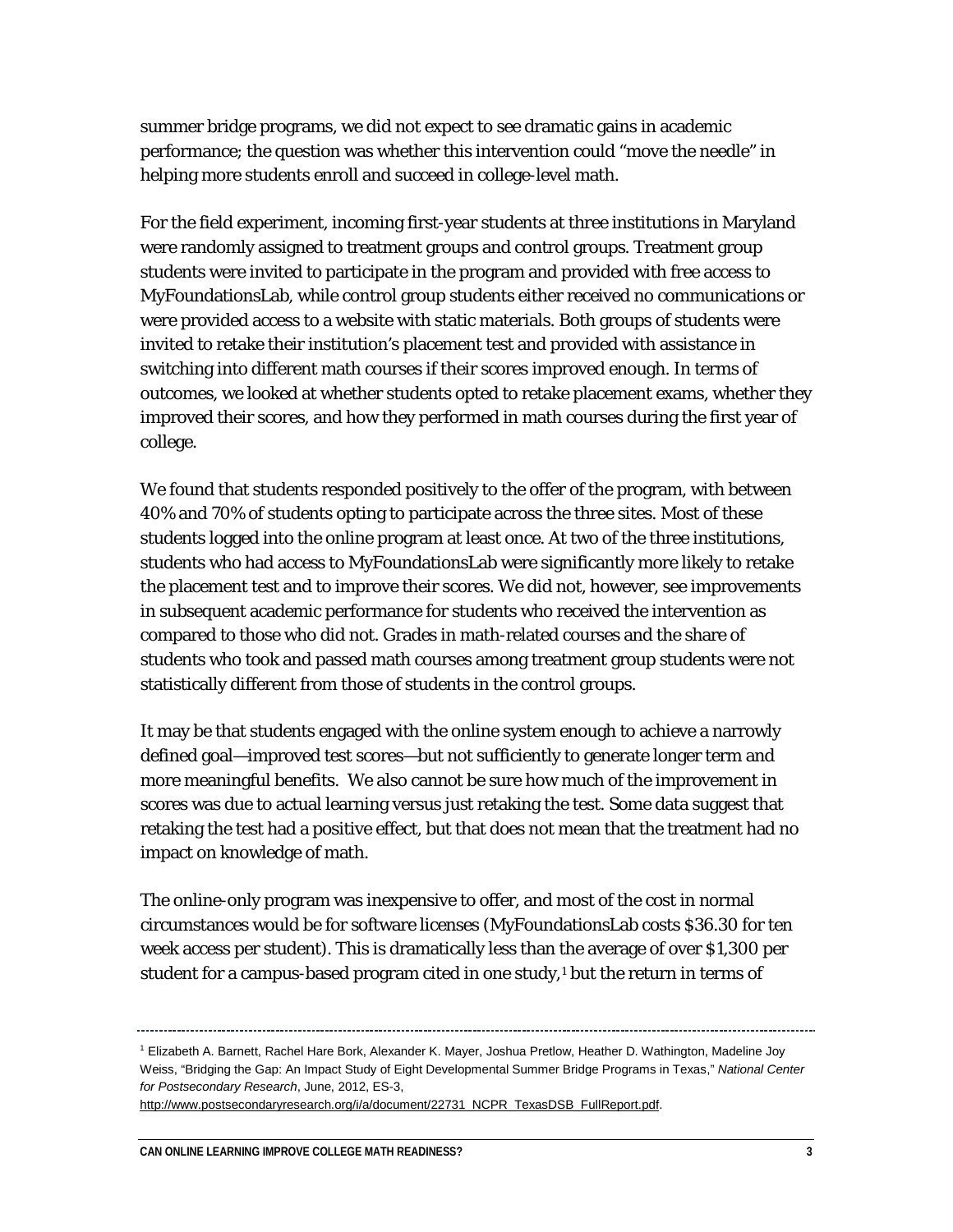summer bridge programs, we did not expect to see dramatic gains in academic performance; the question was whether this intervention could "move the needle" in helping more students enroll and succeed in college-level math.

For the field experiment, incoming first-year students at three institutions in Maryland were randomly assigned to treatment groups and control groups. Treatment group students were invited to participate in the program and provided with free access to MyFoundationsLab, while control group students either received no communications or were provided access to a website with static materials. Both groups of students were invited to retake their institution's placement test and provided with assistance in switching into different math courses if their scores improved enough. In terms of outcomes, we looked at whether students opted to retake placement exams, whether they improved their scores, and how they performed in math courses during the first year of college.

We found that students responded positively to the offer of the program, with between 40% and 70% of students opting to participate across the three sites. Most of these students logged into the online program at least once. At two of the three institutions, students who had access to MyFoundationsLab were significantly more likely to retake the placement test and to improve their scores. We did not, however, see improvements in subsequent academic performance for students who received the intervention as compared to those who did not. Grades in math-related courses and the share of students who took and passed math courses among treatment group students were not statistically different from those of students in the control groups.

It may be that students engaged with the online system enough to achieve a narrowly defined goal—improved test scores—but not sufficiently to generate longer term and more meaningful benefits. We also cannot be sure how much of the improvement in scores was due to actual learning versus just retaking the test. Some data suggest that retaking the test had a positive effect, but that does not mean that the treatment had no impact on knowledge of math.

The online-only program was inexpensive to offer, and most of the cost in normal circumstances would be for software licenses (MyFoundationsLab costs $36.30 for ten week access per student). This is dramatically less than the average of over $1,300 per student for a campus-based program cited in one study,[1] but the return in terms of

[1] Elizabeth A. Barnett, Rachel Hare Bork, Alexander K. Mayer, Joshua Pretlow, Heather D. Wathington, Madeline Joy Weiss, "Bridging the Gap: An Impact Study of Eight Developmental Summer Bridge Programs in Texas," *National Center for Postsecondary Research*, June, 2012, ES-3, http://www.postsecondaryresearch.org/i/a/document/22731_NCPR_TexasDSB_FullReport.pdf.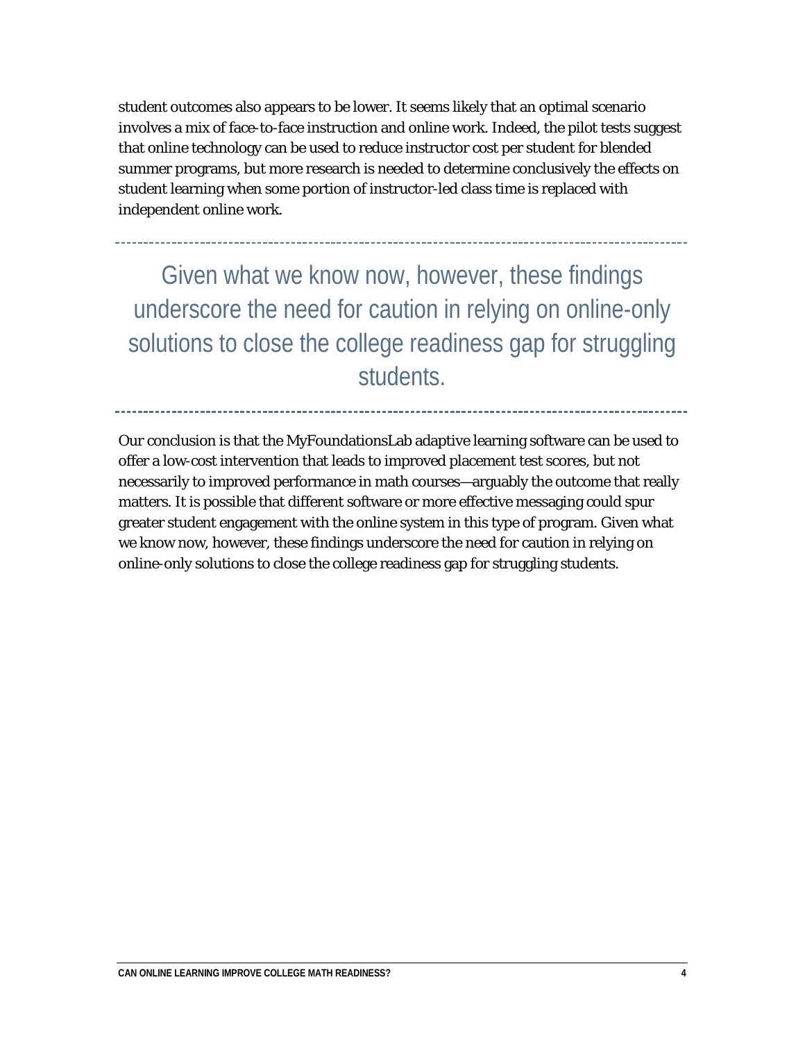student outcomes also appears to be lower. It seems likely that an optimal scenario involves a mix of face-to-face instruction and online work. Indeed, the pilot tests suggest that online technology can be used to reduce instructor cost per student for blended summer programs, but more research is needed to determine conclusively the effects on student learning when some portion of instructor-led class time is replaced with independent online work.

---

> Given what we know now, however, these findings underscore the need for caution in relying on online-only solutions to close the college readiness gap for struggling students.

---

Our conclusion is that the MyFoundationsLab adaptive learning software can be used to offer a low-cost intervention that leads to improved placement test scores, but not necessarily to improved performance in math courses—arguably the outcome that really matters. It is possible that different software or more effective messaging could spur greater student engagement with the online system in this type of program. Given what we know now, however, these findings underscore the need for caution in relying on online-only solutions to close the college readiness gap for struggling students.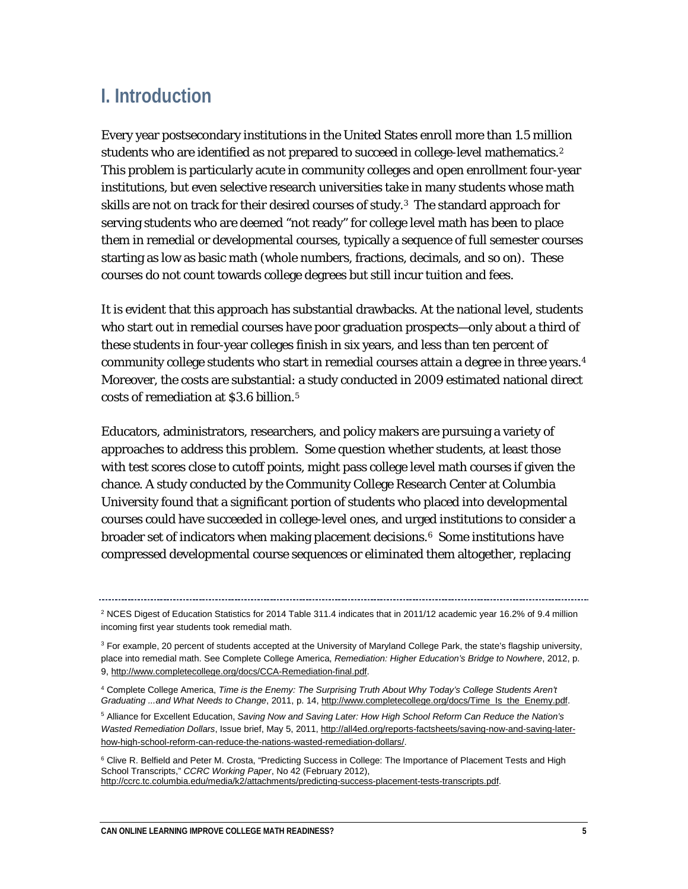# I. Introduction

Every year postsecondary institutions in the United States enroll more than 1.5 million students who are identified as not prepared to succeed in college-level mathematics.[2] This problem is particularly acute in community colleges and open enrollment four-year institutions, but even selective research universities take in many students whose math skills are not on track for their desired courses of study.[3] The standard approach for serving students who are deemed "not ready" for college level math has been to place them in remedial or developmental courses, typically a sequence of full semester courses starting as low as basic math (whole numbers, fractions, decimals, and so on). These courses do not count towards college degrees but still incur tuition and fees.

It is evident that this approach has substantial drawbacks. At the national level, students who start out in remedial courses have poor graduation prospects—only about a third of these students in four-year colleges finish in six years, and less than ten percent of community college students who start in remedial courses attain a degree in three years.[4] Moreover, the costs are substantial: a study conducted in 2009 estimated national direct costs of remediation at $3.6 billion.[5]

Educators, administrators, researchers, and policy makers are pursuing a variety of approaches to address this problem. Some question whether students, at least those with test scores close to cutoff points, might pass college level math courses if given the chance. A study conducted by the Community College Research Center at Columbia University found that a significant portion of students who placed into developmental courses could have succeeded in college-level ones, and urged institutions to consider a broader set of indicators when making placement decisions.[6] Some institutions have compressed developmental course sequences or eliminated them altogether, replacing

---

[2] NCES Digest of Education Statistics for 2014 Table 311.4 indicates that in 2011/12 academic year 16.2% of 9.4 million incoming first year students took remedial math.

[3] For example, 20 percent of students accepted at the University of Maryland College Park, the state's flagship university, place into remedial math. See Complete College America, *Remediation: Higher Education's Bridge to Nowhere*, 2012, p. 9, http://www.completecollege.org/docs/CCA-Remediation-final.pdf.

[4] Complete College America, *Time is the Enemy: The Surprising Truth About Why Today's College Students Aren't Graduating ...and What Needs to Change*, 2011, p. 14, http://www.completecollege.org/docs/Time_Is_the_Enemy.pdf.

[5] Alliance for Excellent Education, *Saving Now and Saving Later: How High School Reform Can Reduce the Nation's Wasted Remediation Dollars*, Issue brief, May 5, 2011, http://all4ed.org/reports-factsheets/saving-now-and-saving-later-how-high-school-reform-can-reduce-the-nations-wasted-remediation-dollars/.

[6] Clive R. Belfield and Peter M. Crosta, "Predicting Success in College: The Importance of Placement Tests and High School Transcripts," *CCRC Working Paper*, No 42 (February 2012), http://ccrc.tc.columbia.edu/media/k2/attachments/predicting-success-placement-tests-transcripts.pdf.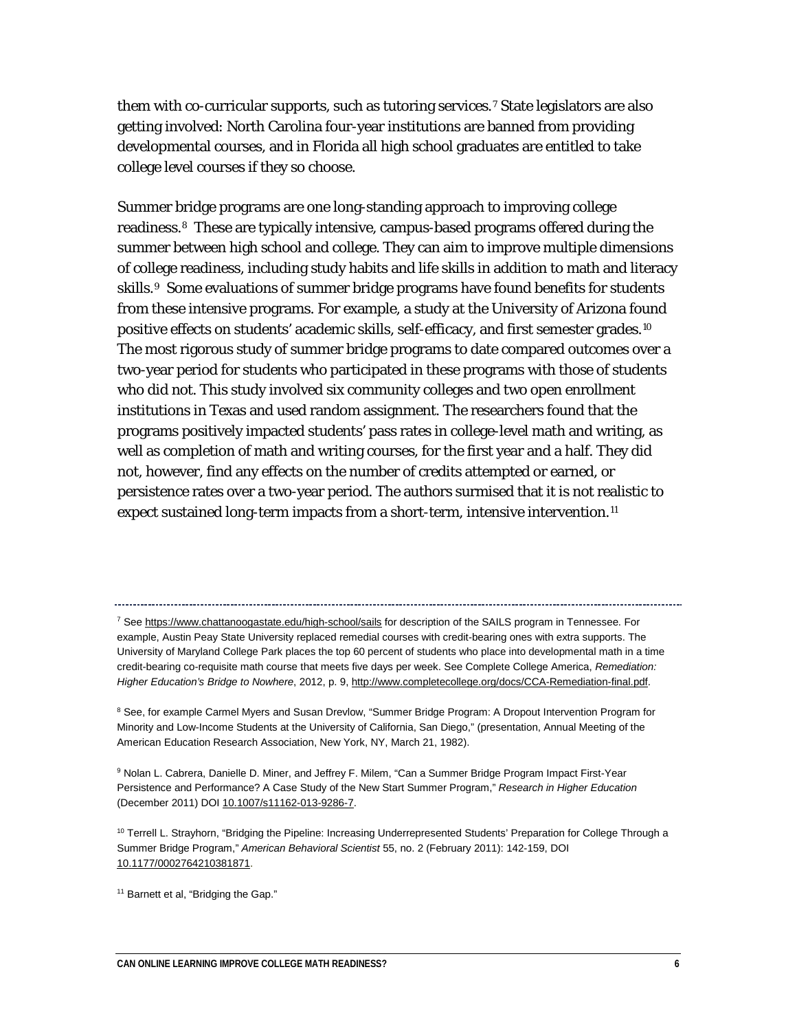them with co-curricular supports, such as tutoring services.[7] State legislators are also getting involved: North Carolina four-year institutions are banned from providing developmental courses, and in Florida all high school graduates are entitled to take college level courses if they so choose.

Summer bridge programs are one long-standing approach to improving college readiness.[8] These are typically intensive, campus-based programs offered during the summer between high school and college. They can aim to improve multiple dimensions of college readiness, including study habits and life skills in addition to math and literacy skills.[9] Some evaluations of summer bridge programs have found benefits for students from these intensive programs. For example, a study at the University of Arizona found positive effects on students' academic skills, self-efficacy, and first semester grades.[10] The most rigorous study of summer bridge programs to date compared outcomes over a two-year period for students who participated in these programs with those of students who did not. This study involved six community colleges and two open enrollment institutions in Texas and used random assignment. The researchers found that the programs positively impacted students' pass rates in college-level math and writing, as well as completion of math and writing courses, for the first year and a half. They did not, however, find any effects on the number of credits attempted or earned, or persistence rates over a two-year period. The authors surmised that it is not realistic to expect sustained long-term impacts from a short-term, intensive intervention.[11]

---

[7] See https://www.chattanoogastate.edu/high-school/sails for description of the SAILS program in Tennessee. For example, Austin Peay State University replaced remedial courses with credit-bearing ones with extra supports. The University of Maryland College Park places the top 60 percent of students who place into developmental math in a time credit-bearing co-requisite math course that meets five days per week. See Complete College America, *Remediation: Higher Education's Bridge to Nowhere*, 2012, p. 9, http://www.completecollege.org/docs/CCA-Remediation-final.pdf.

[8] See, for example Carmel Myers and Susan Drevlow, "Summer Bridge Program: A Dropout Intervention Program for Minority and Low-Income Students at the University of California, San Diego," (presentation, Annual Meeting of the American Education Research Association, New York, NY, March 21, 1982).

[9] Nolan L. Cabrera, Danielle D. Miner, and Jeffrey F. Milem, "Can a Summer Bridge Program Impact First-Year Persistence and Performance? A Case Study of the New Start Summer Program," *Research in Higher Education* (December 2011) DOI 10.1007/s11162-013-9286-7.

[10] Terrell L. Strayhorn, "Bridging the Pipeline: Increasing Underrepresented Students' Preparation for College Through a Summer Bridge Program," *American Behavioral Scientist* 55, no. 2 (February 2011): 142-159, DOI 10.1177/0002764210381871.

[11] Barnett et al, "Bridging the Gap."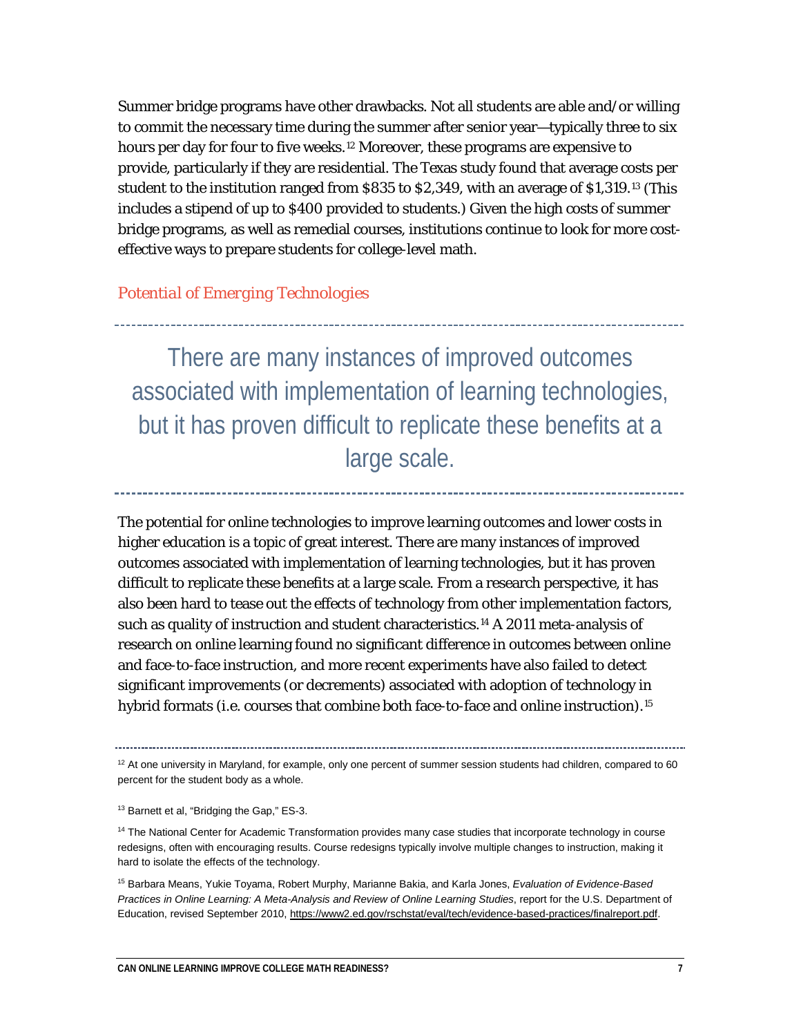Summer bridge programs have other drawbacks. Not all students are able and/or willing to commit the necessary time during the summer after senior year—typically three to six hours per day for four to five weeks.[12] Moreover, these programs are expensive to provide, particularly if they are residential. The Texas study found that average costs per student to the institution ranged from $835 to $2,349, with an average of $1,319.[13] (This includes a stipend of up to $400 provided to students.) Given the high costs of summer bridge programs, as well as remedial courses, institutions continue to look for more cost-effective ways to prepare students for college-level math.

### *Potential of Emerging Technologies*

> There are many instances of improved outcomes associated with implementation of learning technologies, but it has proven difficult to replicate these benefits at a large scale.

The potential for online technologies to improve learning outcomes and lower costs in higher education is a topic of great interest. There are many instances of improved outcomes associated with implementation of learning technologies, but it has proven difficult to replicate these benefits at a large scale. From a research perspective, it has also been hard to tease out the effects of technology from other implementation factors, such as quality of instruction and student characteristics.[14] A 2011 meta-analysis of research on online learning found no significant difference in outcomes between online and face-to-face instruction, and more recent experiments have also failed to detect significant improvements (or decrements) associated with adoption of technology in hybrid formats (i.e. courses that combine both face-to-face and online instruction).[15]

---

[12] At one university in Maryland, for example, only one percent of summer session students had children, compared to 60 percent for the student body as a whole.

[13] Barnett et al, "Bridging the Gap," ES-3.

[14] The National Center for Academic Transformation provides many case studies that incorporate technology in course redesigns, often with encouraging results. Course redesigns typically involve multiple changes to instruction, making it hard to isolate the effects of the technology.

[15] Barbara Means, Yukie Toyama, Robert Murphy, Marianne Bakia, and Karla Jones, *Evaluation of Evidence-Based Practices in Online Learning: A Meta-Analysis and Review of Online Learning Studies*, report for the U.S. Department of Education, revised September 2010, https://www2.ed.gov/rschstat/eval/tech/evidence-based-practices/finalreport.pdf.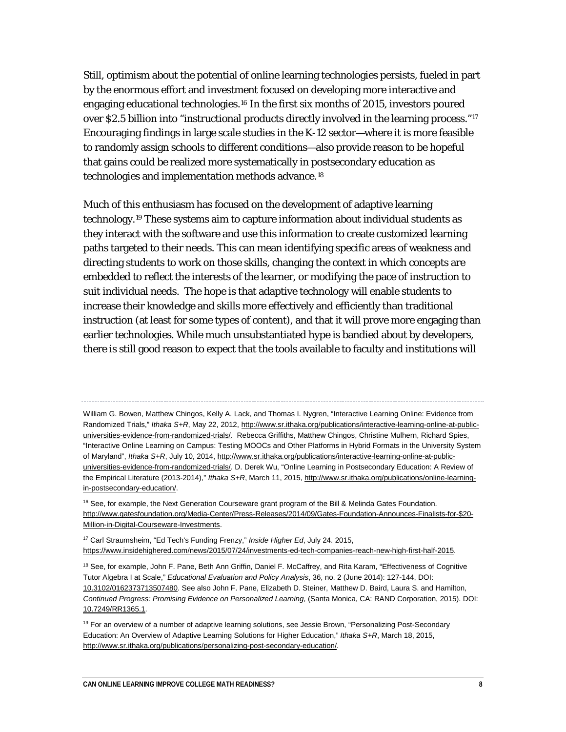Still, optimism about the potential of online learning technologies persists, fueled in part by the enormous effort and investment focused on developing more interactive and engaging educational technologies.[16] In the first six months of 2015, investors poured over $2.5 billion into "instructional products directly involved in the learning process."[17] Encouraging findings in large scale studies in the K-12 sector—where it is more feasible to randomly assign schools to different conditions—also provide reason to be hopeful that gains could be realized more systematically in postsecondary education as technologies and implementation methods advance.[18]

Much of this enthusiasm has focused on the development of adaptive learning technology.[19] These systems aim to capture information about individual students as they interact with the software and use this information to create customized learning paths targeted to their needs. This can mean identifying specific areas of weakness and directing students to work on those skills, changing the context in which concepts are embedded to reflect the interests of the learner, or modifying the pace of instruction to suit individual needs. The hope is that adaptive technology will enable students to increase their knowledge and skills more effectively and efficiently than traditional instruction (at least for some types of content), and that it will prove more engaging than earlier technologies. While much unsubstantiated hype is bandied about by developers, there is still good reason to expect that the tools available to faculty and institutions will

---

William G. Bowen, Matthew Chingos, Kelly A. Lack, and Thomas I. Nygren, "Interactive Learning Online: Evidence from Randomized Trials," *Ithaka S+R*, May 22, 2012, http://www.sr.ithaka.org/publications/interactive-learning-online-at-public-universities-evidence-from-randomized-trials/. Rebecca Griffiths, Matthew Chingos, Christine Mulhern, Richard Spies, "Interactive Online Learning on Campus: Testing MOOCs and Other Platforms in Hybrid Formats in the University System of Maryland", *Ithaka S+R*, July 10, 2014, http://www.sr.ithaka.org/publications/interactive-learning-online-at-public-universities-evidence-from-randomized-trials/. D. Derek Wu, "Online Learning in Postsecondary Education: A Review of the Empirical Literature (2013-2014)," *Ithaka S+R*, March 11, 2015, http://www.sr.ithaka.org/publications/online-learning-in-postsecondary-education/.

[16] See, for example, the Next Generation Courseware grant program of the Bill & Melinda Gates Foundation. http://www.gatesfoundation.org/Media-Center/Press-Releases/2014/09/Gates-Foundation-Announces-Finalists-for-$20-Million-in-Digital-Courseware-Investments.

[17] Carl Straumsheim, "Ed Tech's Funding Frenzy," *Inside Higher Ed*, July 24. 2015, https://www.insidehighered.com/news/2015/07/24/investments-ed-tech-companies-reach-new-high-first-half-2015.

[18] See, for example, John F. Pane, Beth Ann Griffin, Daniel F. McCaffrey, and Rita Karam, "Effectiveness of Cognitive Tutor Algebra I at Scale," *Educational Evaluation and Policy Analysis*, 36, no. 2 (June 2014): 127-144, DOI: 10.3102/0162373713507480. See also John F. Pane, Elizabeth D. Steiner, Matthew D. Baird, Laura S. and Hamilton, *Continued Progress: Promising Evidence on Personalized Learning*, (Santa Monica, CA: RAND Corporation, 2015). DOI: 10.7249/RR1365.1.

[19] For an overview of a number of adaptive learning solutions, see Jessie Brown, "Personalizing Post-Secondary Education: An Overview of Adaptive Learning Solutions for Higher Education," *Ithaka S+R*, March 18, 2015, http://www.sr.ithaka.org/publications/personalizing-post-secondary-education/.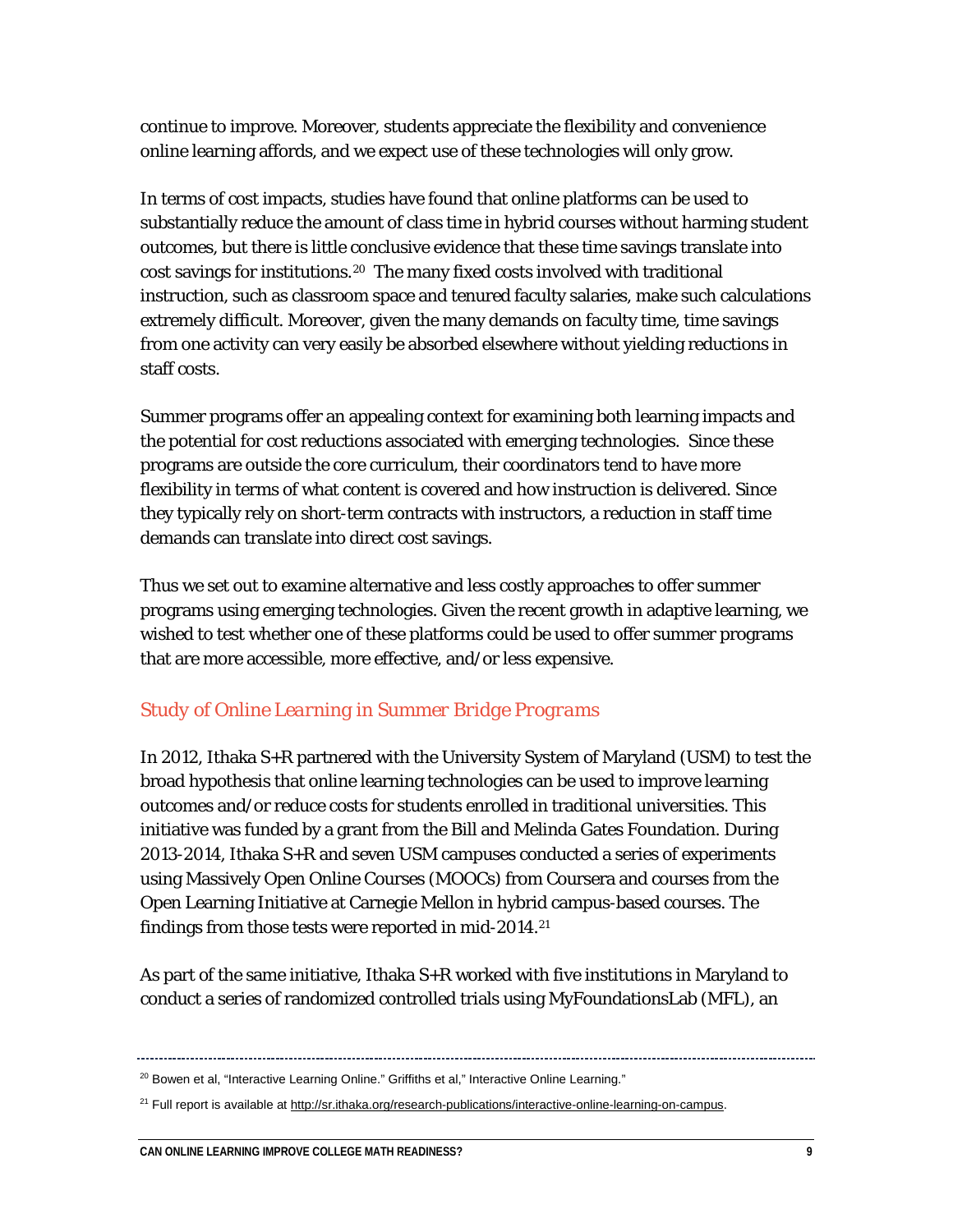continue to improve. Moreover, students appreciate the flexibility and convenience online learning affords, and we expect use of these technologies will only grow.

In terms of cost impacts, studies have found that online platforms can be used to substantially reduce the amount of class time in hybrid courses without harming student outcomes, but there is little conclusive evidence that these time savings translate into cost savings for institutions.[20] The many fixed costs involved with traditional instruction, such as classroom space and tenured faculty salaries, make such calculations extremely difficult. Moreover, given the many demands on faculty time, time savings from one activity can very easily be absorbed elsewhere without yielding reductions in staff costs.

Summer programs offer an appealing context for examining both learning impacts and the potential for cost reductions associated with emerging technologies. Since these programs are outside the core curriculum, their coordinators tend to have more flexibility in terms of what content is covered and how instruction is delivered. Since they typically rely on short-term contracts with instructors, a reduction in staff time demands can translate into direct cost savings.

Thus we set out to examine alternative and less costly approaches to offer summer programs using emerging technologies. Given the recent growth in adaptive learning, we wished to test whether one of these platforms could be used to offer summer programs that are more accessible, more effective, and/or less expensive.

## *Study of Online Learning in Summer Bridge Programs*

In 2012, Ithaka S+R partnered with the University System of Maryland (USM) to test the broad hypothesis that online learning technologies can be used to improve learning outcomes and/or reduce costs for students enrolled in traditional universities. This initiative was funded by a grant from the Bill and Melinda Gates Foundation. During 2013-2014, Ithaka S+R and seven USM campuses conducted a series of experiments using Massively Open Online Courses (MOOCs) from Coursera and courses from the Open Learning Initiative at Carnegie Mellon in hybrid campus-based courses. The findings from those tests were reported in mid-2014.[21]

As part of the same initiative, Ithaka S+R worked with five institutions in Maryland to conduct a series of randomized controlled trials using MyFoundationsLab (MFL), an

---

[20] Bowen et al, "Interactive Learning Online." Griffiths et al," Interactive Online Learning."

[21] Full report is available at http://sr.ithaka.org/research-publications/interactive-online-learning-on-campus.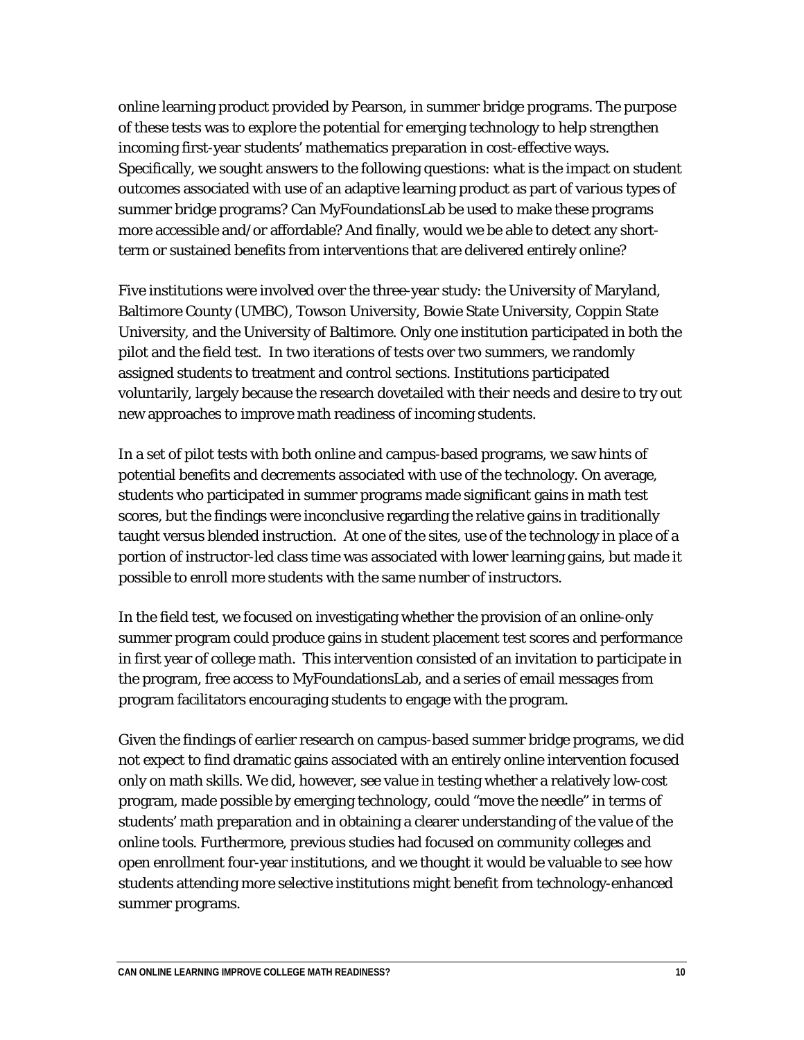online learning product provided by Pearson, in summer bridge programs. The purpose of these tests was to explore the potential for emerging technology to help strengthen incoming first-year students' mathematics preparation in cost-effective ways. Specifically, we sought answers to the following questions: what is the impact on student outcomes associated with use of an adaptive learning product as part of various types of summer bridge programs? Can MyFoundationsLab be used to make these programs more accessible and/or affordable? And finally, would we be able to detect any short-term or sustained benefits from interventions that are delivered entirely online?

Five institutions were involved over the three-year study: the University of Maryland, Baltimore County (UMBC), Towson University, Bowie State University, Coppin State University, and the University of Baltimore. Only one institution participated in both the pilot and the field test. In two iterations of tests over two summers, we randomly assigned students to treatment and control sections. Institutions participated voluntarily, largely because the research dovetailed with their needs and desire to try out new approaches to improve math readiness of incoming students.

In a set of pilot tests with both online and campus-based programs, we saw hints of potential benefits and decrements associated with use of the technology. On average, students who participated in summer programs made significant gains in math test scores, but the findings were inconclusive regarding the relative gains in traditionally taught versus blended instruction. At one of the sites, use of the technology in place of a portion of instructor-led class time was associated with lower learning gains, but made it possible to enroll more students with the same number of instructors.

In the field test, we focused on investigating whether the provision of an online-only summer program could produce gains in student placement test scores and performance in first year of college math. This intervention consisted of an invitation to participate in the program, free access to MyFoundationsLab, and a series of email messages from program facilitators encouraging students to engage with the program.

Given the findings of earlier research on campus-based summer bridge programs, we did not expect to find dramatic gains associated with an entirely online intervention focused only on math skills. We did, however, see value in testing whether a relatively low-cost program, made possible by emerging technology, could "move the needle" in terms of students' math preparation and in obtaining a clearer understanding of the value of the online tools. Furthermore, previous studies had focused on community colleges and open enrollment four-year institutions, and we thought it would be valuable to see how students attending more selective institutions might benefit from technology-enhanced summer programs.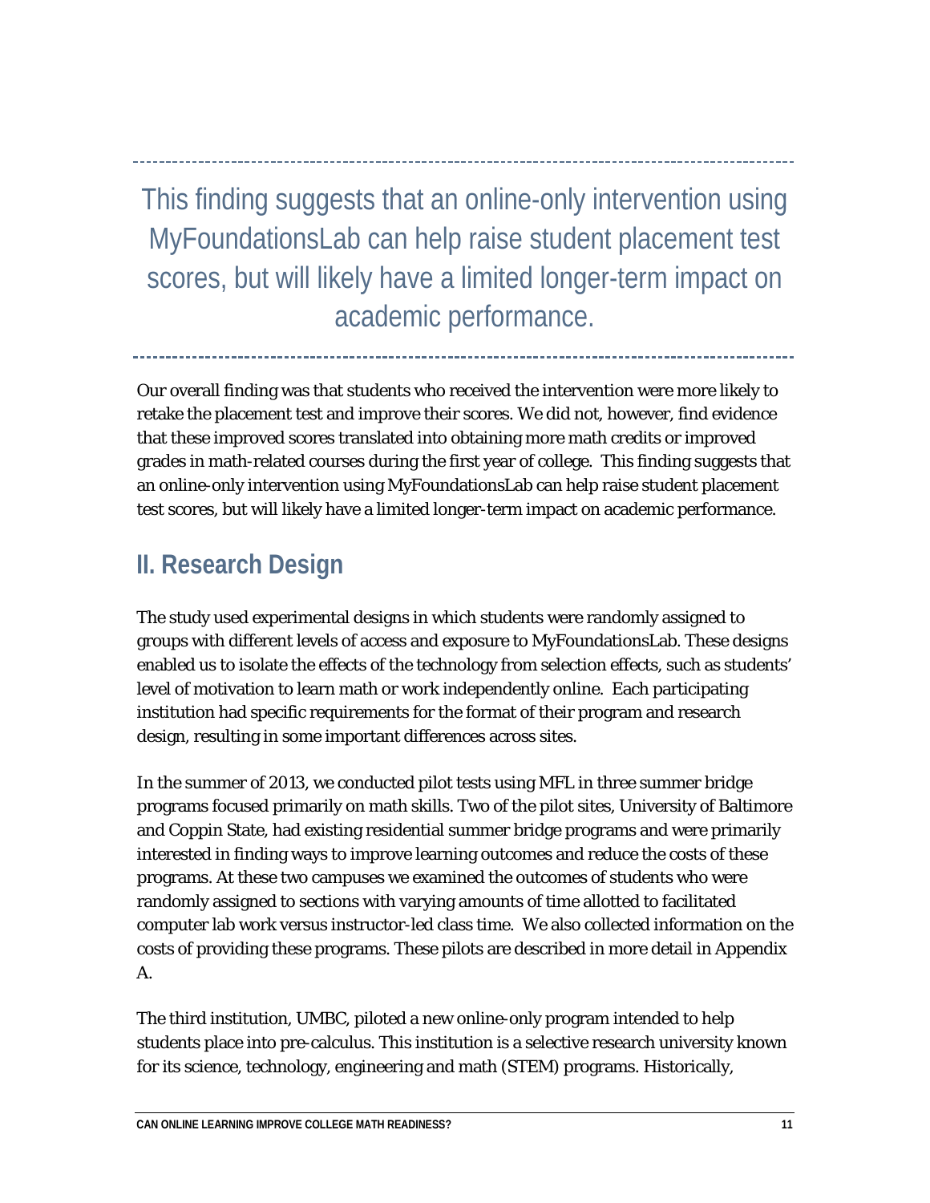This finding suggests that an online-only intervention using MyFoundationsLab can help raise student placement test scores, but will likely have a limited longer-term impact on academic performance.

---

Our overall finding was that students who received the intervention were more likely to retake the placement test and improve their scores. We did not, however, find evidence that these improved scores translated into obtaining more math credits or improved grades in math-related courses during the first year of college. This finding suggests that an online-only intervention using MyFoundationsLab can help raise student placement test scores, but will likely have a limited longer-term impact on academic performance.

## II. Research Design

The study used experimental designs in which students were randomly assigned to groups with different levels of access and exposure to MyFoundationsLab. These designs enabled us to isolate the effects of the technology from selection effects, such as students' level of motivation to learn math or work independently online. Each participating institution had specific requirements for the format of their program and research design, resulting in some important differences across sites.

In the summer of 2013, we conducted pilot tests using MFL in three summer bridge programs focused primarily on math skills. Two of the pilot sites, University of Baltimore and Coppin State, had existing residential summer bridge programs and were primarily interested in finding ways to improve learning outcomes and reduce the costs of these programs. At these two campuses we examined the outcomes of students who were randomly assigned to sections with varying amounts of time allotted to facilitated computer lab work versus instructor-led class time. We also collected information on the costs of providing these programs. These pilots are described in more detail in Appendix A.

The third institution, UMBC, piloted a new online-only program intended to help students place into pre-calculus. This institution is a selective research university known for its science, technology, engineering and math (STEM) programs. Historically,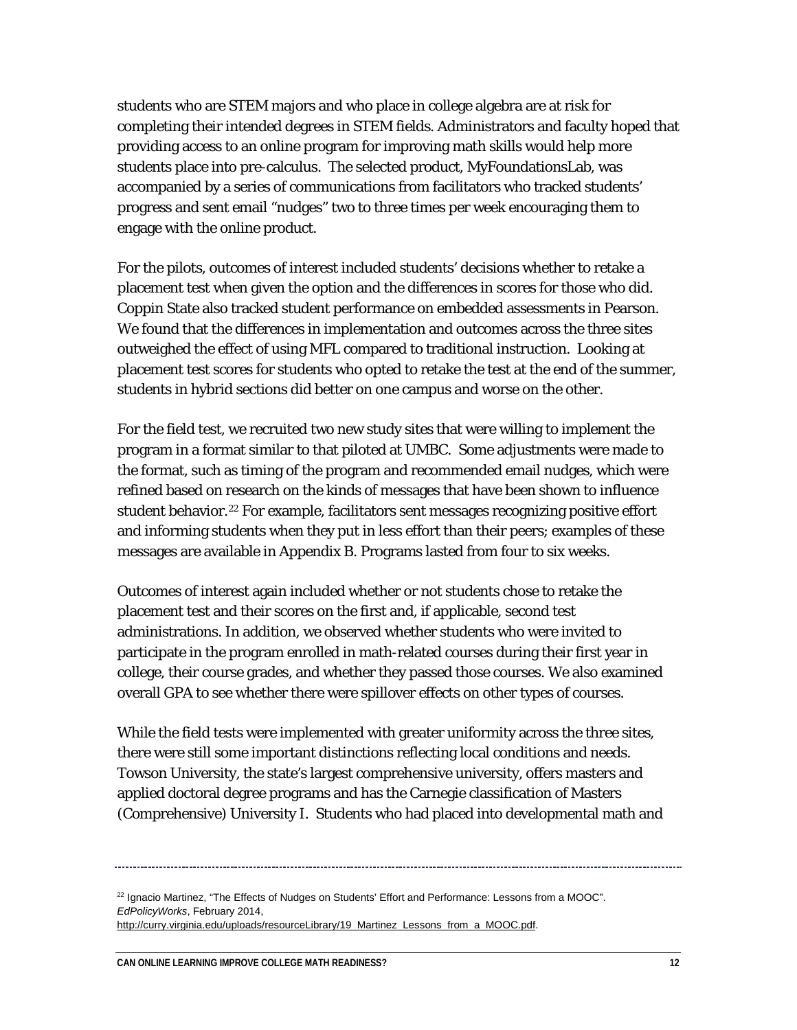students who are STEM majors and who place in college algebra are at risk for completing their intended degrees in STEM fields. Administrators and faculty hoped that providing access to an online program for improving math skills would help more students place into pre-calculus. The selected product, MyFoundationsLab, was accompanied by a series of communications from facilitators who tracked students' progress and sent email "nudges" two to three times per week encouraging them to engage with the online product.

For the pilots, outcomes of interest included students' decisions whether to retake a placement test when given the option and the differences in scores for those who did. Coppin State also tracked student performance on embedded assessments in Pearson. We found that the differences in implementation and outcomes across the three sites outweighed the effect of using MFL compared to traditional instruction. Looking at placement test scores for students who opted to retake the test at the end of the summer, students in hybrid sections did better on one campus and worse on the other.

For the field test, we recruited two new study sites that were willing to implement the program in a format similar to that piloted at UMBC. Some adjustments were made to the format, such as timing of the program and recommended email nudges, which were refined based on research on the kinds of messages that have been shown to influence student behavior.[22] For example, facilitators sent messages recognizing positive effort and informing students when they put in less effort than their peers; examples of these messages are available in Appendix B. Programs lasted from four to six weeks.

Outcomes of interest again included whether or not students chose to retake the placement test and their scores on the first and, if applicable, second test administrations. In addition, we observed whether students who were invited to participate in the program enrolled in math-related courses during their first year in college, their course grades, and whether they passed those courses. We also examined overall GPA to see whether there were spillover effects on other types of courses.

While the field tests were implemented with greater uniformity across the three sites, there were still some important distinctions reflecting local conditions and needs. Towson University, the state's largest comprehensive university, offers masters and applied doctoral degree programs and has the Carnegie classification of Masters (Comprehensive) University I. Students who had placed into developmental math and

---

[22] Ignacio Martinez, "The Effects of Nudges on Students' Effort and Performance: Lessons from a MOOC". *EdPolicyWorks*, February 2014, http://curry.virginia.edu/uploads/resourceLibrary/19_Martinez_Lessons_from_a_MOOC.pdf.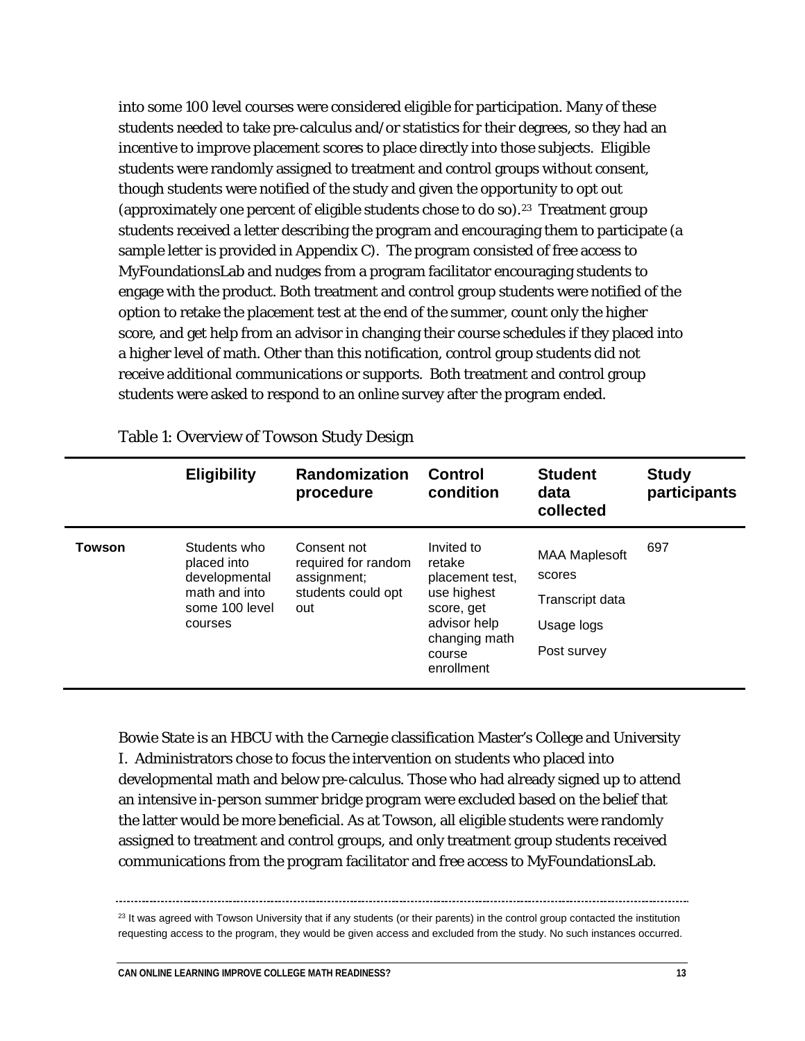into some 100 level courses were considered eligible for participation. Many of these students needed to take pre-calculus and/or statistics for their degrees, so they had an incentive to improve placement scores to place directly into those subjects. Eligible students were randomly assigned to treatment and control groups without consent, though students were notified of the study and given the opportunity to opt out (approximately one percent of eligible students chose to do so).[23] Treatment group students received a letter describing the program and encouraging them to participate (a sample letter is provided in Appendix C). The program consisted of free access to MyFoundationsLab and nudges from a program facilitator encouraging students to engage with the product. Both treatment and control group students were notified of the option to retake the placement test at the end of the summer, count only the higher score, and get help from an advisor in changing their course schedules if they placed into a higher level of math. Other than this notification, control group students did not receive additional communications or supports. Both treatment and control group students were asked to respond to an online survey after the program ended.

Table 1: Overview of Towson Study Design

| | Eligibility | Randomization procedure | Control condition | Student data collected | Study participants |
|---|---|---|---|---|---|
| **Towson** | Students who placed into developmental math and into some 100 level courses | Consent not required for random assignment; students could opt out | Invited to retake placement test, use highest score, get advisor help changing math course enrollment | MAA Maplesoft scores<br>Transcript data<br>Usage logs<br>Post survey | 697 |

Bowie State is an HBCU with the Carnegie classification Master's College and University I. Administrators chose to focus the intervention on students who placed into developmental math and below pre-calculus. Those who had already signed up to attend an intensive in-person summer bridge program were excluded based on the belief that the latter would be more beneficial. As at Towson, all eligible students were randomly assigned to treatment and control groups, and only treatment group students received communications from the program facilitator and free access to MyFoundationsLab.

[23] It was agreed with Towson University that if any students (or their parents) in the control group contacted the institution requesting access to the program, they would be given access and excluded from the study. No such instances occurred.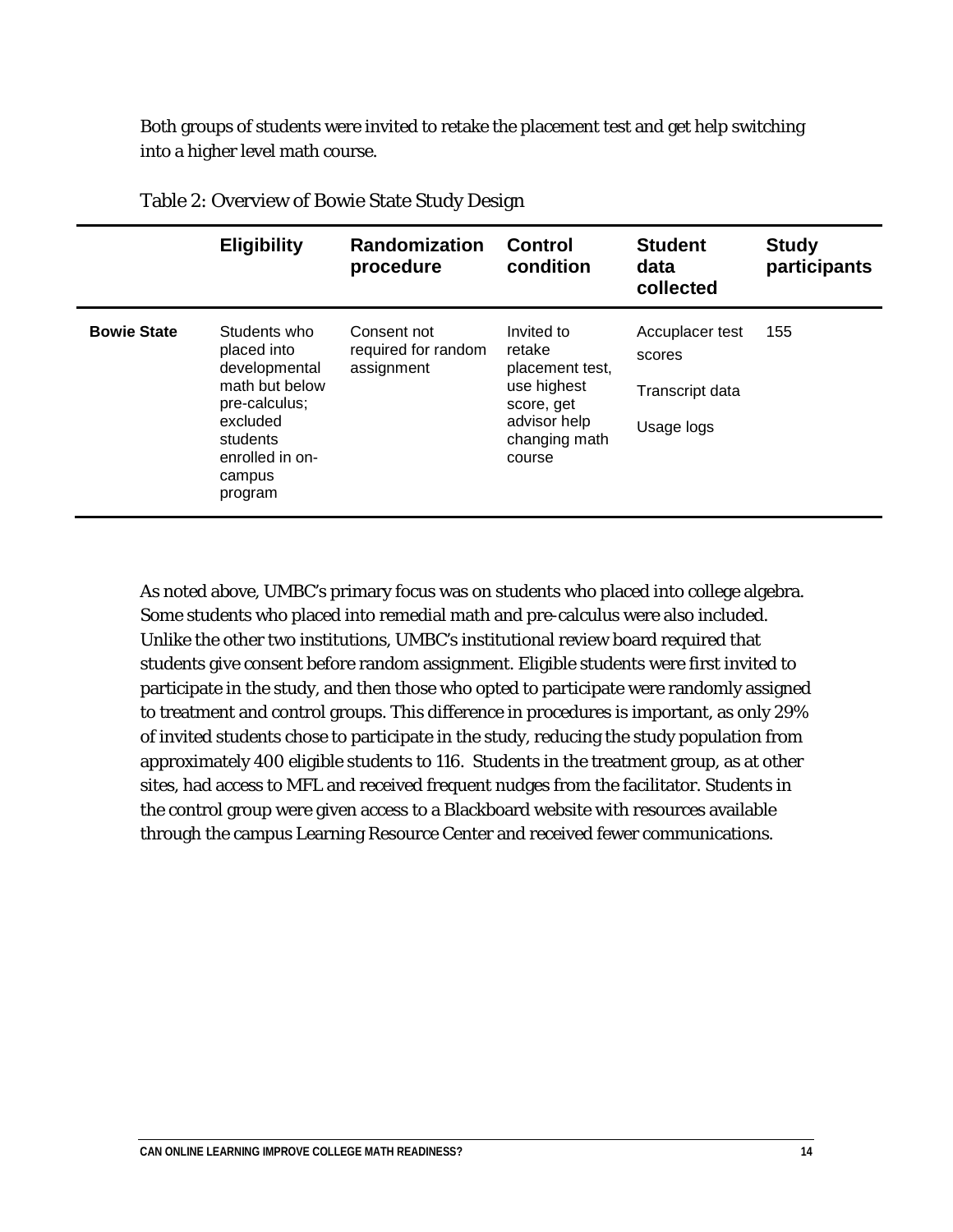Both groups of students were invited to retake the placement test and get help switching into a higher level math course.

Table 2: Overview of Bowie State Study Design

| | Eligibility | Randomization procedure | Control condition | Student data collected | Study participants |
|---|---|---|---|---|---|
| **Bowie State** | Students who placed into developmental math but below pre-calculus; excluded students enrolled in on-campus program | Consent not required for random assignment | Invited to retake placement test, use highest score, get advisor help changing math course | Accuplacer test scores<br><br>Transcript data<br><br>Usage logs | 155 |

As noted above, UMBC's primary focus was on students who placed into college algebra. Some students who placed into remedial math and pre-calculus were also included. Unlike the other two institutions, UMBC's institutional review board required that students give consent before random assignment. Eligible students were first invited to participate in the study, and then those who opted to participate were randomly assigned to treatment and control groups. This difference in procedures is important, as only 29% of invited students chose to participate in the study, reducing the study population from approximately 400 eligible students to 116. Students in the treatment group, as at other sites, had access to MFL and received frequent nudges from the facilitator. Students in the control group were given access to a Blackboard website with resources available through the campus Learning Resource Center and received fewer communications.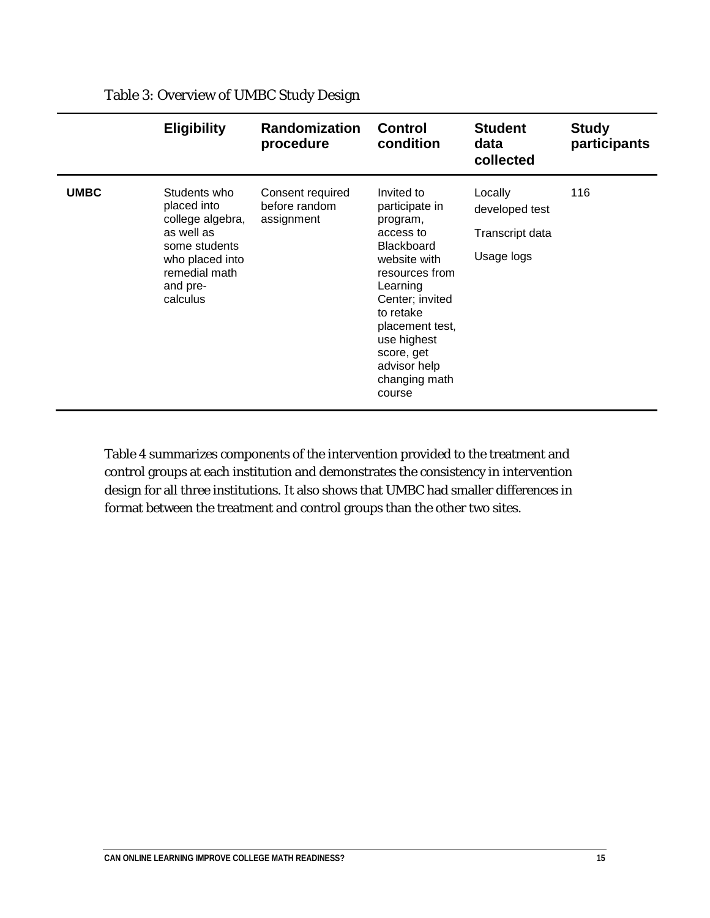Table 3: Overview of UMBC Study Design

| | Eligibility | Randomization procedure | Control condition | Student data collected | Study participants |
|---|---|---|---|---|---|
| **UMBC** | Students who placed into college algebra, as well as some students who placed into remedial math and pre-calculus | Consent required before random assignment | Invited to participate in program, access to Blackboard website with resources from Learning Center; invited to retake placement test, use highest score, get advisor help changing math course | Locally developed test<br><br>Transcript data<br><br>Usage logs | 116 |

Table 4 summarizes components of the intervention provided to the treatment and control groups at each institution and demonstrates the consistency in intervention design for all three institutions. It also shows that UMBC had smaller differences in format between the treatment and control groups than the other two sites.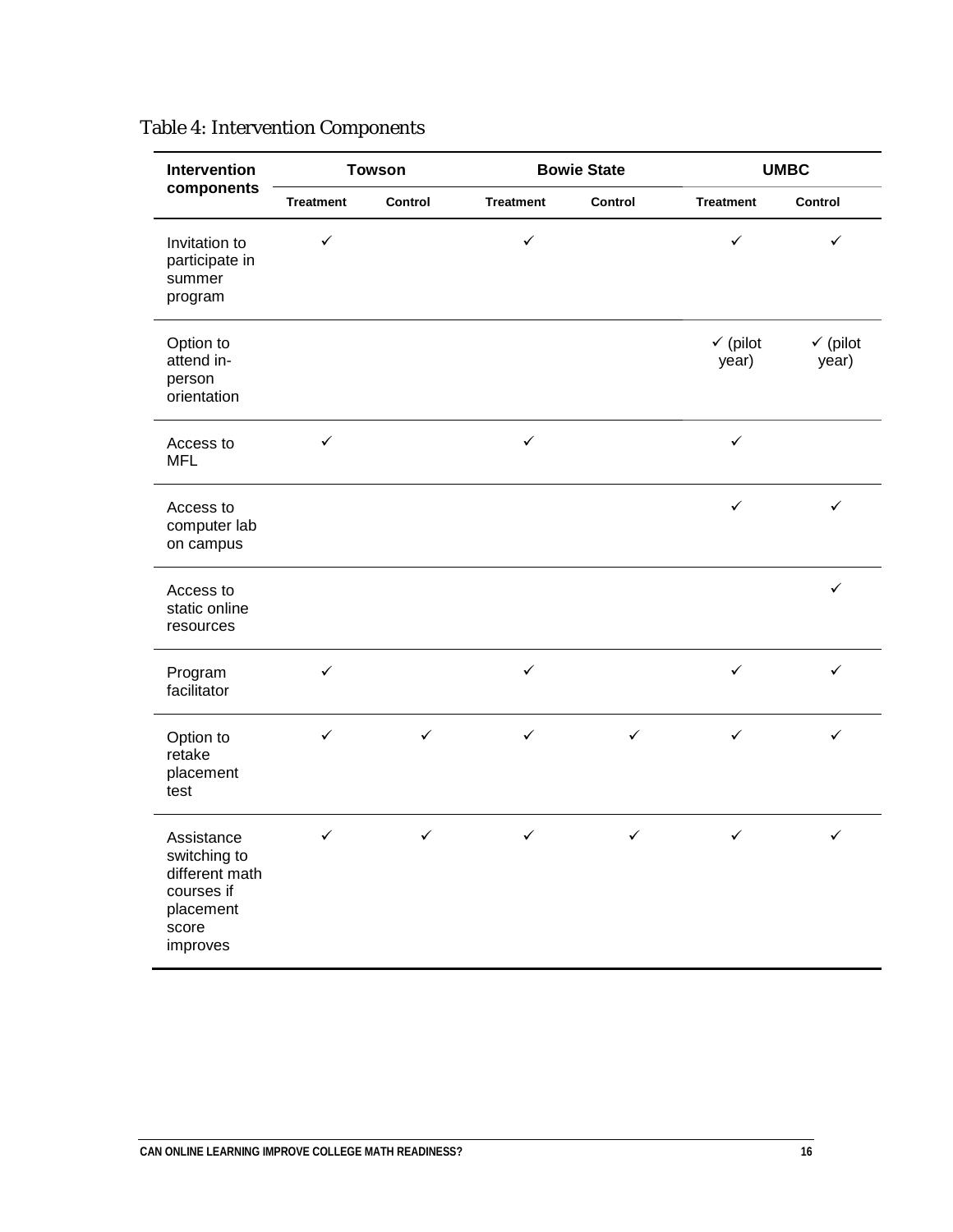Table 4: Intervention Components

| Intervention components | Towson | | Bowie State | | UMBC | |
|---|---|---|---|---|---|---|
| | Treatment | Control | Treatment | Control | Treatment | Control |
| Invitation to participate in summer program | ✓ | | ✓ | | ✓ | ✓ |
| Option to attend in-person orientation | | | | | ✓ (pilot year) | ✓ (pilot year) |
| Access to MFL | ✓ | | ✓ | | ✓ | |
| Access to computer lab on campus | | | | | ✓ | ✓ |
| Access to static online resources | | | | | | ✓ |
| Program facilitator | ✓ | | ✓ | | ✓ | ✓ |
| Option to retake placement test | ✓ | ✓ | ✓ | ✓ | ✓ | ✓ |
| Assistance switching to different math courses if placement score improves | ✓ | ✓ | ✓ | ✓ | ✓ | ✓ |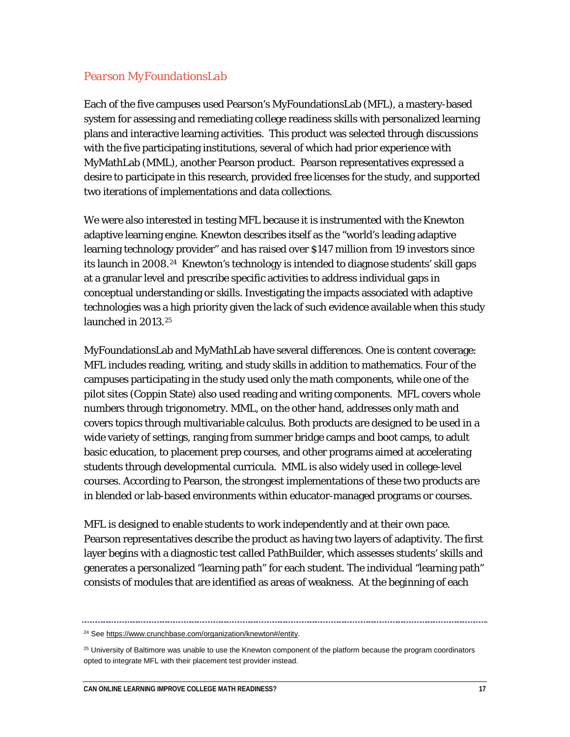### *Pearson MyFoundationsLab*

Each of the five campuses used Pearson's MyFoundationsLab (MFL), a mastery-based system for assessing and remediating college readiness skills with personalized learning plans and interactive learning activities. This product was selected through discussions with the five participating institutions, several of which had prior experience with MyMathLab (MML), another Pearson product. Pearson representatives expressed a desire to participate in this research, provided free licenses for the study, and supported two iterations of implementations and data collections.

We were also interested in testing MFL because it is instrumented with the Knewton adaptive learning engine. Knewton describes itself as the "world's leading adaptive learning technology provider" and has raised over $147 million from 19 investors since its launch in 2008.[24] Knewton's technology is intended to diagnose students' skill gaps at a granular level and prescribe specific activities to address individual gaps in conceptual understanding or skills. Investigating the impacts associated with adaptive technologies was a high priority given the lack of such evidence available when this study launched in 2013.[25]

MyFoundationsLab and MyMathLab have several differences. One is content coverage: MFL includes reading, writing, and study skills in addition to mathematics. Four of the campuses participating in the study used only the math components, while one of the pilot sites (Coppin State) also used reading and writing components. MFL covers whole numbers through trigonometry. MML, on the other hand, addresses only math and covers topics through multivariable calculus. Both products are designed to be used in a wide variety of settings, ranging from summer bridge camps and boot camps, to adult basic education, to placement prep courses, and other programs aimed at accelerating students through developmental curricula. MML is also widely used in college-level courses. According to Pearson, the strongest implementations of these two products are in blended or lab-based environments within educator-managed programs or courses.

MFL is designed to enable students to work independently and at their own pace. Pearson representatives describe the product as having two layers of adaptivity. The first layer begins with a diagnostic test called PathBuilder, which assesses students' skills and generates a personalized "learning path" for each student. The individual "learning path" consists of modules that are identified as areas of weakness. At the beginning of each

---

[24] See https://www.crunchbase.com/organization/knewton#/entity.

[25] University of Baltimore was unable to use the Knewton component of the platform because the program coordinators opted to integrate MFL with their placement test provider instead.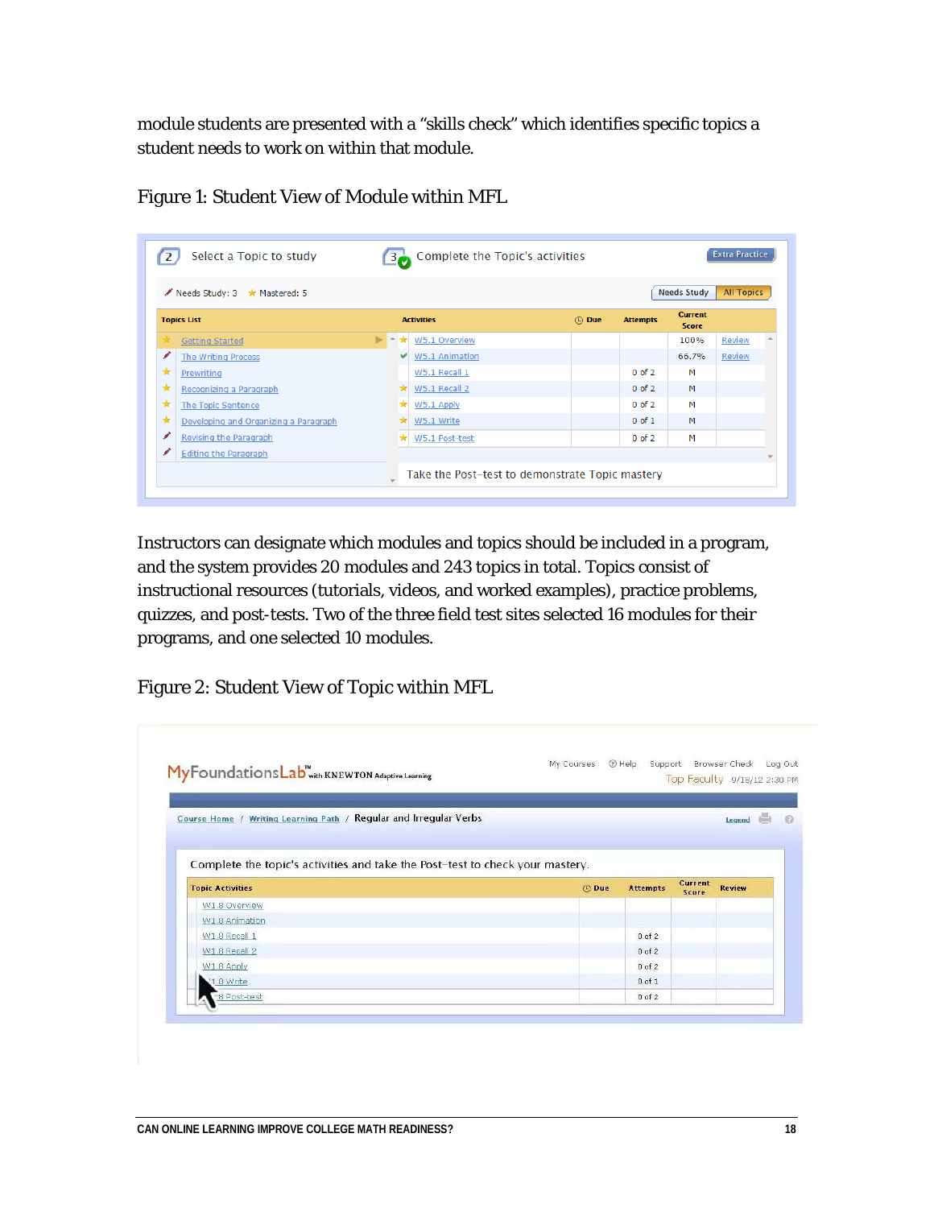module students are presented with a "skills check" which identifies specific topics a student needs to work on within that module.

Figure 1: Student View of Module within MFL

Instructors can designate which modules and topics should be included in a program, and the system provides 20 modules and 243 topics in total. Topics consist of instructional resources (tutorials, videos, and worked examples), practice problems, quizzes, and post-tests. Two of the three field test sites selected 16 modules for their programs, and one selected 10 modules.

Figure 2: Student View of Topic within MFL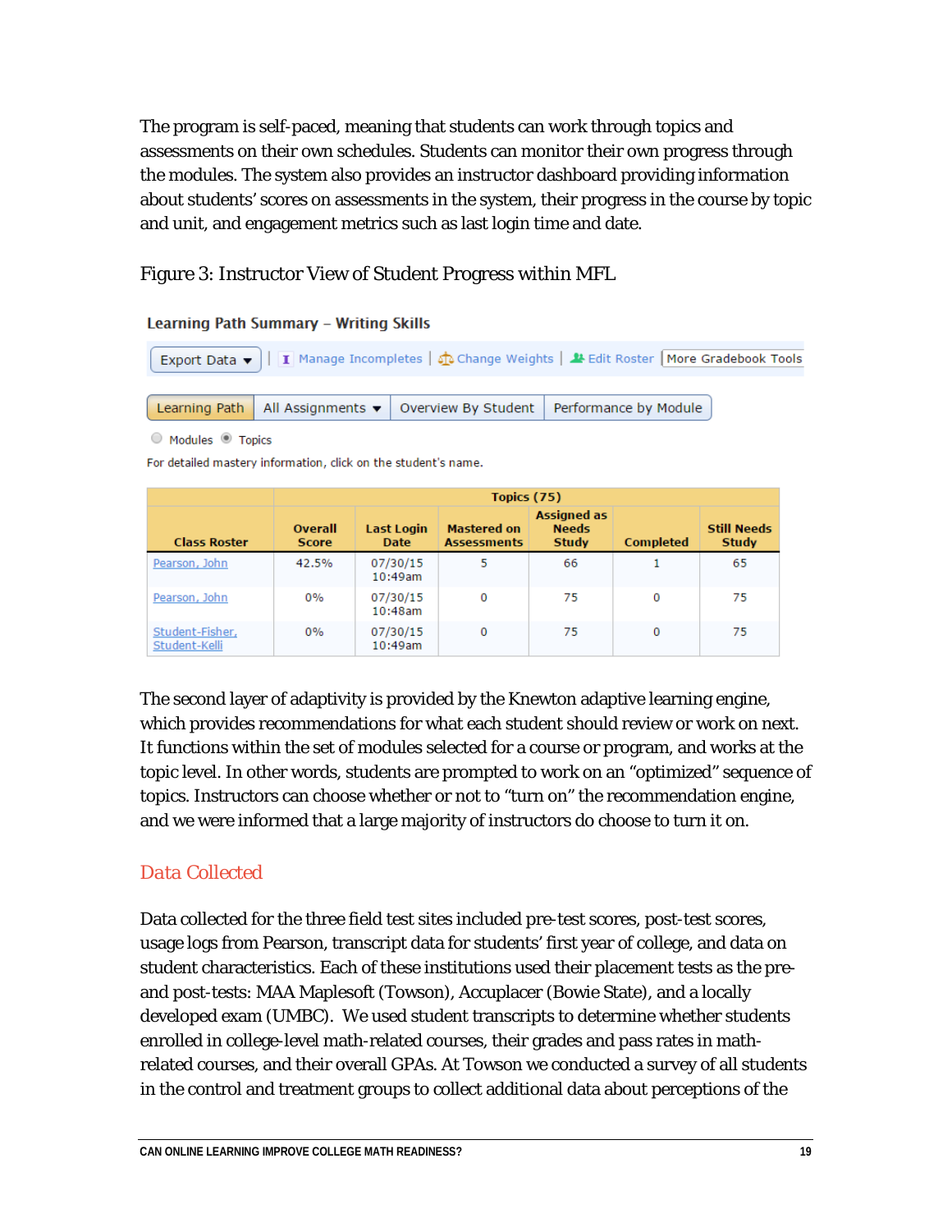The program is self-paced, meaning that students can work through topics and assessments on their own schedules. Students can monitor their own progress through the modules. The system also provides an instructor dashboard providing information about students' scores on assessments in the system, their progress in the course by topic and unit, and engagement metrics such as last login time and date.

Figure 3: Instructor View of Student Progress within MFL

**Learning Path Summary – Writing Skills**

Export Data ▾ | Manage Incompletes | Change Weights | Edit Roster | More Gradebook Tools

Learning Path | All Assignments ▾ | Overview By Student | Performance by Module

Modules ◉ Topics

For detailed mastery information, click on the student's name.

| | Topics (75) | | | | | |
|---|---|---|---|---|---|---|
| Class Roster | Overall Score | Last Login Date | Mastered on Assessments | Assigned as Needs Study | Completed | Still Needs Study |
| Pearson, John | 42.5% | 07/30/15 10:49am | 5 | 66 | 1 | 65 |
| Pearson, John | 0% | 07/30/15 10:48am | 0 | 75 | 0 | 75 |
| Student-Fisher, Student-Kelli | 0% | 07/30/15 10:49am | 0 | 75 | 0 | 75 |

The second layer of adaptivity is provided by the Knewton adaptive learning engine, which provides recommendations for what each student should review or work on next. It functions within the set of modules selected for a course or program, and works at the topic level. In other words, students are prompted to work on an "optimized" sequence of topics. Instructors can choose whether or not to "turn on" the recommendation engine, and we were informed that a large majority of instructors do choose to turn it on.

## Data Collected

Data collected for the three field test sites included pre-test scores, post-test scores, usage logs from Pearson, transcript data for students' first year of college, and data on student characteristics. Each of these institutions used their placement tests as the pre- and post-tests: MAA Maplesoft (Towson), Accuplacer (Bowie State), and a locally developed exam (UMBC). We used student transcripts to determine whether students enrolled in college-level math-related courses, their grades and pass rates in math-related courses, and their overall GPAs. At Towson we conducted a survey of all students in the control and treatment groups to collect additional data about perceptions of the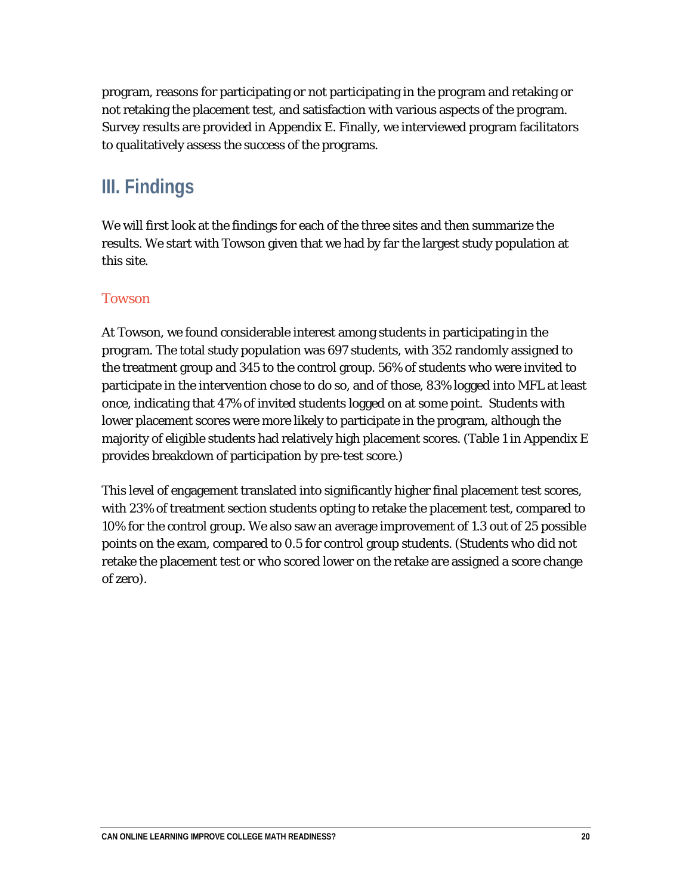program, reasons for participating or not participating in the program and retaking or not retaking the placement test, and satisfaction with various aspects of the program. Survey results are provided in Appendix E. Finally, we interviewed program facilitators to qualitatively assess the success of the programs.

# III. Findings

We will first look at the findings for each of the three sites and then summarize the results. We start with Towson given that we had by far the largest study population at this site.

## Towson

At Towson, we found considerable interest among students in participating in the program. The total study population was 697 students, with 352 randomly assigned to the treatment group and 345 to the control group. 56% of students who were invited to participate in the intervention chose to do so, and of those, 83% logged into MFL at least once, indicating that 47% of invited students logged on at some point. Students with lower placement scores were more likely to participate in the program, although the majority of eligible students had relatively high placement scores. (Table 1 in Appendix E provides breakdown of participation by pre-test score.)

This level of engagement translated into significantly higher final placement test scores, with 23% of treatment section students opting to retake the placement test, compared to 10% for the control group. We also saw an average improvement of 1.3 out of 25 possible points on the exam, compared to 0.5 for control group students. (Students who did not retake the placement test or who scored lower on the retake are assigned a score change of zero).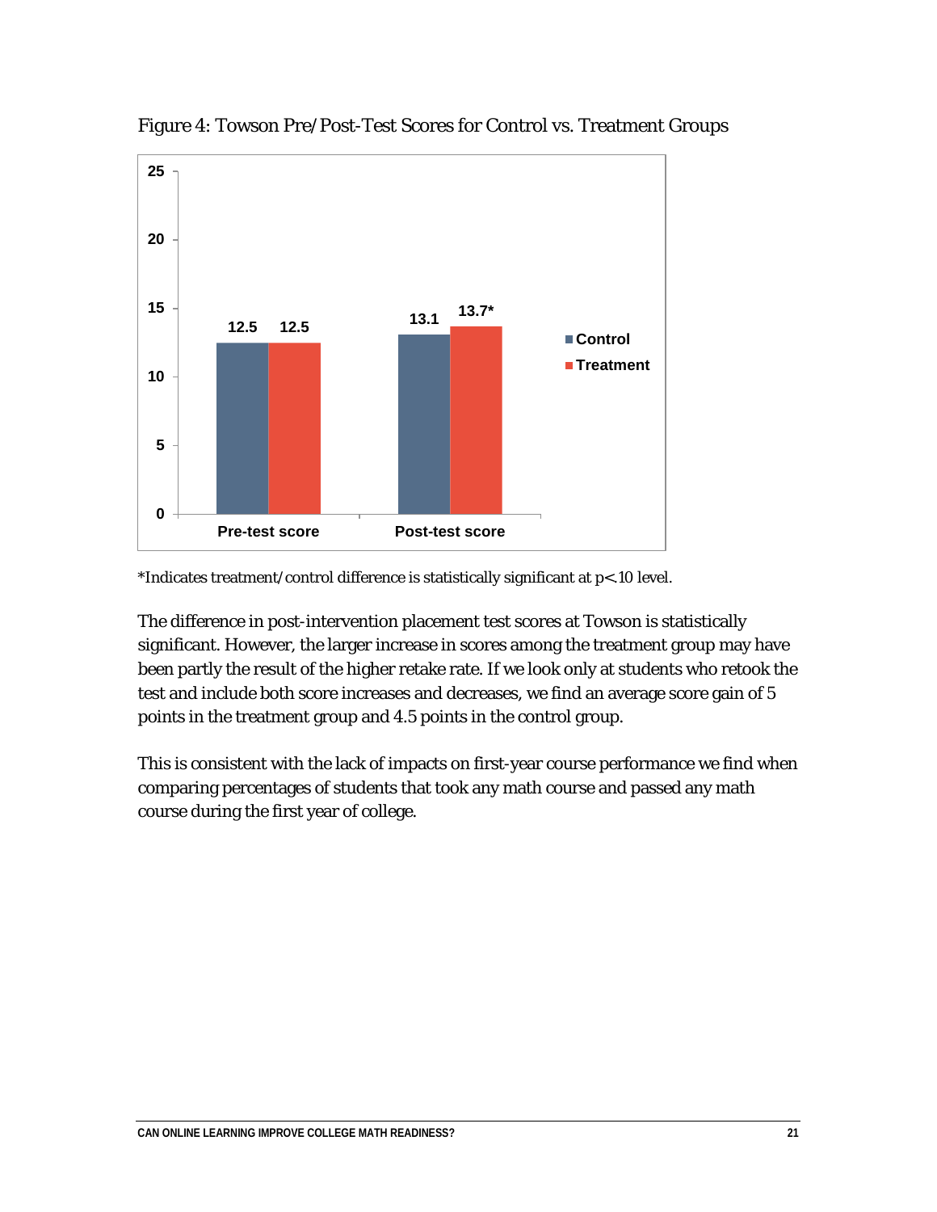Figure 4: Towson Pre/Post-Test Scores for Control vs. Treatment Groups

| | Control | Treatment |
|---|---|---|
| Pre-test score | 12.5 | 12.5 |
| Post-test score | 13.1 | 13.7* |

*Indicates treatment/control difference is statistically significant at p<.10 level.

The difference in post-intervention placement test scores at Towson is statistically significant. However, the larger increase in scores among the treatment group may have been partly the result of the higher retake rate. If we look only at students who retook the test and include both score increases and decreases, we find an average score gain of 5 points in the treatment group and 4.5 points in the control group.

This is consistent with the lack of impacts on first-year course performance we find when comparing percentages of students that took any math course and passed any math course during the first year of college.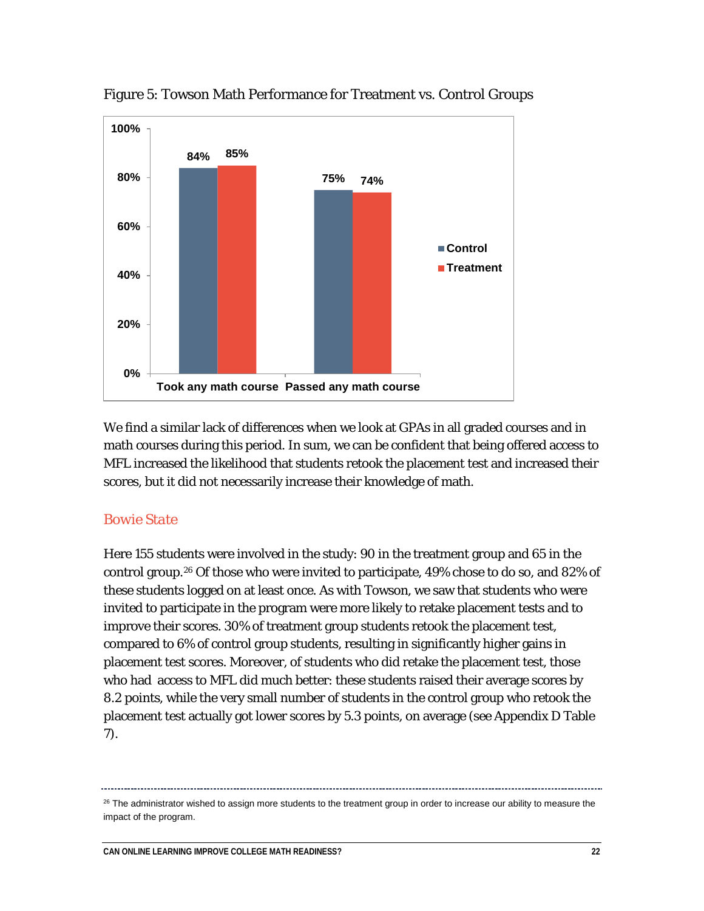Figure 5: Towson Math Performance for Treatment vs. Control Groups

| | Control | Treatment |
|---|---|---|
| Took any math course | 84% | 85% |
| Passed any math course | 75% | 74% |

We find a similar lack of differences when we look at GPAs in all graded courses and in math courses during this period. In sum, we can be confident that being offered access to MFL increased the likelihood that students retook the placement test and increased their scores, but it did not necessarily increase their knowledge of math.

## Bowie State

Here 155 students were involved in the study: 90 in the treatment group and 65 in the control group.[26] Of those who were invited to participate, 49% chose to do so, and 82% of these students logged on at least once. As with Towson, we saw that students who were invited to participate in the program were more likely to retake placement tests and to improve their scores. 30% of treatment group students retook the placement test, compared to 6% of control group students, resulting in significantly higher gains in placement test scores. Moreover, of students who did retake the placement test, those who had access to MFL did much better: these students raised their average scores by 8.2 points, while the very small number of students in the control group who retook the placement test actually got lower scores by 5.3 points, on average (see Appendix D Table 7).

[26] The administrator wished to assign more students to the treatment group in order to increase our ability to measure the impact of the program.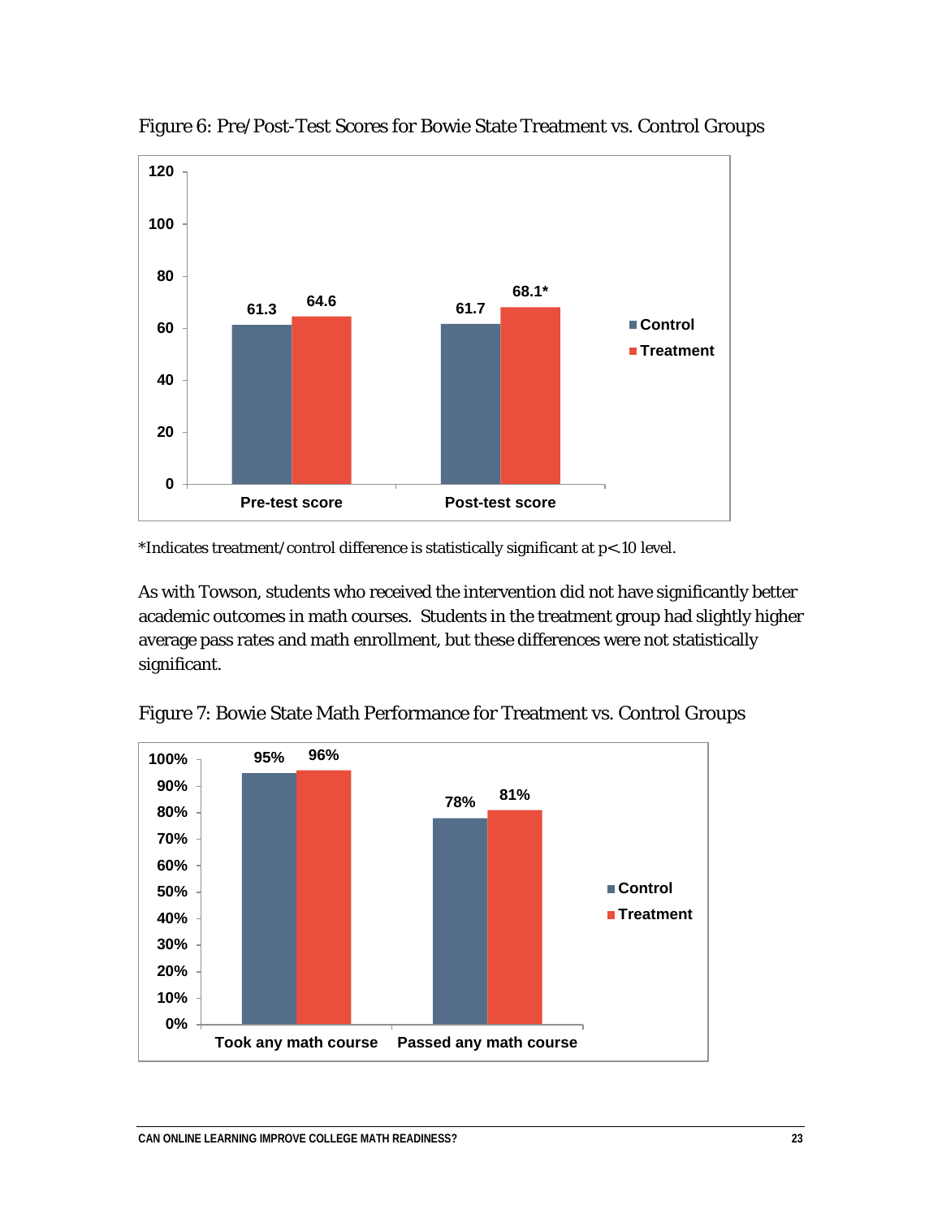Figure 6: Pre/Post-Test Scores for Bowie State Treatment vs. Control Groups

| | Control | Treatment |
|---|---|---|
| Pre-test score | 61.3 | 64.6 |
| Post-test score | 61.7 | 68.1* |

*Indicates treatment/control difference is statistically significant at $p < .10$ level.

As with Towson, students who received the intervention did not have significantly better academic outcomes in math courses. Students in the treatment group had slightly higher average pass rates and math enrollment, but these differences were not statistically significant.

Figure 7: Bowie State Math Performance for Treatment vs. Control Groups

| | Control | Treatment |
|---|---|---|
| Took any math course | 95% | 96% |
| Passed any math course | 78% | 81% |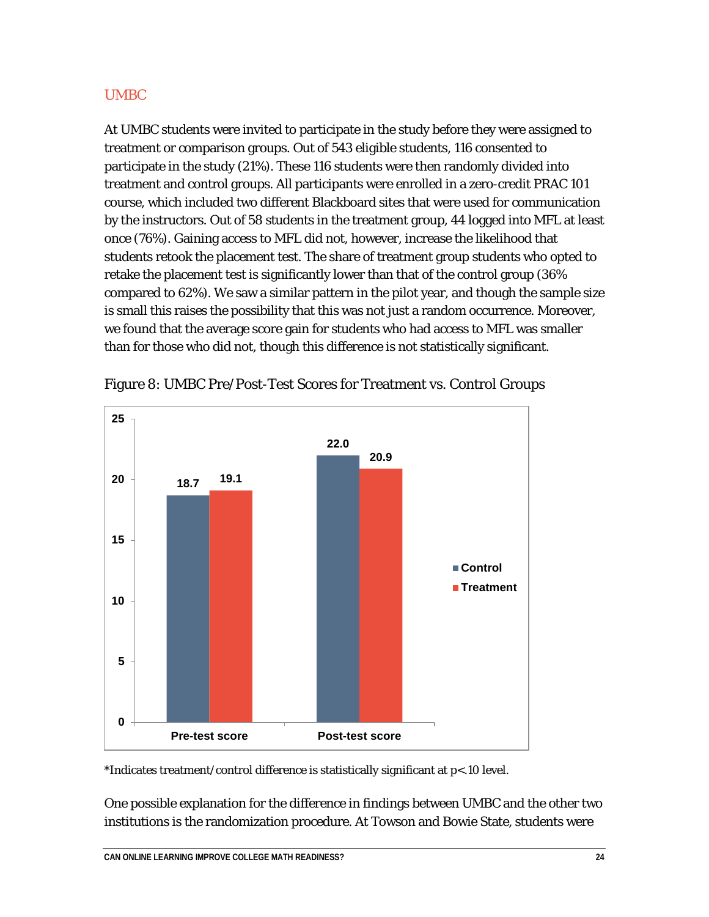## UMBC

At UMBC students were invited to participate in the study before they were assigned to treatment or comparison groups. Out of 543 eligible students, 116 consented to participate in the study (21%). These 116 students were then randomly divided into treatment and control groups. All participants were enrolled in a zero-credit PRAC 101 course, which included two different Blackboard sites that were used for communication by the instructors. Out of 58 students in the treatment group, 44 logged into MFL at least once (76%). Gaining access to MFL did not, however, increase the likelihood that students retook the placement test. The share of treatment group students who opted to retake the placement test is significantly lower than that of the control group (36% compared to 62%). We saw a similar pattern in the pilot year, and though the sample size is small this raises the possibility that this was not just a random occurrence. Moreover, we found that the average score gain for students who had access to MFL was smaller than for those who did not, though this difference is not statistically significant.

Figure 8: UMBC Pre/Post-Test Scores for Treatment vs. Control Groups

| | Control | Treatment |
|---|---|---|
| Pre-test score | 18.7 | 19.1 |
| Post-test score | 22.0 | 20.9 |

*Indicates treatment/control difference is statistically significant at p<.10 level.

One possible explanation for the difference in findings between UMBC and the other two institutions is the randomization procedure. At Towson and Bowie State, students were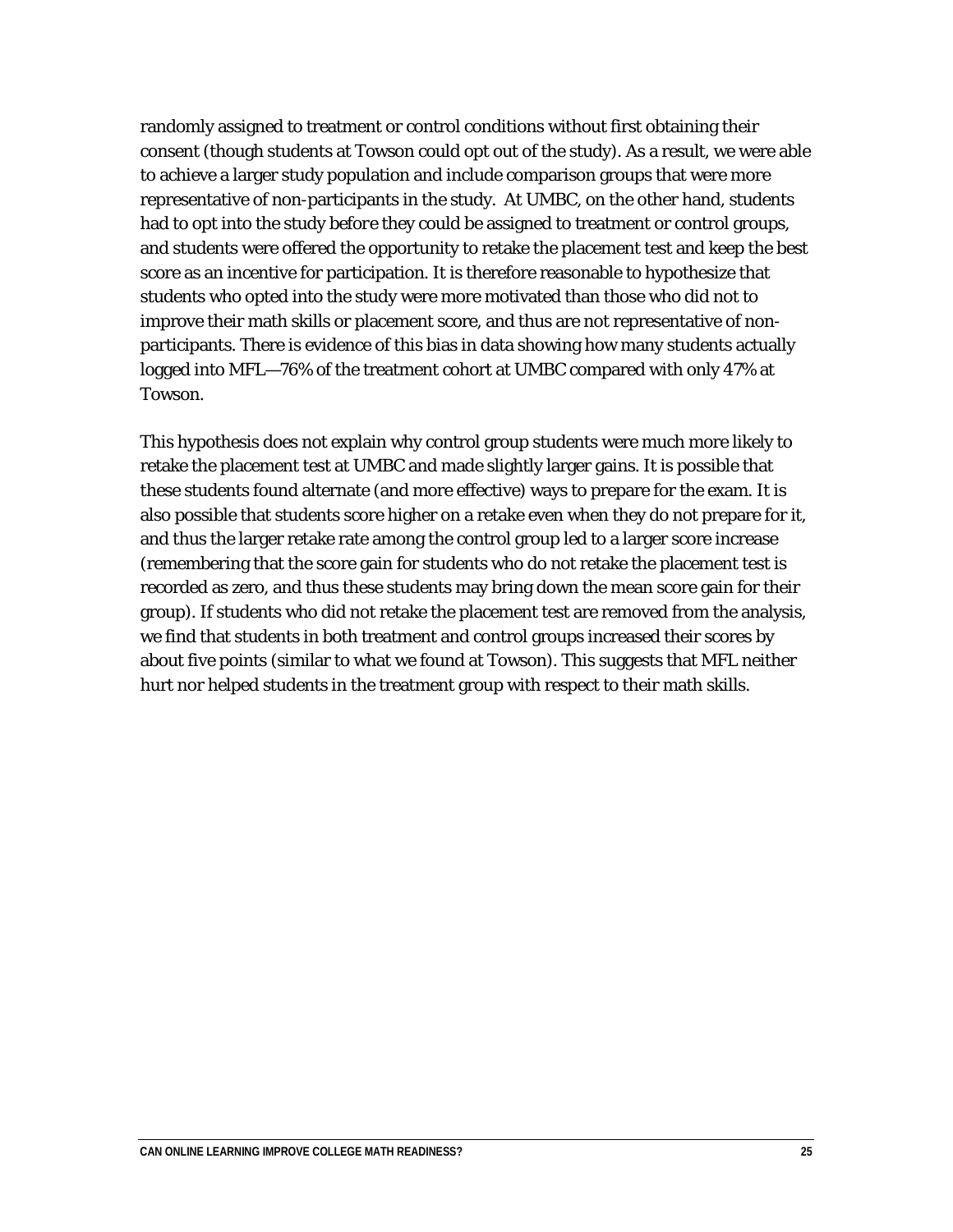randomly assigned to treatment or control conditions without first obtaining their consent (though students at Towson could opt out of the study). As a result, we were able to achieve a larger study population and include comparison groups that were more representative of non-participants in the study. At UMBC, on the other hand, students had to opt into the study before they could be assigned to treatment or control groups, and students were offered the opportunity to retake the placement test and keep the best score as an incentive for participation. It is therefore reasonable to hypothesize that students who opted into the study were more motivated than those who did not to improve their math skills or placement score, and thus are not representative of non-participants. There is evidence of this bias in data showing how many students actually logged into MFL—76% of the treatment cohort at UMBC compared with only 47% at Towson.

This hypothesis does not explain why control group students were much more likely to retake the placement test at UMBC and made slightly larger gains. It is possible that these students found alternate (and more effective) ways to prepare for the exam. It is also possible that students score higher on a retake even when they do not prepare for it, and thus the larger retake rate among the control group led to a larger score increase (remembering that the score gain for students who do not retake the placement test is recorded as zero, and thus these students may bring down the mean score gain for their group). If students who did not retake the placement test are removed from the analysis, we find that students in both treatment and control groups increased their scores by about five points (similar to what we found at Towson). This suggests that MFL neither hurt nor helped students in the treatment group with respect to their math skills.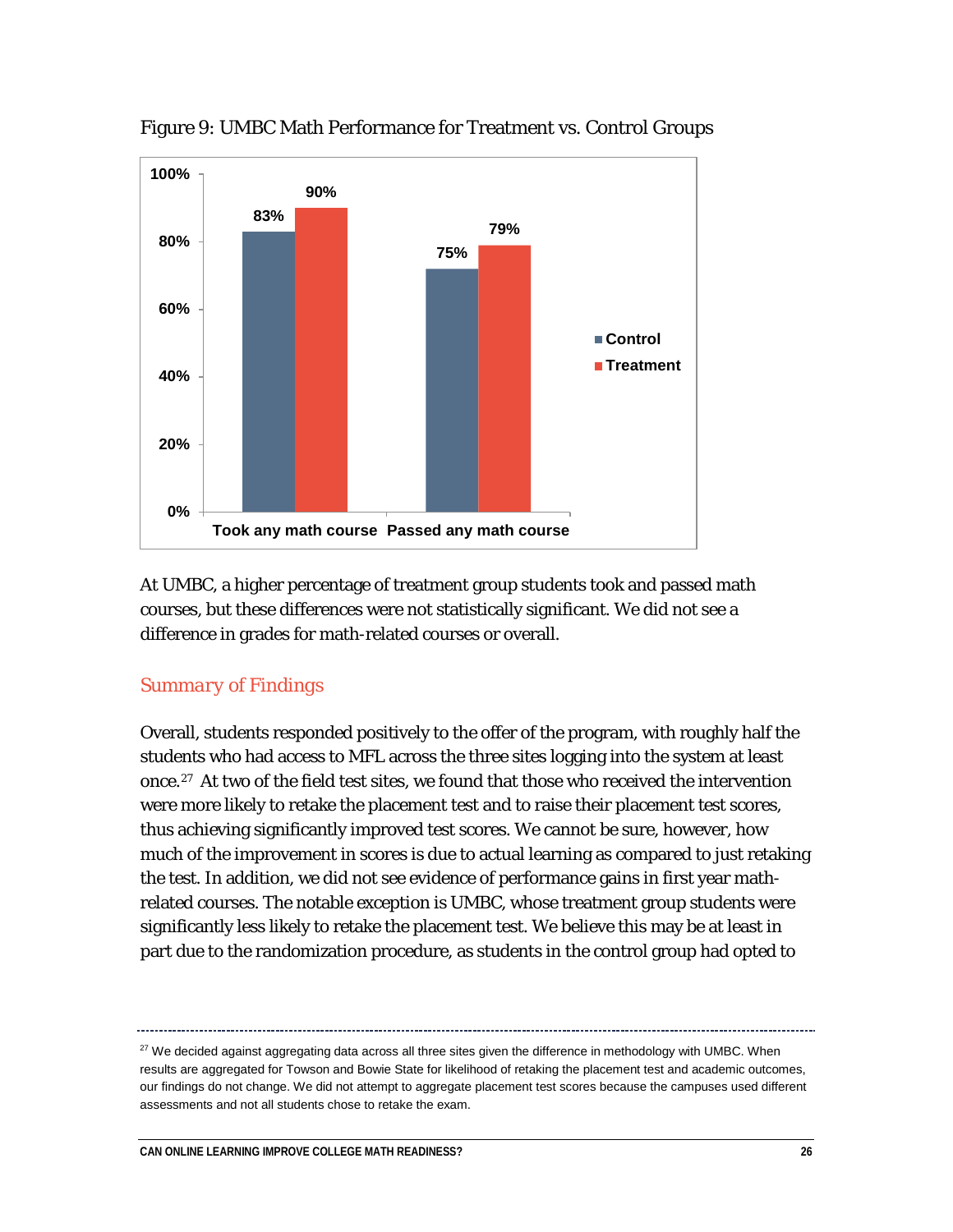Figure 9: UMBC Math Performance for Treatment vs. Control Groups

| | Control | Treatment |
|---|---|---|
| Took any math course | 83% | 90% |
| Passed any math course | 75% | 79% |

At UMBC, a higher percentage of treatment group students took and passed math courses, but these differences were not statistically significant. We did not see a difference in grades for math-related courses or overall.

## Summary of Findings

Overall, students responded positively to the offer of the program, with roughly half the students who had access to MFL across the three sites logging into the system at least once.[27] At two of the field test sites, we found that those who received the intervention were more likely to retake the placement test and to raise their placement test scores, thus achieving significantly improved test scores. We cannot be sure, however, how much of the improvement in scores is due to actual learning as compared to just retaking the test. In addition, we did not see evidence of performance gains in first year math-related courses. The notable exception is UMBC, whose treatment group students were significantly less likely to retake the placement test. We believe this may be at least in part due to the randomization procedure, as students in the control group had opted to

---

[27] We decided against aggregating data across all three sites given the difference in methodology with UMBC. When results are aggregated for Towson and Bowie State for likelihood of retaking the placement test and academic outcomes, our findings do not change. We did not attempt to aggregate placement test scores because the campuses used different assessments and not all students chose to retake the exam.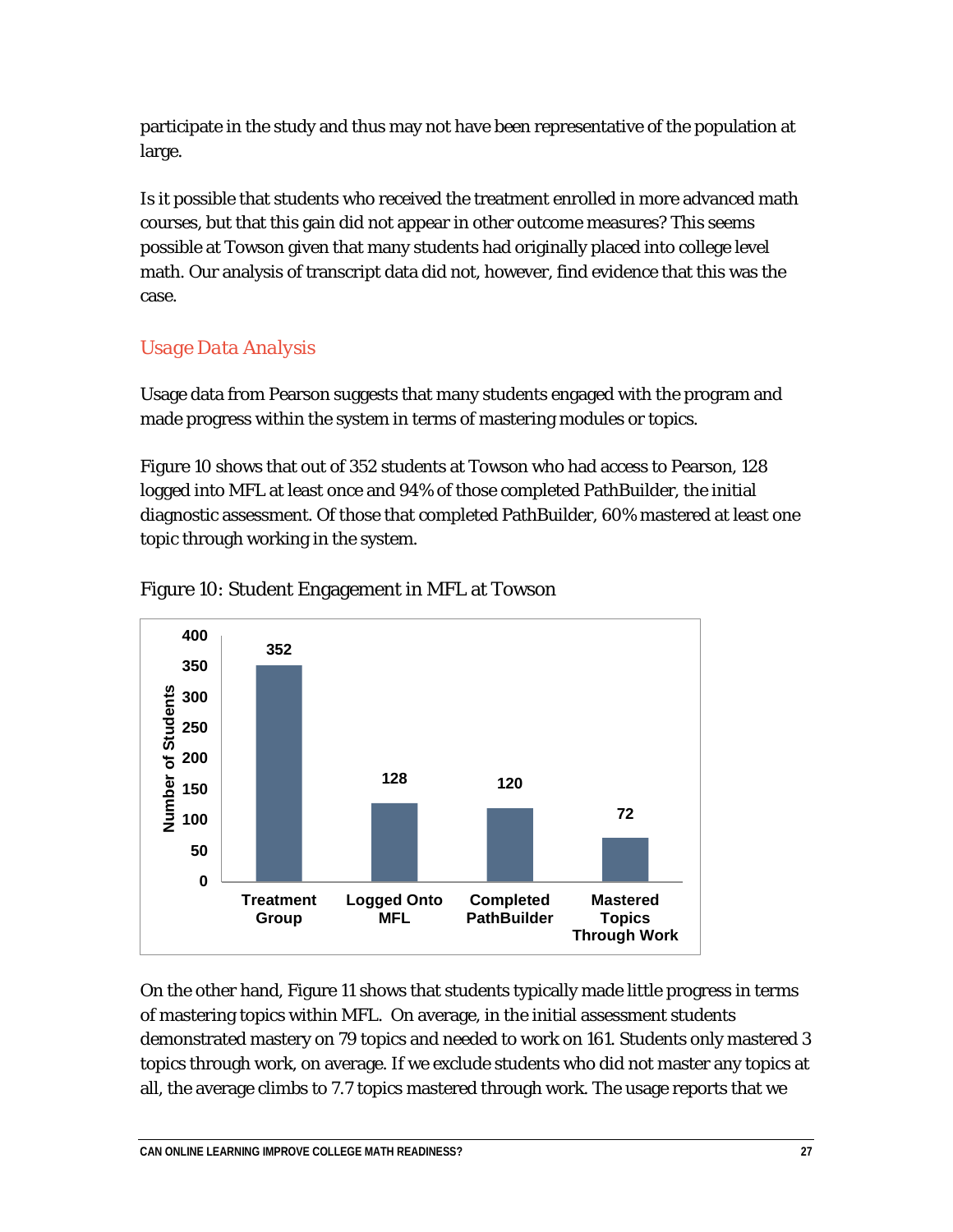participate in the study and thus may not have been representative of the population at large.

Is it possible that students who received the treatment enrolled in more advanced math courses, but that this gain did not appear in other outcome measures? This seems possible at Towson given that many students had originally placed into college level math. Our analysis of transcript data did not, however, find evidence that this was the case.

## Usage Data Analysis

Usage data from Pearson suggests that many students engaged with the program and made progress within the system in terms of mastering modules or topics.

Figure 10 shows that out of 352 students at Towson who had access to Pearson, 128 logged into MFL at least once and 94% of those completed PathBuilder, the initial diagnostic assessment. Of those that completed PathBuilder, 60% mastered at least one topic through working in the system.

Figure 10: Student Engagement in MFL at Towson

| | Treatment Group | Logged Onto MFL | Completed PathBuilder | Mastered Topics Through Work |
|---|---|---|---|---|
| Number of Students | 352 | 128 | 120 | 72 |

On the other hand, Figure 11 shows that students typically made little progress in terms of mastering topics within MFL. On average, in the initial assessment students demonstrated mastery on 79 topics and needed to work on 161. Students only mastered 3 topics through work, on average. If we exclude students who did not master any topics at all, the average climbs to 7.7 topics mastered through work. The usage reports that we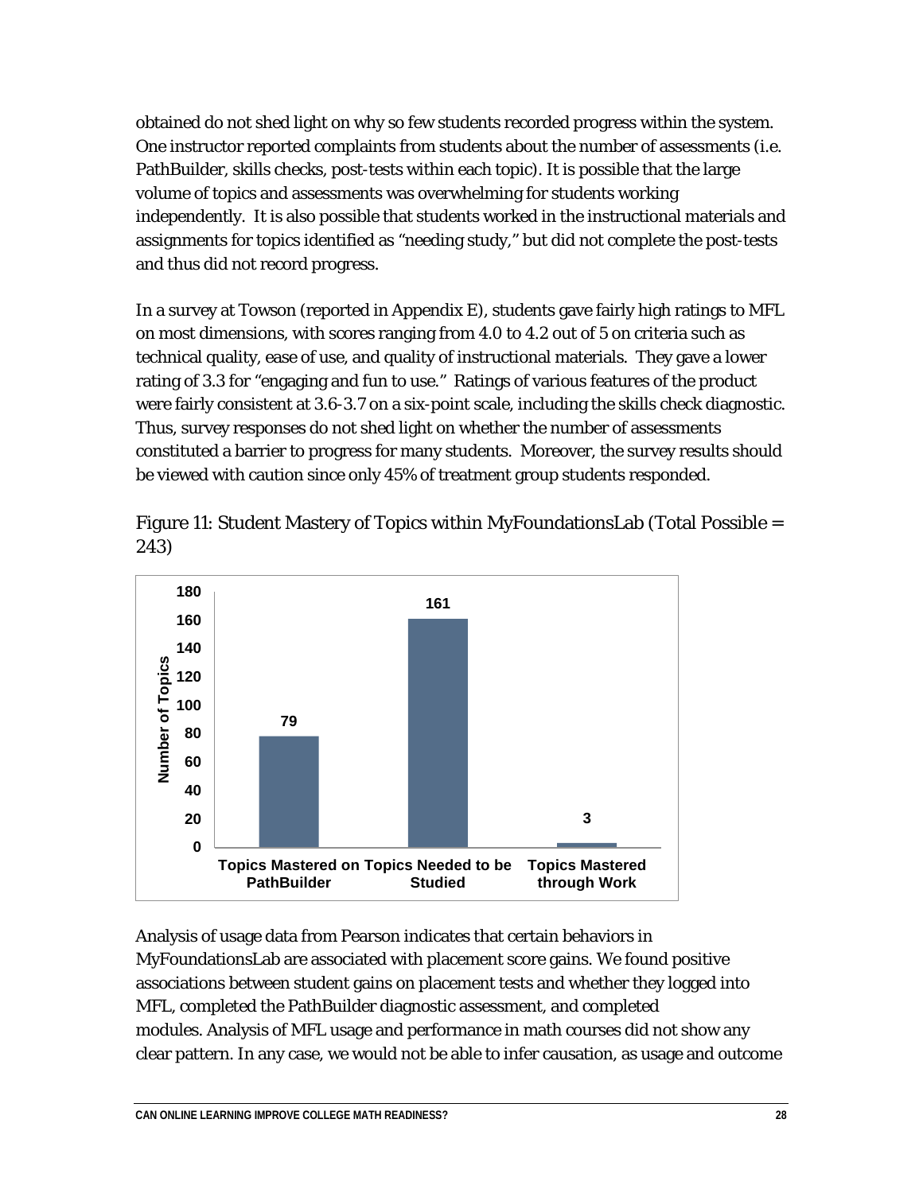obtained do not shed light on why so few students recorded progress within the system. One instructor reported complaints from students about the number of assessments (i.e. PathBuilder, skills checks, post-tests within each topic). It is possible that the large volume of topics and assessments was overwhelming for students working independently. It is also possible that students worked in the instructional materials and assignments for topics identified as "needing study," but did not complete the post-tests and thus did not record progress.

In a survey at Towson (reported in Appendix E), students gave fairly high ratings to MFL on most dimensions, with scores ranging from 4.0 to 4.2 out of 5 on criteria such as technical quality, ease of use, and quality of instructional materials. They gave a lower rating of 3.3 for "engaging and fun to use." Ratings of various features of the product were fairly consistent at 3.6-3.7 on a six-point scale, including the skills check diagnostic. Thus, survey responses do not shed light on whether the number of assessments constituted a barrier to progress for many students. Moreover, the survey results should be viewed with caution since only 45% of treatment group students responded.

Figure 11: Student Mastery of Topics within MyFoundationsLab (Total Possible = 243)

| | Number of Topics |
|---|---|
| Topics Mastered on PathBuilder | 79 |
| Topics Needed to be Studied | 161 |
| Topics Mastered through Work | 3 |

Analysis of usage data from Pearson indicates that certain behaviors in MyFoundationsLab are associated with placement score gains. We found positive associations between student gains on placement tests and whether they logged into MFL, completed the PathBuilder diagnostic assessment, and completed modules. Analysis of MFL usage and performance in math courses did not show any clear pattern. In any case, we would not be able to infer causation, as usage and outcome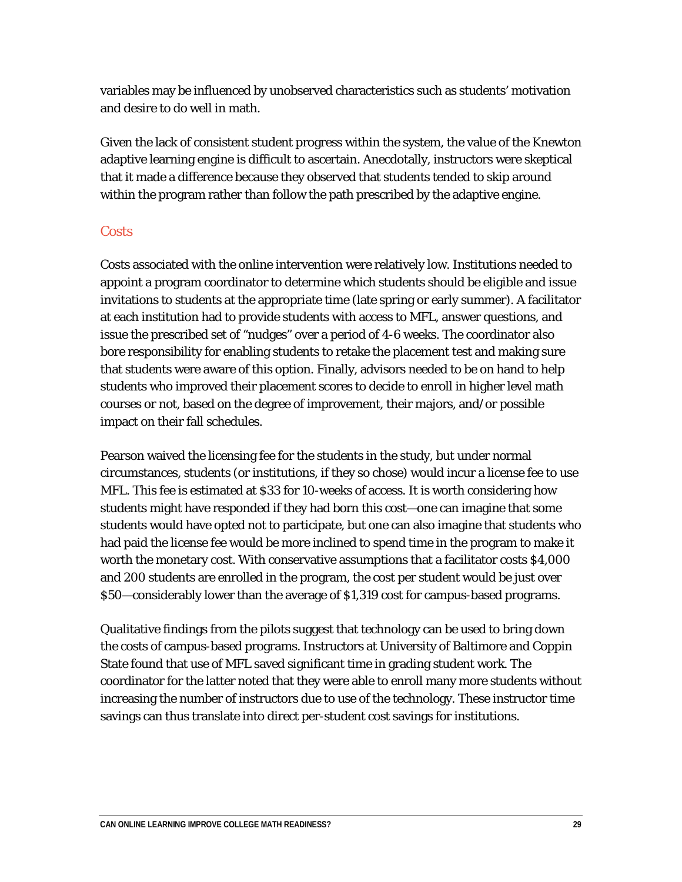variables may be influenced by unobserved characteristics such as students' motivation and desire to do well in math.

Given the lack of consistent student progress within the system, the value of the Knewton adaptive learning engine is difficult to ascertain. Anecdotally, instructors were skeptical that it made a difference because they observed that students tended to skip around within the program rather than follow the path prescribed by the adaptive engine.

## Costs

Costs associated with the online intervention were relatively low. Institutions needed to appoint a program coordinator to determine which students should be eligible and issue invitations to students at the appropriate time (late spring or early summer). A facilitator at each institution had to provide students with access to MFL, answer questions, and issue the prescribed set of "nudges" over a period of 4-6 weeks. The coordinator also bore responsibility for enabling students to retake the placement test and making sure that students were aware of this option. Finally, advisors needed to be on hand to help students who improved their placement scores to decide to enroll in higher level math courses or not, based on the degree of improvement, their majors, and/or possible impact on their fall schedules.

Pearson waived the licensing fee for the students in the study, but under normal circumstances, students (or institutions, if they so chose) would incur a license fee to use MFL. This fee is estimated at $33 for 10-weeks of access. It is worth considering how students might have responded if they had born this cost—one can imagine that some students would have opted not to participate, but one can also imagine that students who had paid the license fee would be more inclined to spend time in the program to make it worth the monetary cost. With conservative assumptions that a facilitator costs $4,000 and 200 students are enrolled in the program, the cost per student would be just over $50—considerably lower than the average of $1,319 cost for campus-based programs.

Qualitative findings from the pilots suggest that technology can be used to bring down the costs of campus-based programs. Instructors at University of Baltimore and Coppin State found that use of MFL saved significant time in grading student work. The coordinator for the latter noted that they were able to enroll many more students without increasing the number of instructors due to use of the technology. These instructor time savings can thus translate into direct per-student cost savings for institutions.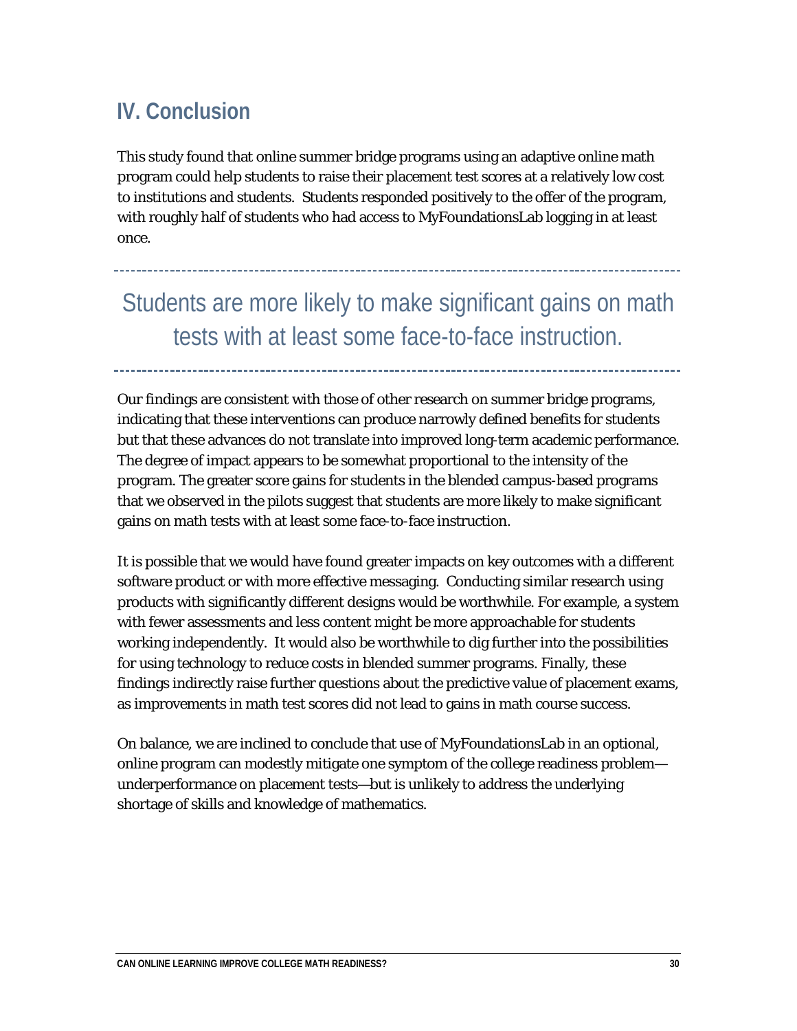## IV. Conclusion

This study found that online summer bridge programs using an adaptive online math program could help students to raise their placement test scores at a relatively low cost to institutions and students. Students responded positively to the offer of the program, with roughly half of students who had access to MyFoundationsLab logging in at least once.

---

Students are more likely to make significant gains on math tests with at least some face-to-face instruction.

---

Our findings are consistent with those of other research on summer bridge programs, indicating that these interventions can produce narrowly defined benefits for students but that these advances do not translate into improved long-term academic performance. The degree of impact appears to be somewhat proportional to the intensity of the program. The greater score gains for students in the blended campus-based programs that we observed in the pilots suggest that students are more likely to make significant gains on math tests with at least some face-to-face instruction.

It is possible that we would have found greater impacts on key outcomes with a different software product or with more effective messaging. Conducting similar research using products with significantly different designs would be worthwhile. For example, a system with fewer assessments and less content might be more approachable for students working independently. It would also be worthwhile to dig further into the possibilities for using technology to reduce costs in blended summer programs. Finally, these findings indirectly raise further questions about the predictive value of placement exams, as improvements in math test scores did not lead to gains in math course success.

On balance, we are inclined to conclude that use of MyFoundationsLab in an optional, online program can modestly mitigate one symptom of the college readiness problem—underperformance on placement tests—but is unlikely to address the underlying shortage of skills and knowledge of mathematics.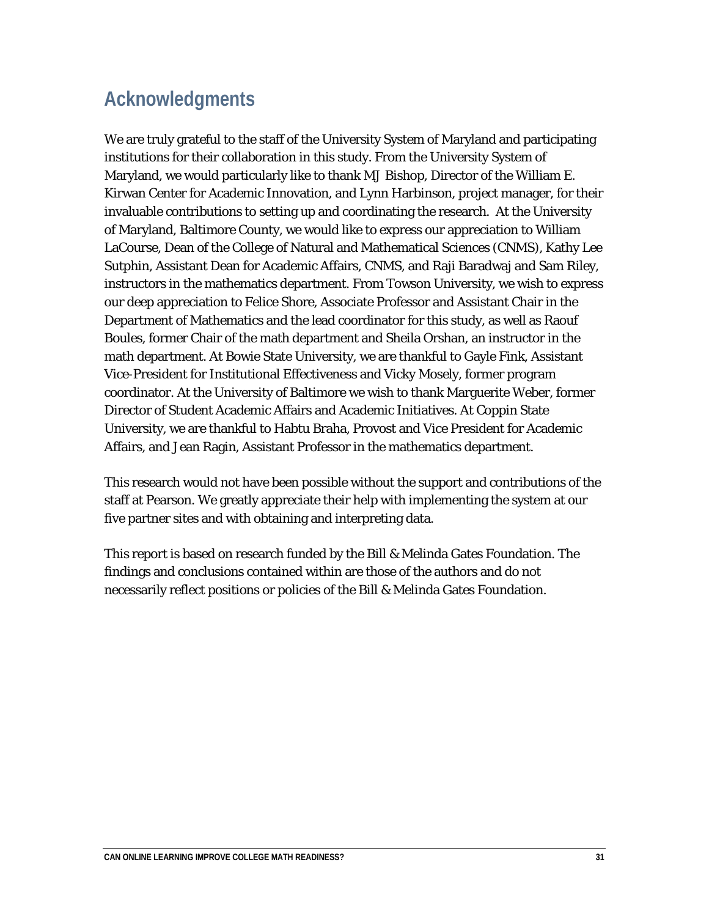## Acknowledgments

We are truly grateful to the staff of the University System of Maryland and participating institutions for their collaboration in this study. From the University System of Maryland, we would particularly like to thank MJ Bishop, Director of the William E. Kirwan Center for Academic Innovation, and Lynn Harbinson, project manager, for their invaluable contributions to setting up and coordinating the research. At the University of Maryland, Baltimore County, we would like to express our appreciation to William LaCourse, Dean of the College of Natural and Mathematical Sciences (CNMS), Kathy Lee Sutphin, Assistant Dean for Academic Affairs, CNMS, and Raji Baradwaj and Sam Riley, instructors in the mathematics department. From Towson University, we wish to express our deep appreciation to Felice Shore, Associate Professor and Assistant Chair in the Department of Mathematics and the lead coordinator for this study, as well as Raouf Boules, former Chair of the math department and Sheila Orshan, an instructor in the math department. At Bowie State University, we are thankful to Gayle Fink, Assistant Vice-President for Institutional Effectiveness and Vicky Mosely, former program coordinator. At the University of Baltimore we wish to thank Marguerite Weber, former Director of Student Academic Affairs and Academic Initiatives. At Coppin State University, we are thankful to Habtu Braha, Provost and Vice President for Academic Affairs, and Jean Ragin, Assistant Professor in the mathematics department.

This research would not have been possible without the support and contributions of the staff at Pearson. We greatly appreciate their help with implementing the system at our five partner sites and with obtaining and interpreting data.

This report is based on research funded by the Bill & Melinda Gates Foundation. The findings and conclusions contained within are those of the authors and do not necessarily reflect positions or policies of the Bill & Melinda Gates Foundation.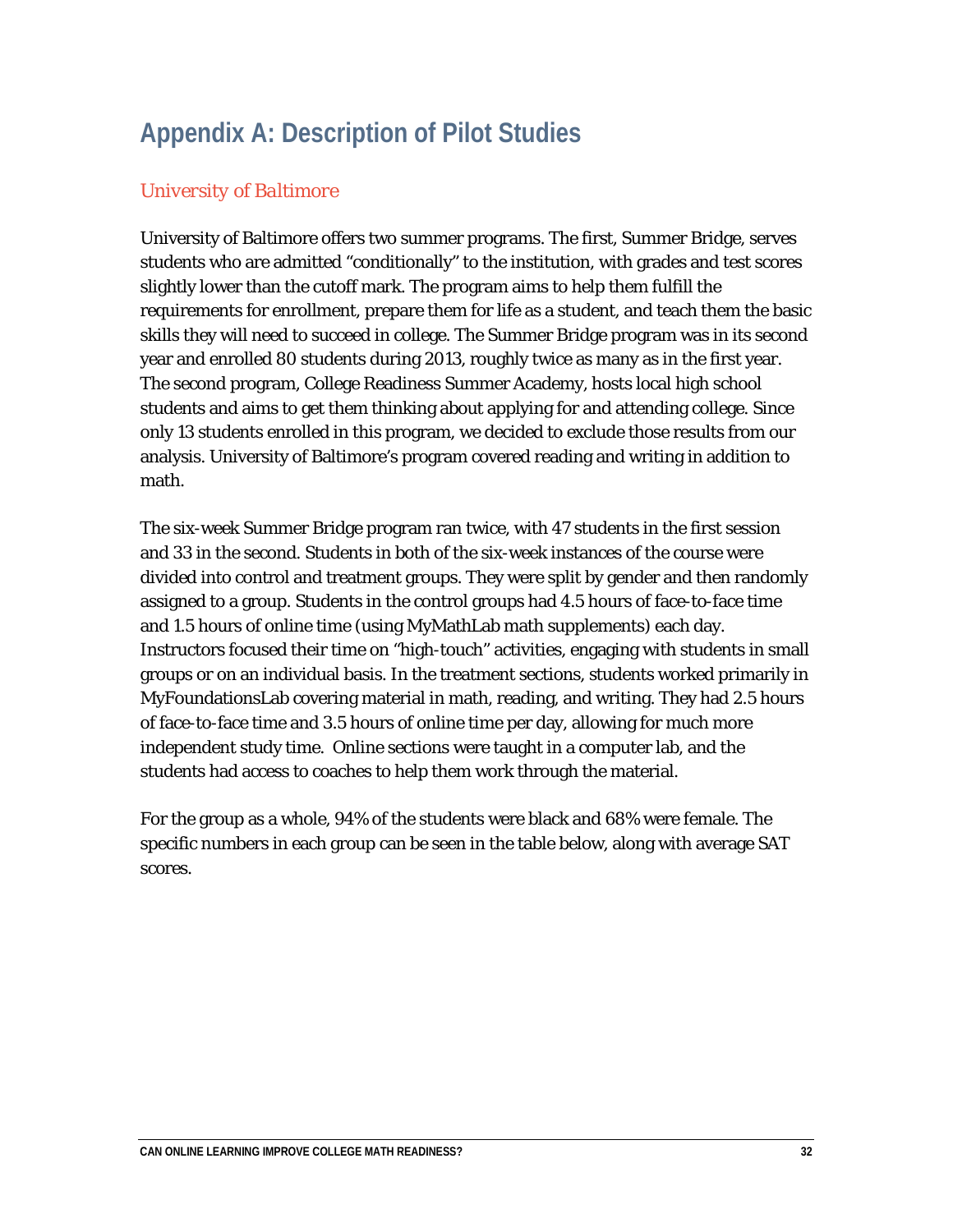# Appendix A: Description of Pilot Studies

## University of Baltimore

University of Baltimore offers two summer programs. The first, Summer Bridge, serves students who are admitted "conditionally" to the institution, with grades and test scores slightly lower than the cutoff mark. The program aims to help them fulfill the requirements for enrollment, prepare them for life as a student, and teach them the basic skills they will need to succeed in college. The Summer Bridge program was in its second year and enrolled 80 students during 2013, roughly twice as many as in the first year. The second program, College Readiness Summer Academy, hosts local high school students and aims to get them thinking about applying for and attending college. Since only 13 students enrolled in this program, we decided to exclude those results from our analysis. University of Baltimore's program covered reading and writing in addition to math.

The six-week Summer Bridge program ran twice, with 47 students in the first session and 33 in the second. Students in both of the six-week instances of the course were divided into control and treatment groups. They were split by gender and then randomly assigned to a group. Students in the control groups had 4.5 hours of face-to-face time and 1.5 hours of online time (using MyMathLab math supplements) each day. Instructors focused their time on "high-touch" activities, engaging with students in small groups or on an individual basis. In the treatment sections, students worked primarily in MyFoundationsLab covering material in math, reading, and writing. They had 2.5 hours of face-to-face time and 3.5 hours of online time per day, allowing for much more independent study time. Online sections were taught in a computer lab, and the students had access to coaches to help them work through the material.

For the group as a whole, 94% of the students were black and 68% were female. The specific numbers in each group can be seen in the table below, along with average SAT scores.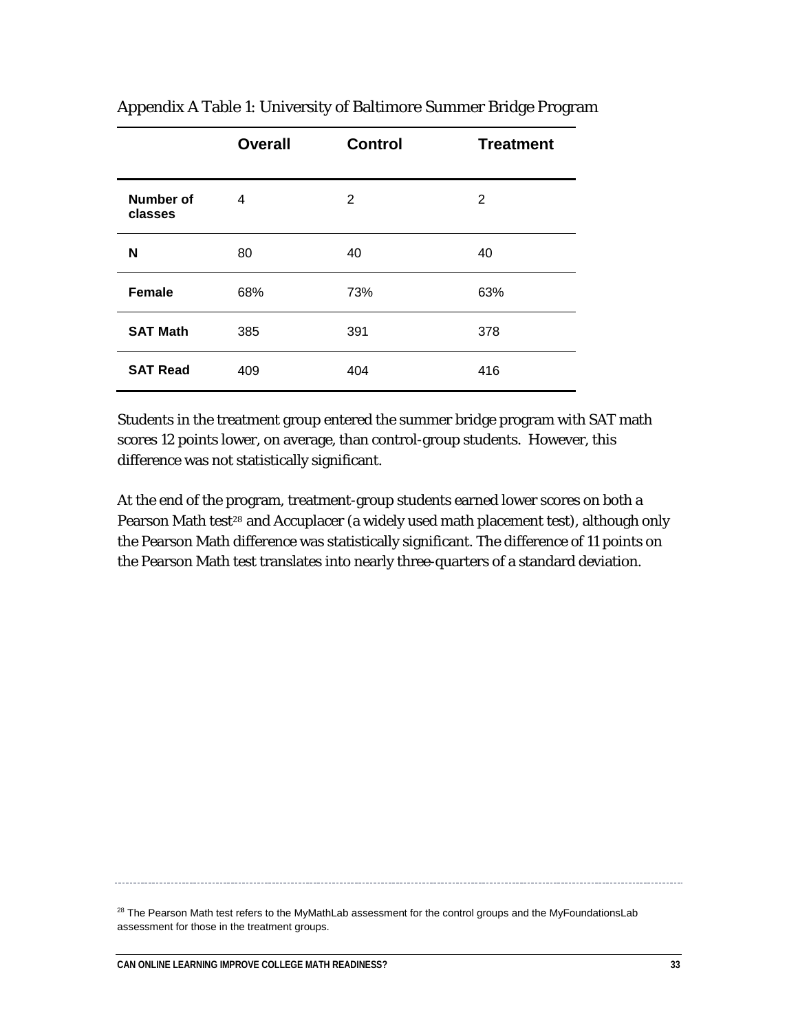Appendix A Table 1: University of Baltimore Summer Bridge Program

| | Overall | Control | Treatment |
|---|---|---|---|
| **Number of classes** | 4 | 2 | 2 |
| **N** | 80 | 40 | 40 |
| **Female** | 68% | 73% | 63% |
| **SAT Math** | 385 | 391 | 378 |
| **SAT Read** | 409 | 404 | 416 |

Students in the treatment group entered the summer bridge program with SAT math scores 12 points lower, on average, than control-group students. However, this difference was not statistically significant.

At the end of the program, treatment-group students earned lower scores on both a Pearson Math test[28] and Accuplacer (a widely used math placement test), although only the Pearson Math difference was statistically significant. The difference of 11 points on the Pearson Math test translates into nearly three-quarters of a standard deviation.

[28] The Pearson Math test refers to the MyMathLab assessment for the control groups and the MyFoundationsLab assessment for those in the treatment groups.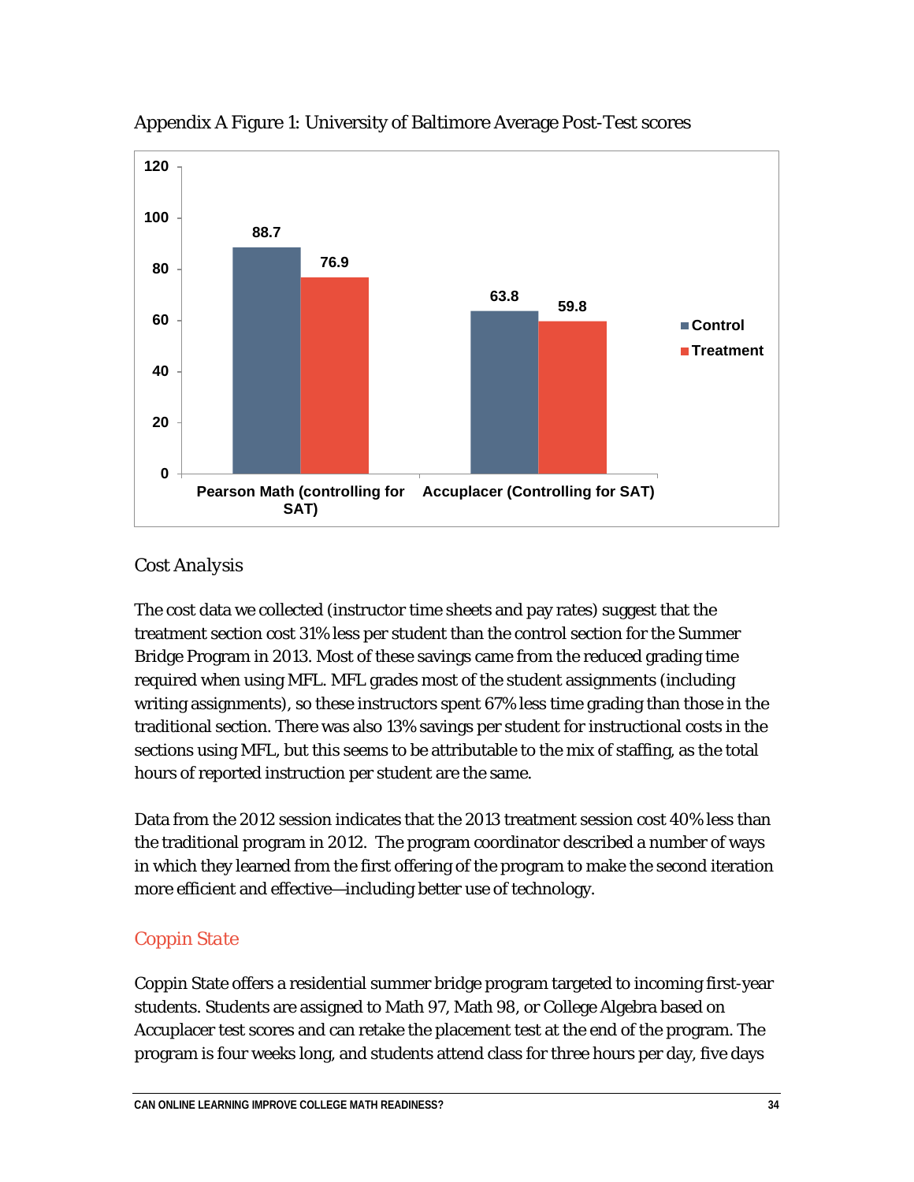Appendix A Figure 1: University of Baltimore Average Post-Test scores

| | Control | Treatment |
|---|---|---|
| Pearson Math (controlling for SAT) | 88.7 | 76.9 |
| Accuplacer (Controlling for SAT) | 63.8 | 59.8 |

### Cost Analysis

The cost data we collected (instructor time sheets and pay rates) suggest that the treatment section cost 31% less per student than the control section for the Summer Bridge Program in 2013. Most of these savings came from the reduced grading time required when using MFL. MFL grades most of the student assignments (including writing assignments), so these instructors spent 67% less time grading than those in the traditional section. There was also 13% savings per student for instructional costs in the sections using MFL, but this seems to be attributable to the mix of staffing, as the total hours of reported instruction per student are the same.

Data from the 2012 session indicates that the 2013 treatment session cost 40% less than the traditional program in 2012. The program coordinator described a number of ways in which they learned from the first offering of the program to make the second iteration more efficient and effective—including better use of technology.

## Coppin State

Coppin State offers a residential summer bridge program targeted to incoming first-year students. Students are assigned to Math 97, Math 98, or College Algebra based on Accuplacer test scores and can retake the placement test at the end of the program. The program is four weeks long, and students attend class for three hours per day, five days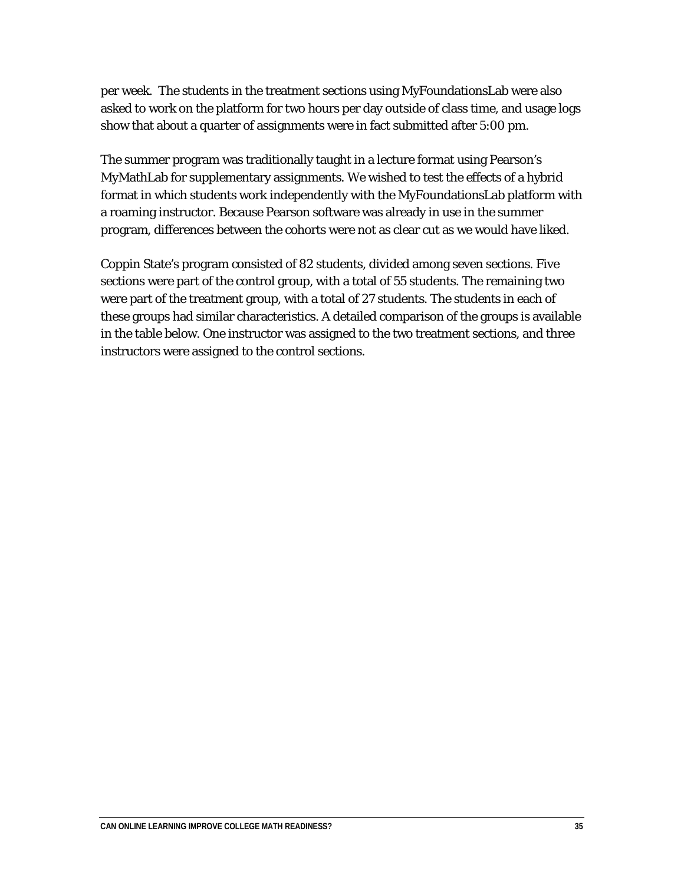per week. The students in the treatment sections using MyFoundationsLab were also asked to work on the platform for two hours per day outside of class time, and usage logs show that about a quarter of assignments were in fact submitted after 5:00 pm.

The summer program was traditionally taught in a lecture format using Pearson's MyMathLab for supplementary assignments. We wished to test the effects of a hybrid format in which students work independently with the MyFoundationsLab platform with a roaming instructor. Because Pearson software was already in use in the summer program, differences between the cohorts were not as clear cut as we would have liked.

Coppin State's program consisted of 82 students, divided among seven sections. Five sections were part of the control group, with a total of 55 students. The remaining two were part of the treatment group, with a total of 27 students. The students in each of these groups had similar characteristics. A detailed comparison of the groups is available in the table below. One instructor was assigned to the two treatment sections, and three instructors were assigned to the control sections.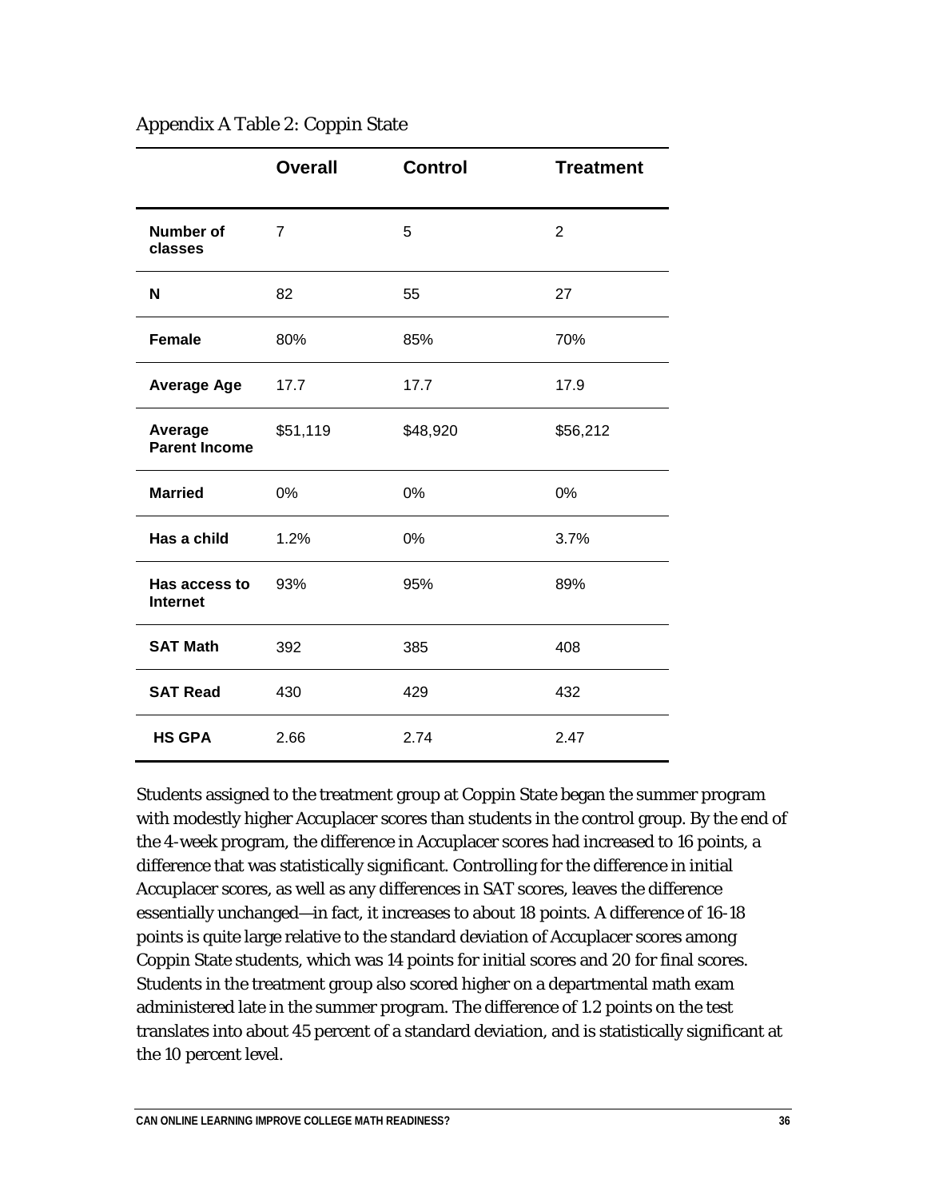Appendix A Table 2: Coppin State

| | Overall | Control | Treatment |
|---|---|---|---|
| **Number of classes** | 7 | 5 | 2 |
| **N** | 82 | 55 | 27 |
| **Female** | 80% | 85% | 70% |
| **Average Age** | 17.7 | 17.7 | 17.9 |
| **Average Parent Income** | $51,119 | $48,920 | $56,212 |
| **Married** | 0% | 0% | 0% |
| **Has a child** | 1.2% | 0% | 3.7% |
| **Has access to Internet** | 93% | 95% | 89% |
| **SAT Math** | 392 | 385 | 408 |
| **SAT Read** | 430 | 429 | 432 |
| **HS GPA** | 2.66 | 2.74 | 2.47 |

Students assigned to the treatment group at Coppin State began the summer program with modestly higher Accuplacer scores than students in the control group. By the end of the 4-week program, the difference in Accuplacer scores had increased to 16 points, a difference that was statistically significant. Controlling for the difference in initial Accuplacer scores, as well as any differences in SAT scores, leaves the difference essentially unchanged—in fact, it increases to about 18 points. A difference of 16-18 points is quite large relative to the standard deviation of Accuplacer scores among Coppin State students, which was 14 points for initial scores and 20 for final scores. Students in the treatment group also scored higher on a departmental math exam administered late in the summer program. The difference of 1.2 points on the test translates into about 45 percent of a standard deviation, and is statistically significant at the 10 percent level.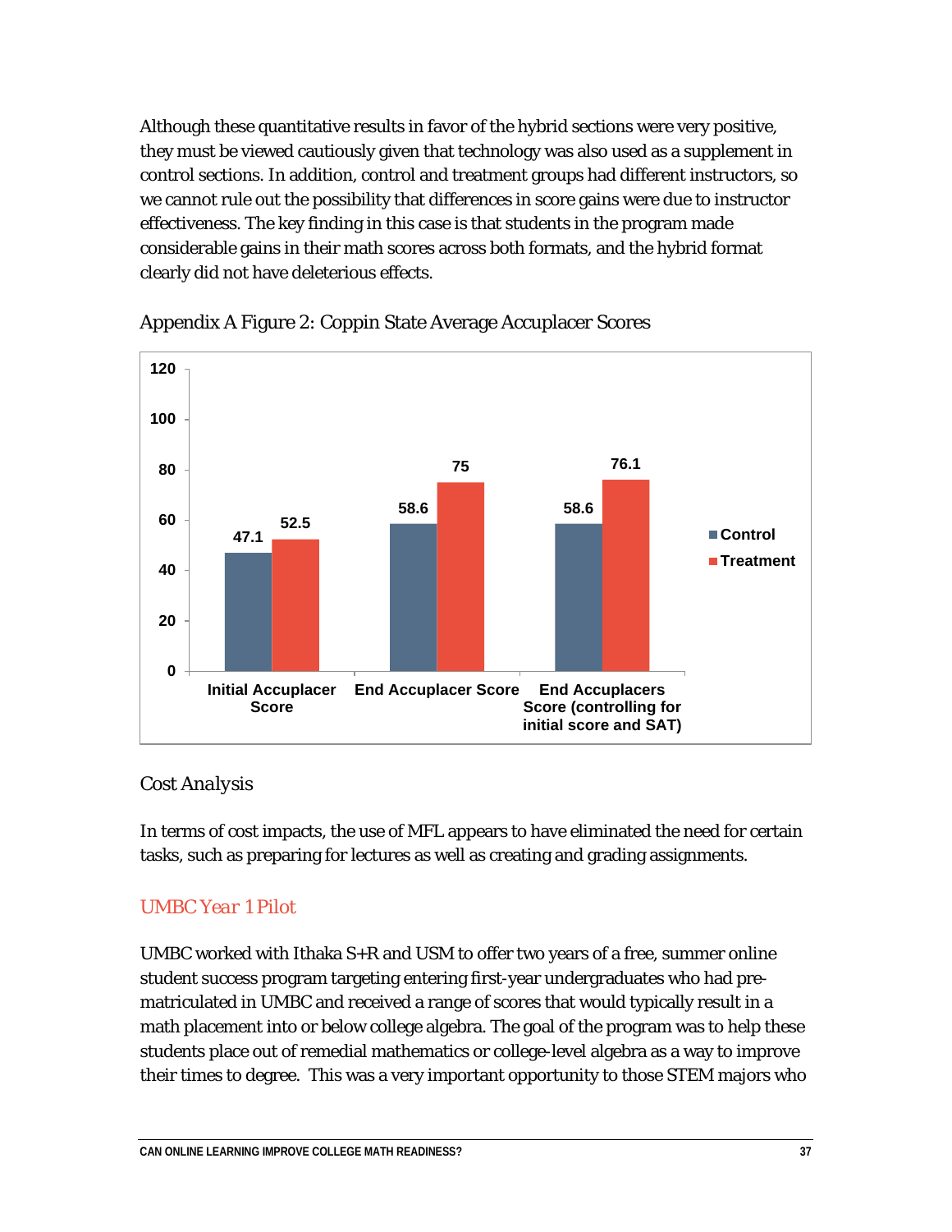Although these quantitative results in favor of the hybrid sections were very positive, they must be viewed cautiously given that technology was also used as a supplement in control sections. In addition, control and treatment groups had different instructors, so we cannot rule out the possibility that differences in score gains were due to instructor effectiveness. The key finding in this case is that students in the program made considerable gains in their math scores across both formats, and the hybrid format clearly did not have deleterious effects.

Appendix A Figure 2: Coppin State Average Accuplacer Scores

| | Control | Treatment |
|---|---|---|
| Initial Accuplacer Score | 47.1 | 52.5 |
| End Accuplacer Score | 58.6 | 75 |
| End Accuplacers Score (controlling for initial score and SAT) | 58.6 | 76.1 |

### Cost Analysis

In terms of cost impacts, the use of MFL appears to have eliminated the need for certain tasks, such as preparing for lectures as well as creating and grading assignments.

### UMBC Year 1 Pilot

UMBC worked with Ithaka S+R and USM to offer two years of a free, summer online student success program targeting entering first-year undergraduates who had pre-matriculated in UMBC and received a range of scores that would typically result in a math placement into or below college algebra. The goal of the program was to help these students place out of remedial mathematics or college-level algebra as a way to improve their times to degree. This was a very important opportunity to those STEM majors who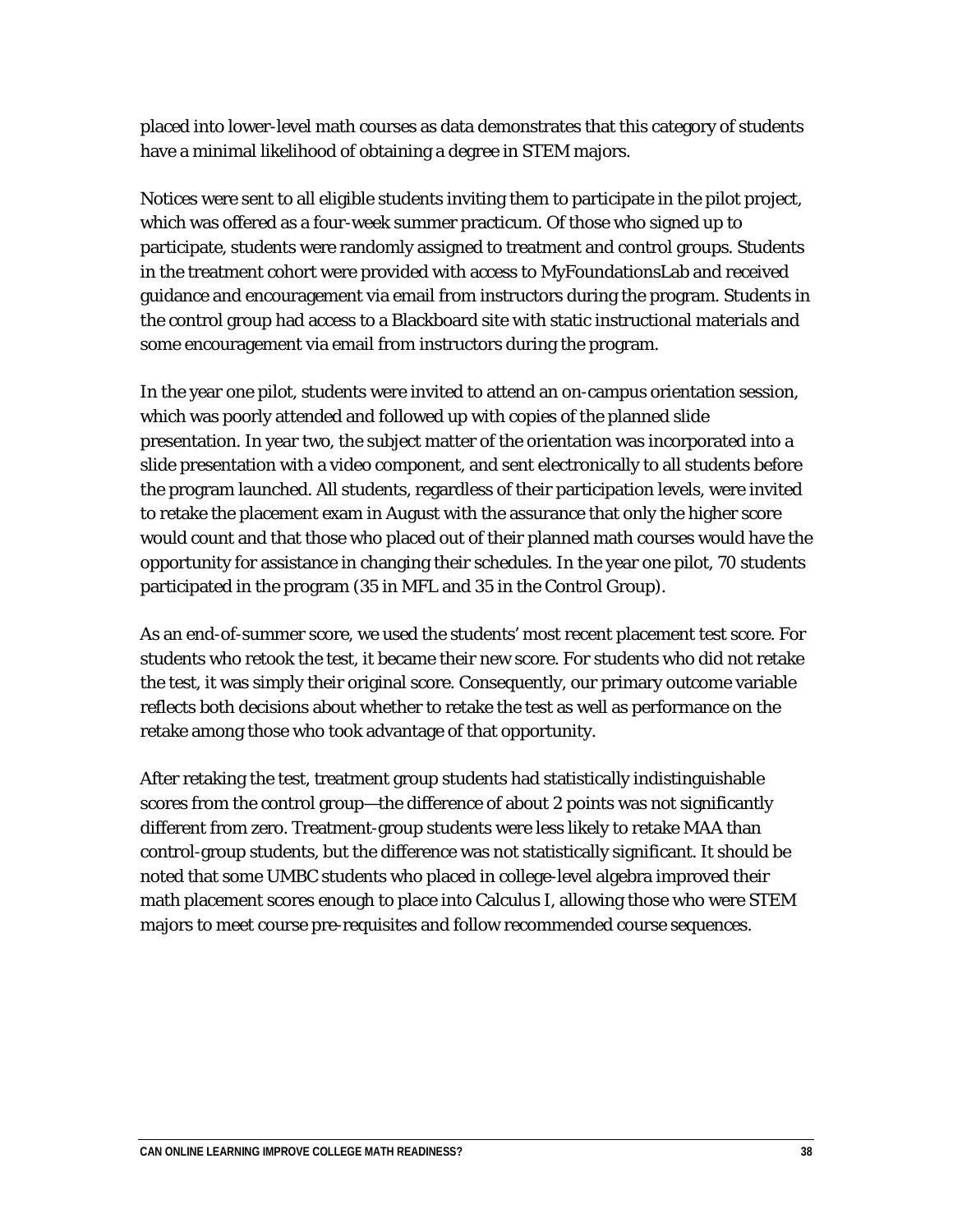placed into lower-level math courses as data demonstrates that this category of students have a minimal likelihood of obtaining a degree in STEM majors.

Notices were sent to all eligible students inviting them to participate in the pilot project, which was offered as a four-week summer practicum. Of those who signed up to participate, students were randomly assigned to treatment and control groups. Students in the treatment cohort were provided with access to MyFoundationsLab and received guidance and encouragement via email from instructors during the program. Students in the control group had access to a Blackboard site with static instructional materials and some encouragement via email from instructors during the program.

In the year one pilot, students were invited to attend an on-campus orientation session, which was poorly attended and followed up with copies of the planned slide presentation. In year two, the subject matter of the orientation was incorporated into a slide presentation with a video component, and sent electronically to all students before the program launched. All students, regardless of their participation levels, were invited to retake the placement exam in August with the assurance that only the higher score would count and that those who placed out of their planned math courses would have the opportunity for assistance in changing their schedules. In the year one pilot, 70 students participated in the program (35 in MFL and 35 in the Control Group).

As an end-of-summer score, we used the students' most recent placement test score. For students who retook the test, it became their new score. For students who did not retake the test, it was simply their original score. Consequently, our primary outcome variable reflects both decisions about whether to retake the test as well as performance on the retake among those who took advantage of that opportunity.

After retaking the test, treatment group students had statistically indistinguishable scores from the control group—the difference of about 2 points was not significantly different from zero. Treatment-group students were less likely to retake MAA than control-group students, but the difference was not statistically significant. It should be noted that some UMBC students who placed in college-level algebra improved their math placement scores enough to place into Calculus I, allowing those who were STEM majors to meet course pre-requisites and follow recommended course sequences.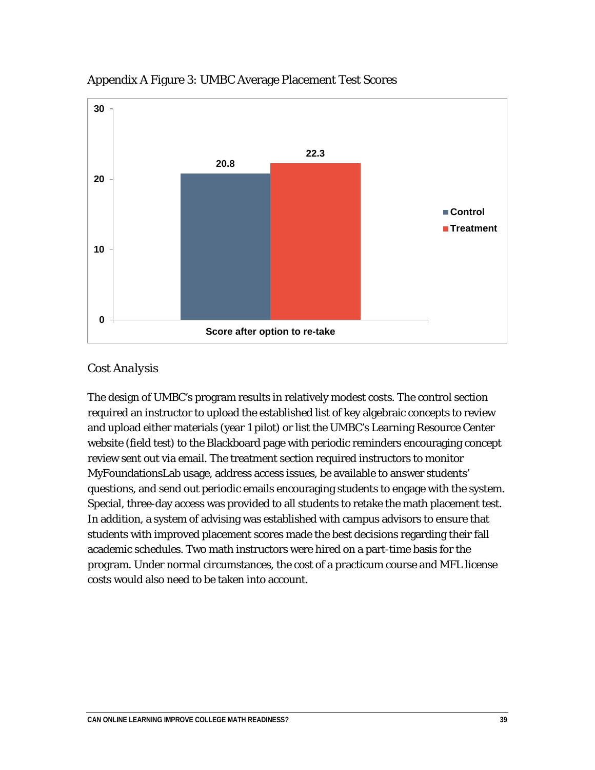Appendix A Figure 3: UMBC Average Placement Test Scores

| | Control | Treatment |
|---|---|---|
| Score after option to re-take | 20.8 | 22.3 |

### *Cost Analysis*

The design of UMBC's program results in relatively modest costs. The control section required an instructor to upload the established list of key algebraic concepts to review and upload either materials (year 1 pilot) or list the UMBC's Learning Resource Center website (field test) to the Blackboard page with periodic reminders encouraging concept review sent out via email. The treatment section required instructors to monitor MyFoundationsLab usage, address access issues, be available to answer students' questions, and send out periodic emails encouraging students to engage with the system. Special, three-day access was provided to all students to retake the math placement test. In addition, a system of advising was established with campus advisors to ensure that students with improved placement scores made the best decisions regarding their fall academic schedules. Two math instructors were hired on a part-time basis for the program. Under normal circumstances, the cost of a practicum course and MFL license costs would also need to be taken into account.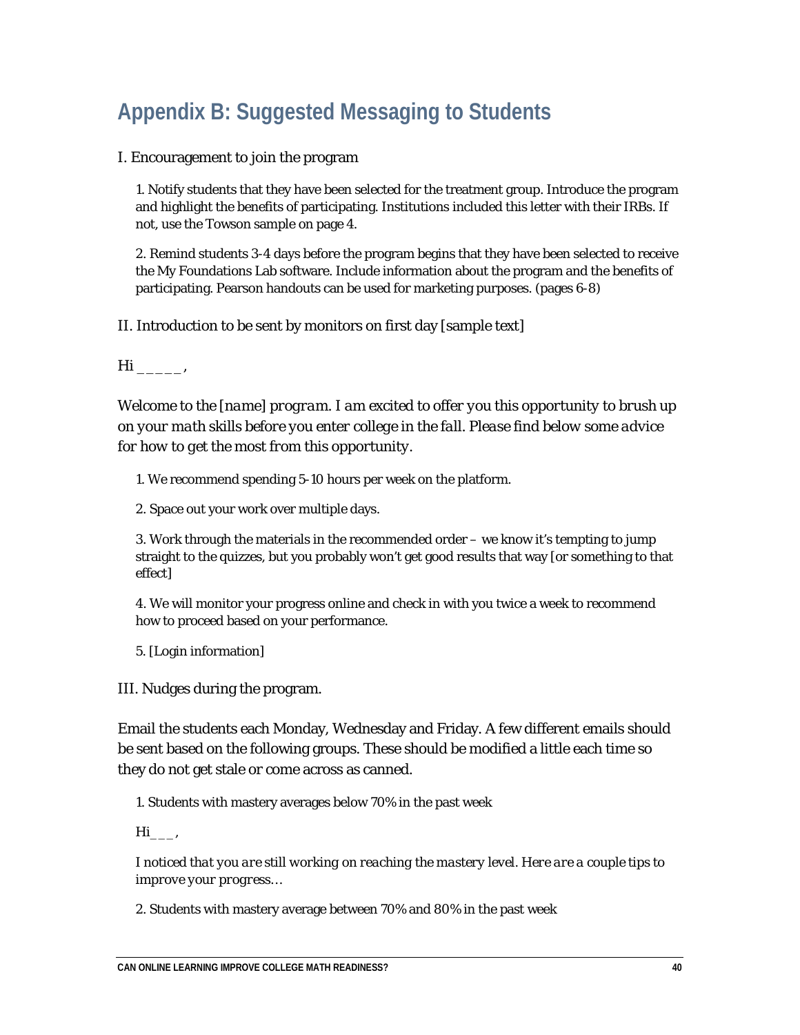# Appendix B: Suggested Messaging to Students

I. Encouragement to join the program

1. Notify students that they have been selected for the treatment group. Introduce the program and highlight the benefits of participating. Institutions included this letter with their IRBs. If not, use the Towson sample on page 4.

2. Remind students 3-4 days before the program begins that they have been selected to receive the My Foundations Lab software. Include information about the program and the benefits of participating. Pearson handouts can be used for marketing purposes. (pages 6-8)

II. Introduction to be sent by monitors on first day [sample text]

*Hi _____,*

*Welcome to the [name] program. I am excited to offer you this opportunity to brush up on your math skills before you enter college in the fall. Please find below some advice for how to get the most from this opportunity.*

1. We recommend spending 5-10 hours per week on the platform.

2. Space out your work over multiple days.

3. Work through the materials in the recommended order – we know it's tempting to jump straight to the quizzes, but you probably won't get good results that way [or something to that effect]

4. We will monitor your progress online and check in with you twice a week to recommend how to proceed based on your performance.

5. [Login information]

III. Nudges during the program.

Email the students each Monday, Wednesday and Friday. A few different emails should be sent based on the following groups. These should be modified a little each time so they do not get stale or come across as canned.

1. Students with mastery averages below 70% in the past week

   *Hi___,*

   *I noticed that you are still working on reaching the mastery level. Here are a couple tips to improve your progress…*

2. Students with mastery average between 70% and 80% in the past week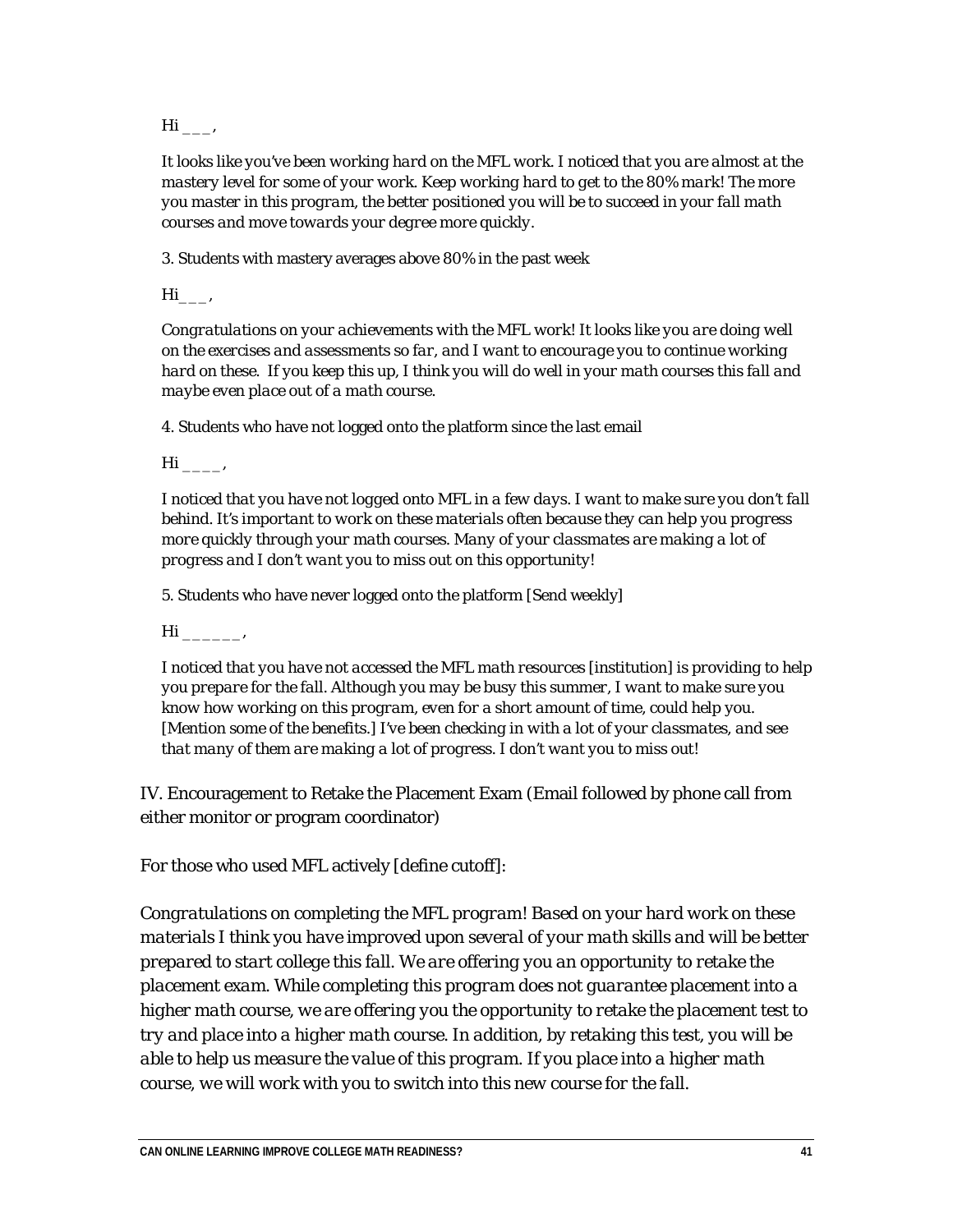Hi ___,

*It looks like you've been working hard on the MFL work. I noticed that you are almost at the mastery level for some of your work. Keep working hard to get to the 80% mark! The more you master in this program, the better positioned you will be to succeed in your fall math courses and move towards your degree more quickly.*

3. Students with mastery averages above 80% in the past week

Hi___,

*Congratulations on your achievements with the MFL work! It looks like you are doing well on the exercises and assessments so far, and I want to encourage you to continue working hard on these. If you keep this up, I think you will do well in your math courses this fall and maybe even place out of a math course.*

4. Students who have not logged onto the platform since the last email

Hi ____,

*I noticed that you have not logged onto MFL in a few days. I want to make sure you don't fall behind. It's important to work on these materials often because they can help you progress more quickly through your math courses. Many of your classmates are making a lot of progress and I don't want you to miss out on this opportunity!*

5. Students who have never logged onto the platform [Send weekly]

Hi ______,

*I noticed that you have not accessed the MFL math resources [institution] is providing to help you prepare for the fall. Although you may be busy this summer, I want to make sure you know how working on this program, even for a short amount of time, could help you. [Mention some of the benefits.] I've been checking in with a lot of your classmates, and see that many of them are making a lot of progress. I don't want you to miss out!*

IV. Encouragement to Retake the Placement Exam (Email followed by phone call from either monitor or program coordinator)

For those who used MFL actively [define cutoff]:

*Congratulations on completing the MFL program! Based on your hard work on these materials I think you have improved upon several of your math skills and will be better prepared to start college this fall. We are offering you an opportunity to retake the placement exam. While completing this program does not guarantee placement into a higher math course, we are offering you the opportunity to retake the placement test to try and place into a higher math course. In addition, by retaking this test, you will be able to help us measure the value of this program. If you place into a higher math course, we will work with you to switch into this new course for the fall.*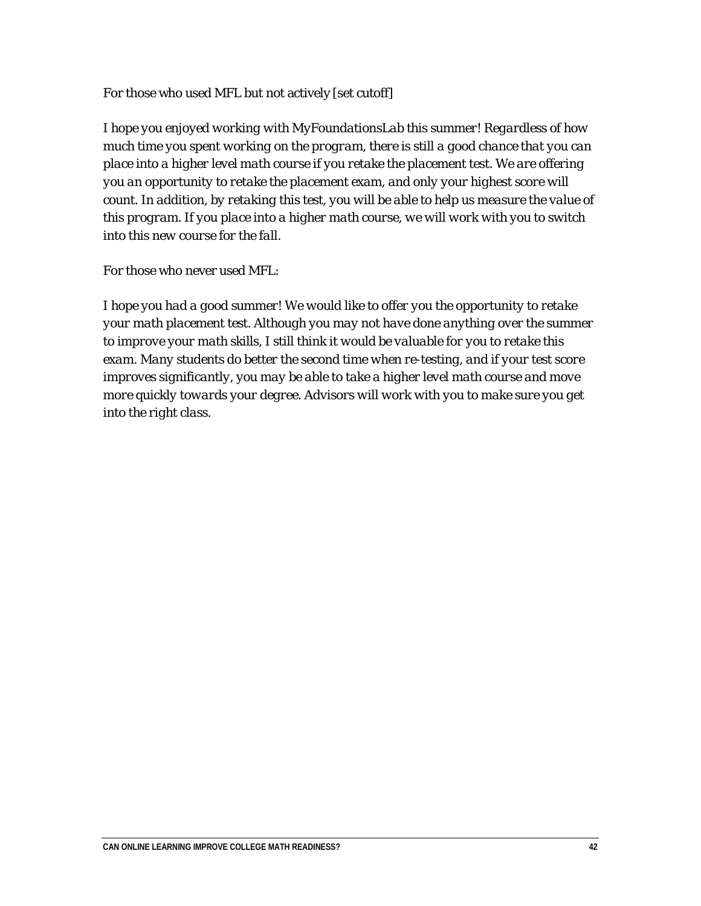For those who used MFL but not actively [set cutoff]

*I hope you enjoyed working with MyFoundationsLab this summer! Regardless of how much time you spent working on the program, there is still a good chance that you can place into a higher level math course if you retake the placement test. We are offering you an opportunity to retake the placement exam, and only your highest score will count. In addition, by retaking this test, you will be able to help us measure the value of this program. If you place into a higher math course, we will work with you to switch into this new course for the fall.*

For those who never used MFL:

*I hope you had a good summer! We would like to offer you the opportunity to retake your math placement test. Although you may not have done anything over the summer to improve your math skills, I still think it would be valuable for you to retake this exam. Many students do better the second time when re-testing, and if your test score improves significantly, you may be able to take a higher level math course and move more quickly towards your degree. Advisors will work with you to make sure you get into the right class.*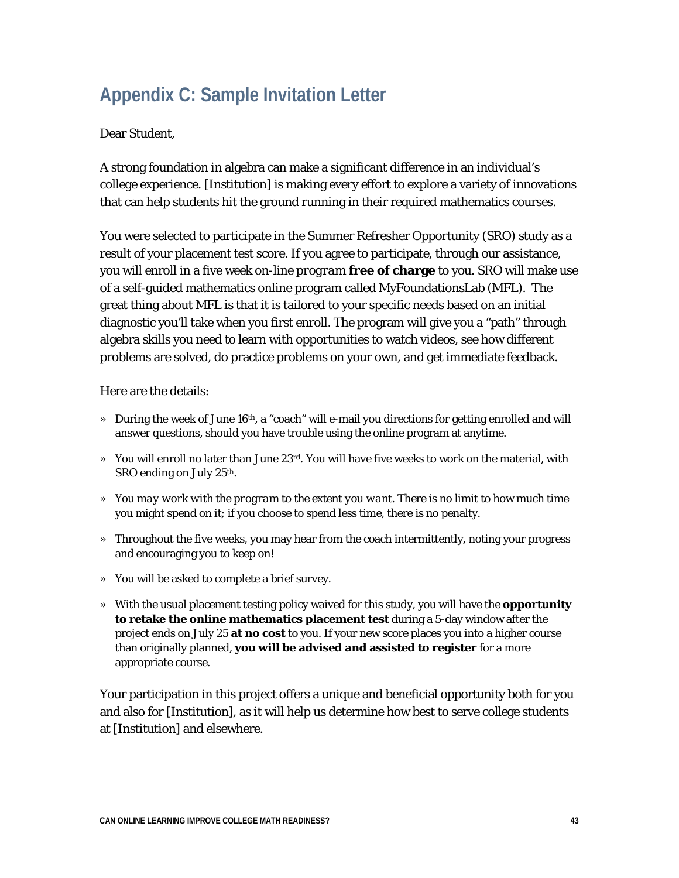## Appendix C: Sample Invitation Letter

Dear Student,

A strong foundation in algebra can make a significant difference in an individual's college experience. [Institution] is making every effort to explore a variety of innovations that can help students hit the ground running in their required mathematics courses.

You were selected to participate in the Summer Refresher Opportunity (SRO) study as a result of your placement test score. If you agree to participate, through our assistance, you will enroll in a five week on-line *program* **free of charge** to you. SRO will make use of a self-guided mathematics online program called MyFoundationsLab (MFL). The great thing about MFL is that it is tailored to your specific needs based on an initial diagnostic you'll take when you first enroll. The program will give you a "path" through algebra skills you need to learn with opportunities to watch videos, see how different problems are solved, do practice problems on your own, and get immediate feedback.

Here are the details:

- During the week of June 16th, a "coach" will e-mail you directions for getting enrolled and will answer questions, should you have trouble using the online program at anytime.
- You will enroll no later than June 23rd. You will have five weeks to work on the material, with SRO ending on July 25th.
- You *may work* with the *program* to the extent *you want*. There is no limit to how much time you might spend on it; if you choose to spend less time, there is no penalty.
- Throughout the five weeks, you may hear from the coach intermittently, noting your progress and encouraging you to keep on!
- You will be asked to complete a brief survey.
- With the usual placement testing policy waived for this study, you will have the **opportunity to retake the online mathematics placement test** during a 5-day window after the project ends on July 25 **at no cost** to you. If your new score places you into a higher course than originally planned, **you will be advised and assisted to register** for a more appropriate course.

Your participation in this project offers a unique and beneficial opportunity both for you and also for [Institution], as it will help us determine how best to serve college students at [Institution] and elsewhere.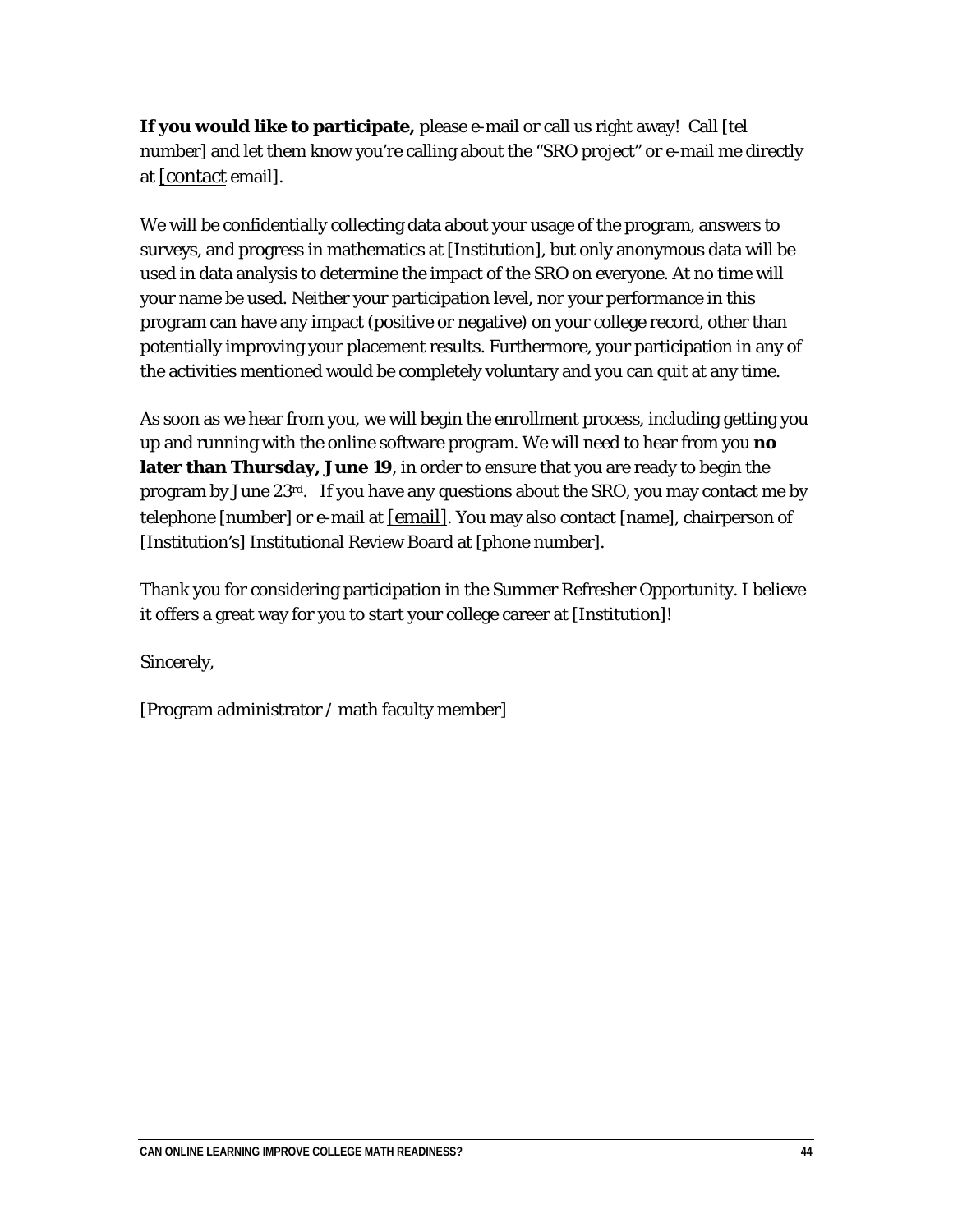**If you would like to participate,** please e-mail or call us right away! Call [tel number] and let them know you're calling about the "SRO project" or e-mail me directly at [contact email].

We will be confidentially collecting data about your usage of the program, answers to surveys, and progress in mathematics at [Institution], but only anonymous data will be used in data analysis to determine the impact of the SRO on everyone. At no time will your name be used. Neither your participation level, nor your performance in this program can have any impact (positive or negative) on your college record, other than potentially improving your placement results. Furthermore, your participation in any of the activities mentioned would be completely voluntary and you can quit at any time.

As soon as we hear from you, we will begin the enrollment process, including getting you up and running with the online software program. We will need to hear from you **no later than Thursday, June 19**, in order to ensure that you are ready to begin the program by June 23rd. If you have any questions about the SRO, you may contact me by telephone [number] or e-mail at [email]. You may also contact [name], chairperson of [Institution's] Institutional Review Board at [phone number].

Thank you for considering participation in the Summer Refresher Opportunity. I believe it offers a great way for you to start your college career at [Institution]!

Sincerely,

[Program administrator / math faculty member]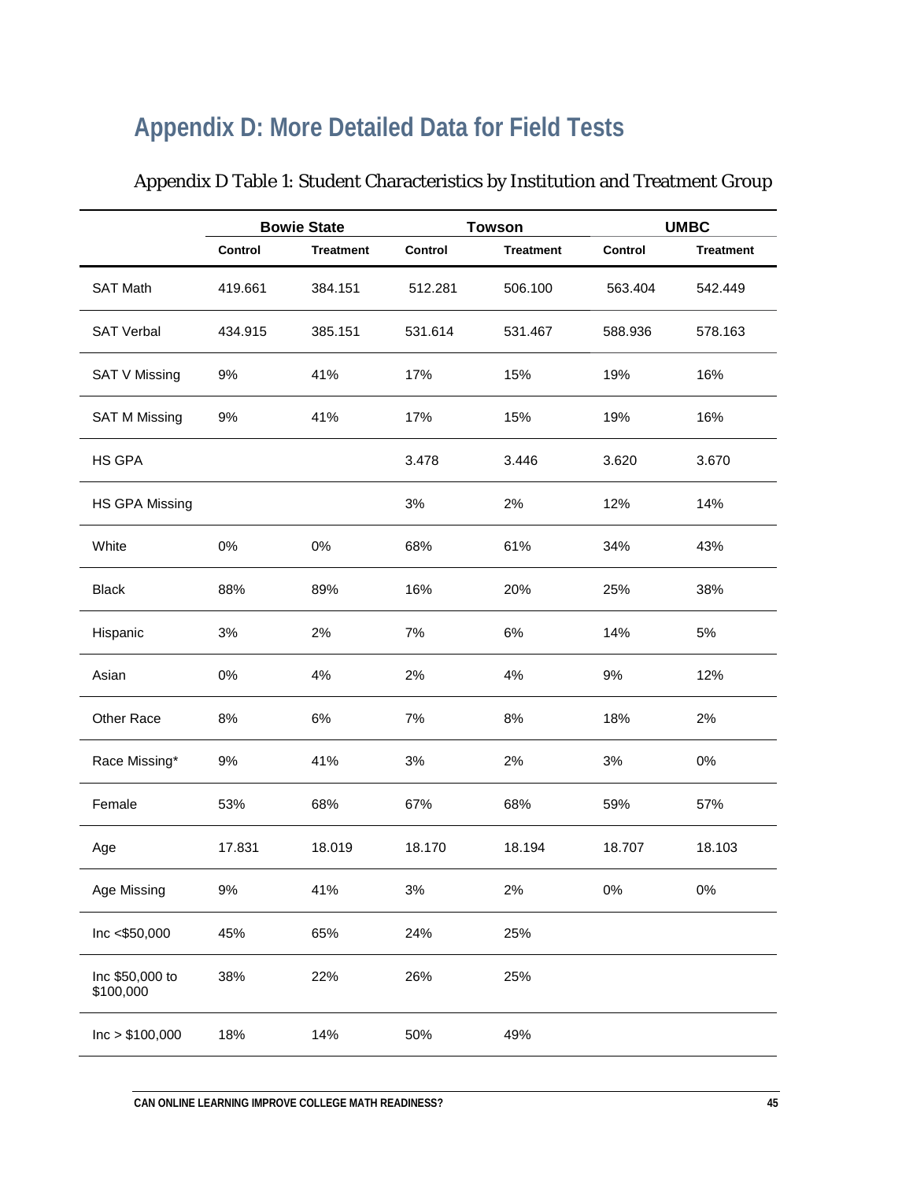# Appendix D: More Detailed Data for Field Tests

Appendix D Table 1: Student Characteristics by Institution and Treatment Group

| | Bowie State | | Towson | | UMBC | |
|---|---|---|---|---|---|---|
| | Control | Treatment | Control | Treatment | Control | Treatment |
| SAT Math | 419.661 | 384.151 | 512.281 | 506.100 | 563.404 | 542.449 |
| SAT Verbal | 434.915 | 385.151 | 531.614 | 531.467 | 588.936 | 578.163 |
| SAT V Missing | 9% | 41% | 17% | 15% | 19% | 16% |
| SAT M Missing | 9% | 41% | 17% | 15% | 19% | 16% |
| HS GPA | | | 3.478 | 3.446 | 3.620 | 3.670 |
| HS GPA Missing | | | 3% | 2% | 12% | 14% |
| White | 0% | 0% | 68% | 61% | 34% | 43% |
| Black | 88% | 89% | 16% | 20% | 25% | 38% |
| Hispanic | 3% | 2% | 7% | 6% | 14% | 5% |
| Asian | 0% | 4% | 2% | 4% | 9% | 12% |
| Other Race | 8% | 6% | 7% | 8% | 18% | 2% |
| Race Missing* | 9% | 41% | 3% | 2% | 3% | 0% |
| Female | 53% | 68% | 67% | 68% | 59% | 57% |
| Age | 17.831 | 18.019 | 18.170 | 18.194 | 18.707 | 18.103 |
| Age Missing | 9% | 41% | 3% | 2% | 0% | 0% |
| Inc <$50,000 | 45% | 65% | 24% | 25% | | |
| Inc $50,000 to $100,000 | 38% | 22% | 26% | 25% | | |
| Inc > $100,000 | 18% | 14% | 50% | 49% | | |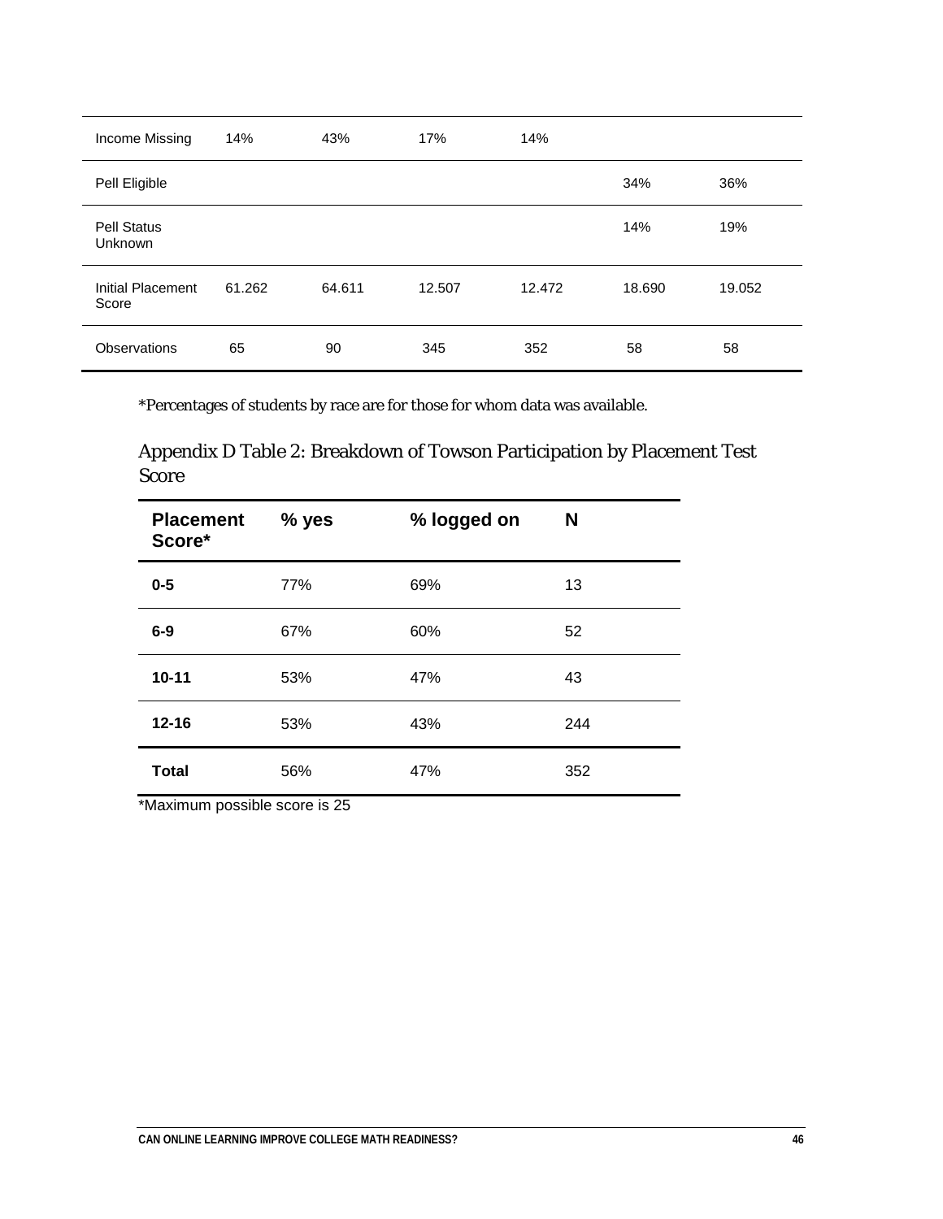| | | | | | | |
|---|---|---|---|---|---|---|
| Income Missing | 14% | 43% | 17% | 14% | | |
| Pell Eligible | | | | | 34% | 36% |
| Pell Status Unknown | | | | | 14% | 19% |
| Initial Placement Score | 61.262 | 64.611 | 12.507 | 12.472 | 18.690 | 19.052 |
| Observations | 65 | 90 | 345 | 352 | 58 | 58 |

*Percentages of students by race are for those for whom data was available.

## Appendix D Table 2: Breakdown of Towson Participation by Placement Test Score

| Placement Score* | % yes | % logged on | N |
|---|---|---|---|
| **0-5** | 77% | 69% | 13 |
| **6-9** | 67% | 60% | 52 |
| **10-11** | 53% | 47% | 43 |
| **12-16** | 53% | 43% | 244 |
| **Total** | 56% | 47% | 352 |

*Maximum possible score is 25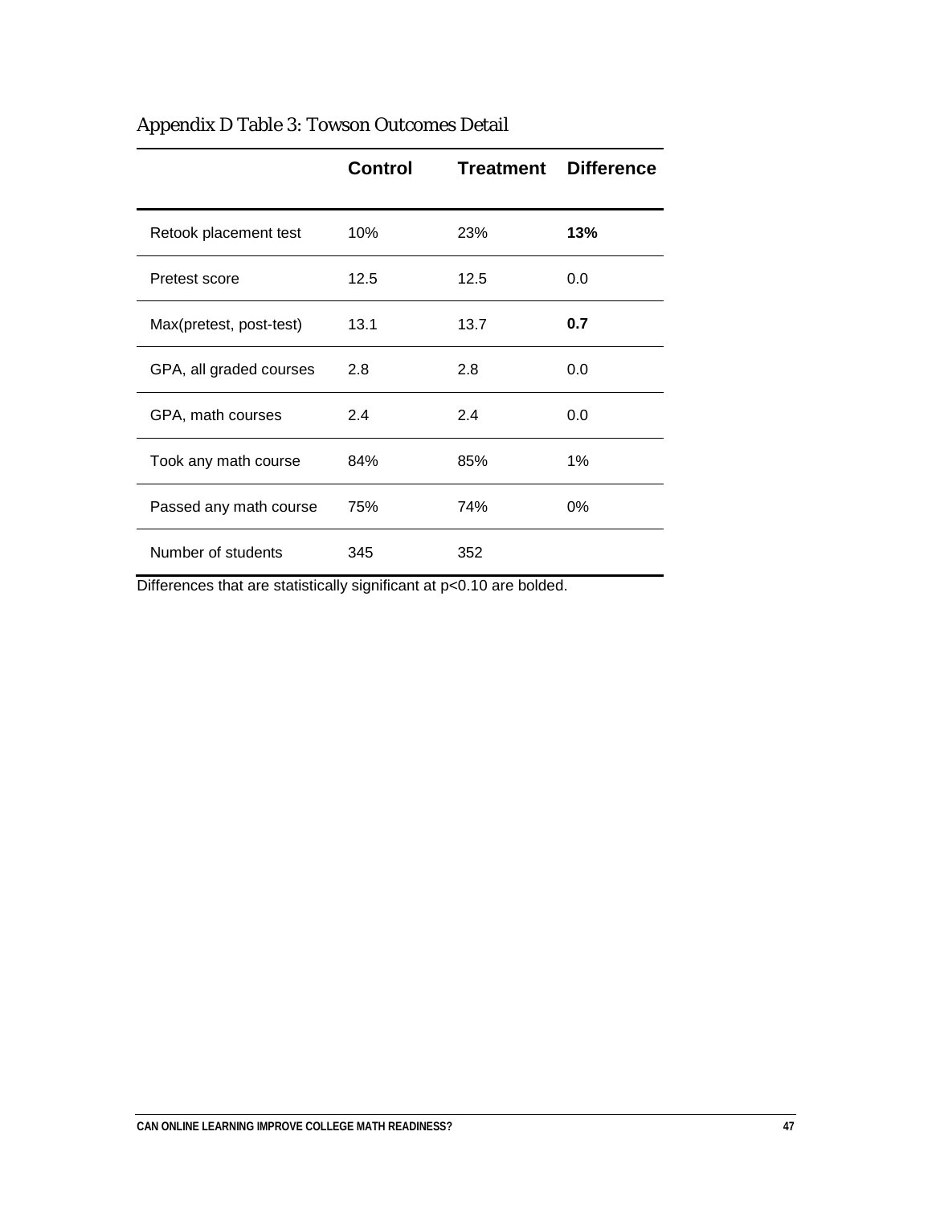## Appendix D Table 3: Towson Outcomes Detail

| | Control | Treatment | Difference |
|---|---|---|---|
| Retook placement test | 10% | 23% | **13%** |
| Pretest score | 12.5 | 12.5 | 0.0 |
| Max(pretest, post-test) | 13.1 | 13.7 | **0.7** |
| GPA, all graded courses | 2.8 | 2.8 | 0.0 |
| GPA, math courses | 2.4 | 2.4 | 0.0 |
| Took any math course | 84% | 85% | 1% |
| Passed any math course | 75% | 74% | 0% |
| Number of students | 345 | 352 | |

Differences that are statistically significant at $p<0.10$ are bolded.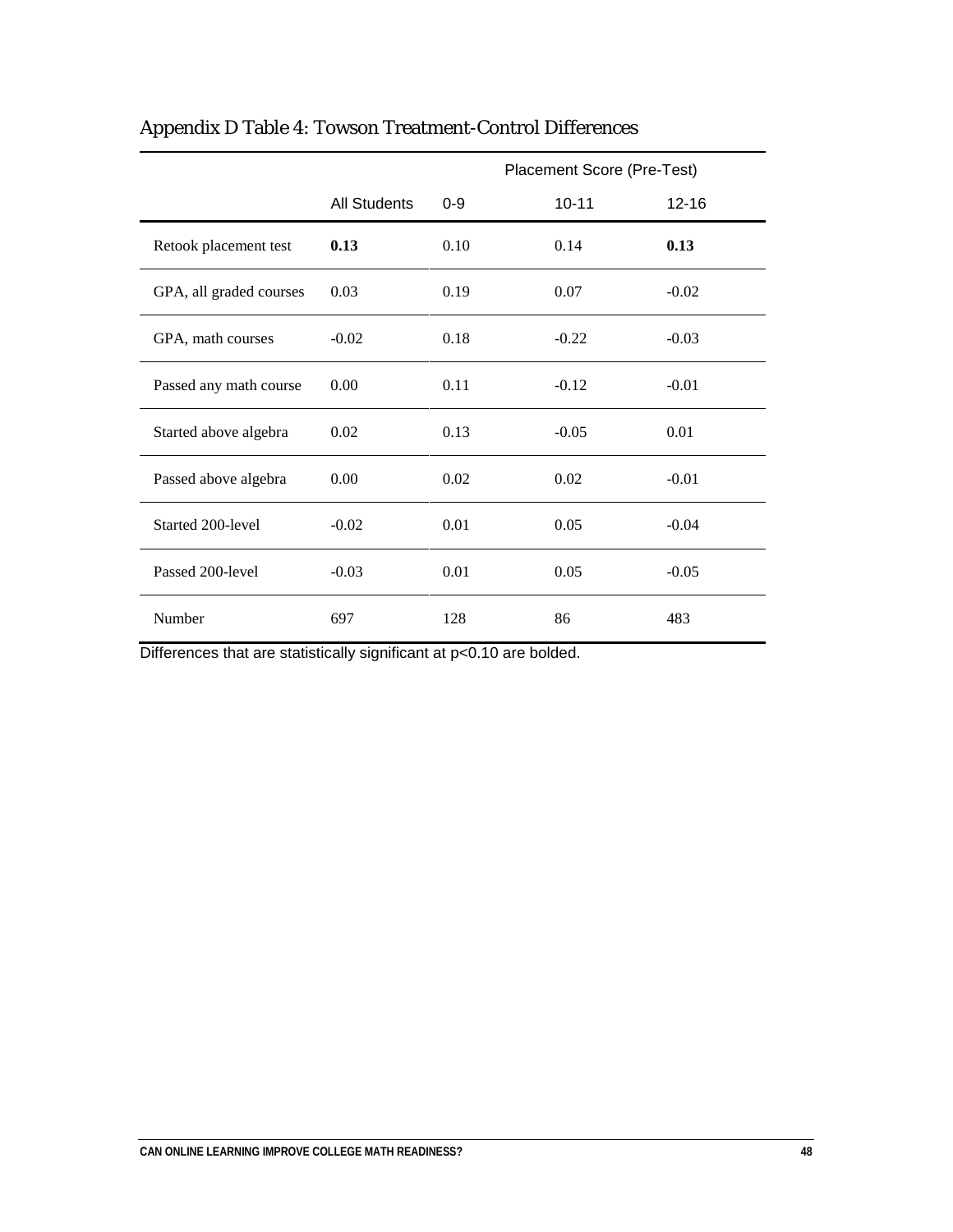## Appendix D Table 4: Towson Treatment-Control Differences

| | | Placement Score (Pre-Test) | | |
|---|---|---|---|---|
| | All Students | 0-9 | 10-11 | 12-16 |
| Retook placement test | **0.13** | 0.10 | 0.14 | **0.13** |
| GPA, all graded courses | 0.03 | 0.19 | 0.07 | -0.02 |
| GPA, math courses | -0.02 | 0.18 | -0.22 | -0.03 |
| Passed any math course | 0.00 | 0.11 | -0.12 | -0.01 |
| Started above algebra | 0.02 | 0.13 | -0.05 | 0.01 |
| Passed above algebra | 0.00 | 0.02 | 0.02 | -0.01 |
| Started 200-level | -0.02 | 0.01 | 0.05 | -0.04 |
| Passed 200-level | -0.03 | 0.01 | 0.05 | -0.05 |
| Number | 697 | 128 | 86 | 483 |

Differences that are statistically significant at $p<0.10$ are bolded.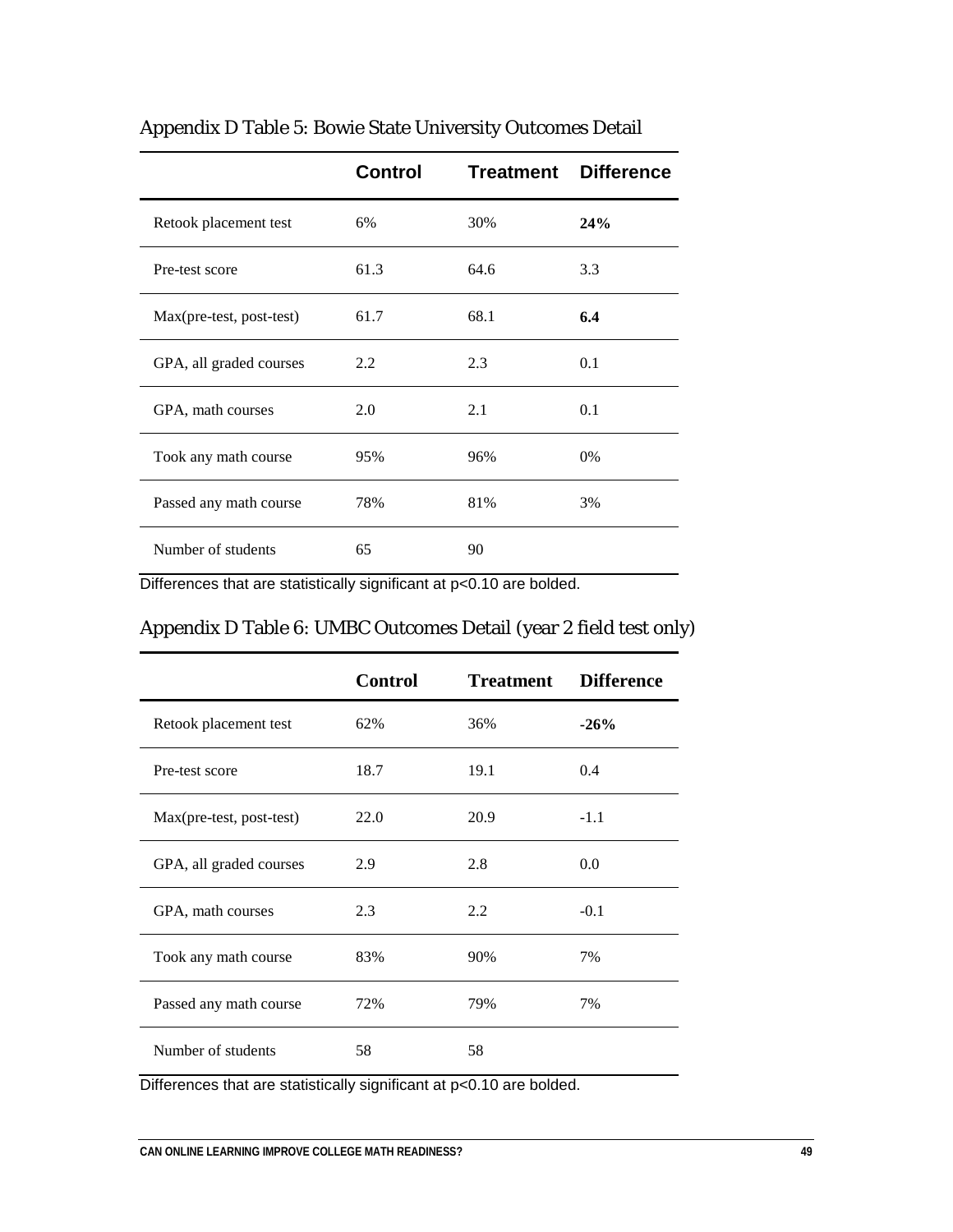Appendix D Table 5: Bowie State University Outcomes Detail

| | Control | Treatment | Difference |
|---|---|---|---|
| Retook placement test | 6% | 30% | **24%** |
| Pre-test score | 61.3 | 64.6 | 3.3 |
| Max(pre-test, post-test) | 61.7 | 68.1 | **6.4** |
| GPA, all graded courses | 2.2 | 2.3 | 0.1 |
| GPA, math courses | 2.0 | 2.1 | 0.1 |
| Took any math course | 95% | 96% | 0% |
| Passed any math course | 78% | 81% | 3% |
| Number of students | 65 | 90 | |

Differences that are statistically significant at p<0.10 are bolded.

Appendix D Table 6: UMBC Outcomes Detail (year 2 field test only)

| | Control | Treatment | Difference |
|---|---|---|---|
| Retook placement test | 62% | 36% | **-26%** |
| Pre-test score | 18.7 | 19.1 | 0.4 |
| Max(pre-test, post-test) | 22.0 | 20.9 | -1.1 |
| GPA, all graded courses | 2.9 | 2.8 | 0.0 |
| GPA, math courses | 2.3 | 2.2 | -0.1 |
| Took any math course | 83% | 90% | 7% |
| Passed any math course | 72% | 79% | 7% |
| Number of students | 58 | 58 | |

Differences that are statistically significant at p<0.10 are bolded.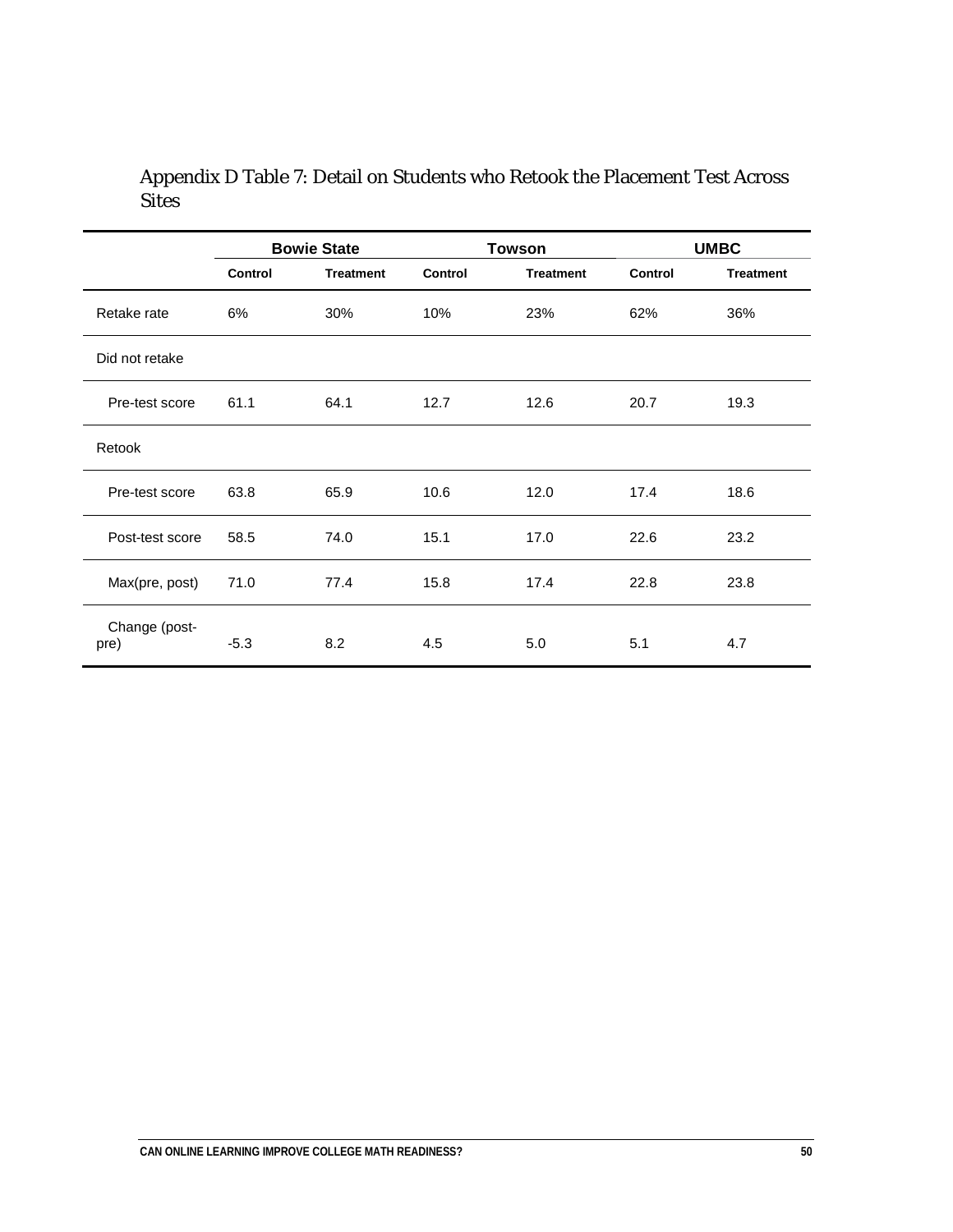## Appendix D Table 7: Detail on Students who Retook the Placement Test Across Sites

| | Bowie State | | Towson | | UMBC | |
|---|---|---|---|---|---|---|
| | Control | Treatment | Control | Treatment | Control | Treatment |
| Retake rate | 6% | 30% | 10% | 23% | 62% | 36% |
| Did not retake | | | | | | |
| Pre-test score | 61.1 | 64.1 | 12.7 | 12.6 | 20.7 | 19.3 |
| Retook | | | | | | |
| Pre-test score | 63.8 | 65.9 | 10.6 | 12.0 | 17.4 | 18.6 |
| Post-test score | 58.5 | 74.0 | 15.1 | 17.0 | 22.6 | 23.2 |
| Max(pre, post) | 71.0 | 77.4 | 15.8 | 17.4 | 22.8 | 23.8 |
| Change (post-pre) | -5.3 | 8.2 | 4.5 | 5.0 | 5.1 | 4.7 |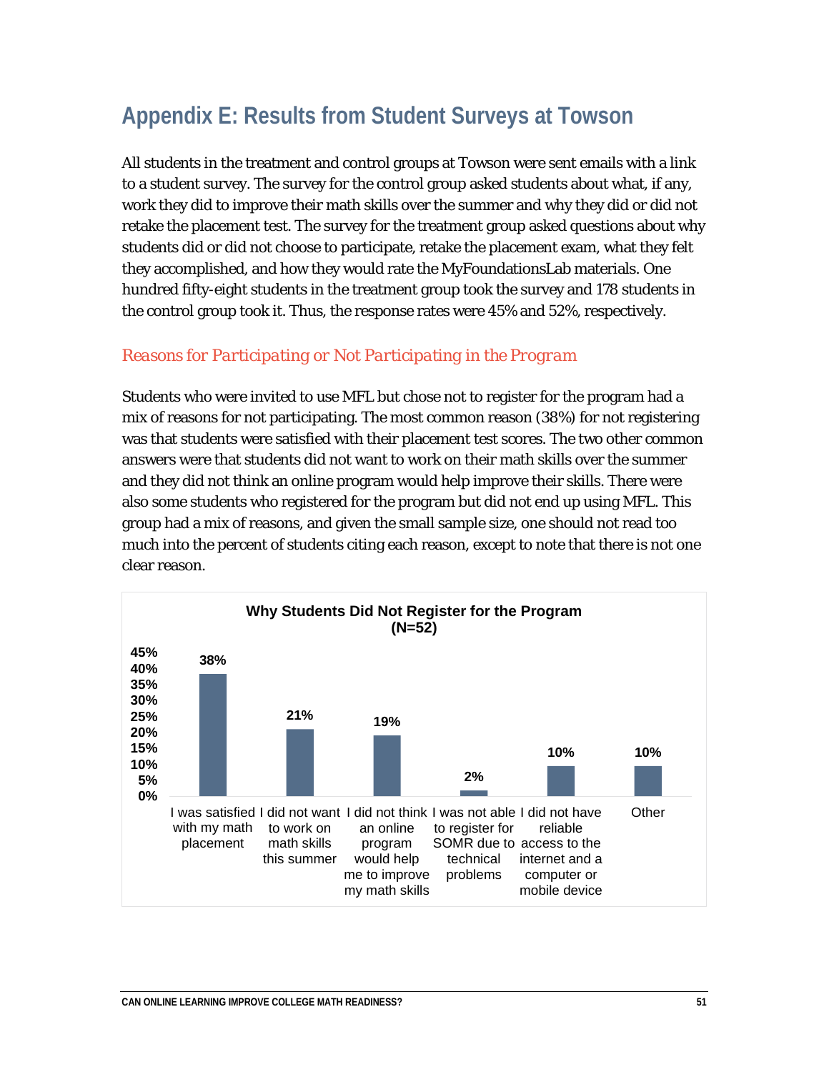## Appendix E: Results from Student Surveys at Towson

All students in the treatment and control groups at Towson were sent emails with a link to a student survey. The survey for the control group asked students about what, if any, work they did to improve their math skills over the summer and why they did or did not retake the placement test. The survey for the treatment group asked questions about why students did or did not choose to participate, retake the placement exam, what they felt they accomplished, and how they would rate the MyFoundationsLab materials. One hundred fifty-eight students in the treatment group took the survey and 178 students in the control group took it. Thus, the response rates were 45% and 52%, respectively.

### *Reasons for Participating or Not Participating in the Program*

Students who were invited to use MFL but chose not to register for the program had a mix of reasons for not participating. The most common reason (38%) for not registering was that students were satisfied with their placement test scores. The two other common answers were that students did not want to work on their math skills over the summer and they did not think an online program would help improve their skills. There were also some students who registered for the program but did not end up using MFL. This group had a mix of reasons, and given the small sample size, one should not read too much into the percent of students citing each reason, except to note that there is not one clear reason.

**Why Students Did Not Register for the Program (N=52)**

| Reason | Percent |
|---|---|
| I was satisfied with my math placement | 38% |
| I did not want to work on math skills this summer | 21% |
| I did not think an online program would help me to improve my math skills | 19% |
| I was not able to register for SOMR due to technical problems | 2% |
| I did not have reliable access to the internet and a computer or mobile device | 10% |
| Other | 10% |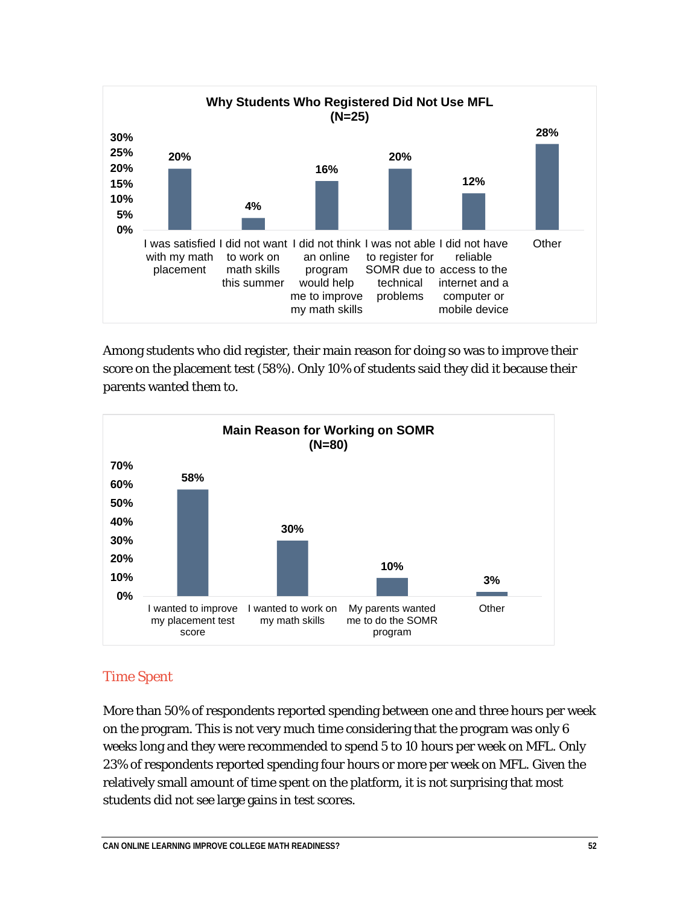**Why Students Who Registered Did Not Use MFL (N=25)**

| Reason | Percent |
| --- | --- |
| I was satisfied with my math placement | 20% |
| I did not want to work on math skills this summer | 4% |
| I did not think an online program would help me to improve my math skills | 16% |
| I was not able to register for SOMR due to technical problems | 20% |
| I did not have reliable access to the internet and a computer or mobile device | 12% |
| Other | 28% |

Among students who did register, their main reason for doing so was to improve their score on the placement test (58%). Only 10% of students said they did it because their parents wanted them to.

**Main Reason for Working on SOMR (N=80)**

| Reason | Percent |
| --- | --- |
| I wanted to improve my placement test score | 58% |
| I wanted to work on my math skills | 30% |
| My parents wanted me to do the SOMR program | 10% |
| Other | 3% |

## Time Spent

More than 50% of respondents reported spending between one and three hours per week on the program. This is not very much time considering that the program was only 6 weeks long and they were recommended to spend 5 to 10 hours per week on MFL. Only 23% of respondents reported spending four hours or more per week on MFL. Given the relatively small amount of time spent on the platform, it is not surprising that most students did not see large gains in test scores.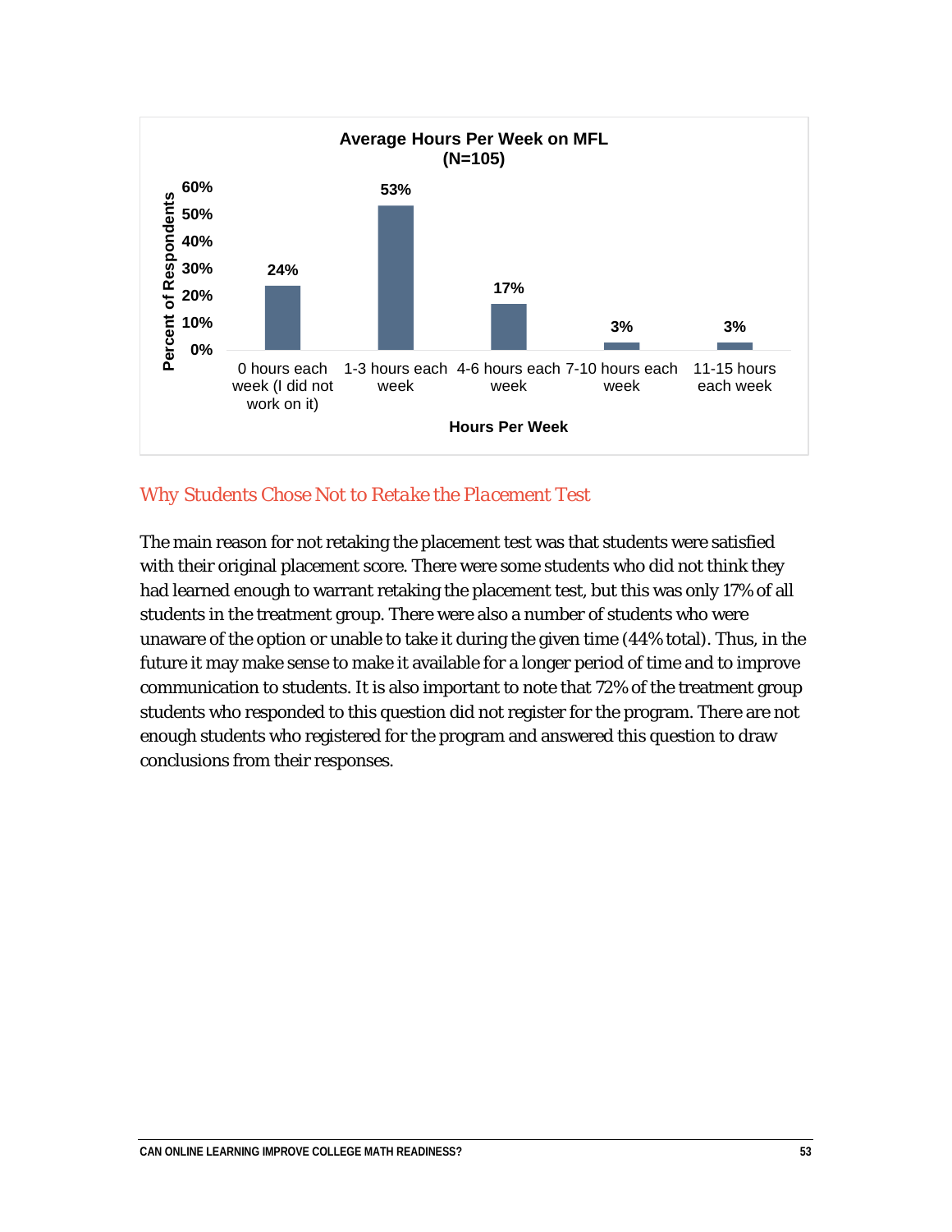**Average Hours Per Week on MFL (N=105)**

| Hours Per Week | Percent of Respondents |
| --- | --- |
| 0 hours each week (I did not work on it) | 24% |
| 1-3 hours each week | 53% |
| 4-6 hours each week | 17% |
| 7-10 hours each week | 3% |
| 11-15 hours each week | 3% |

### *Why Students Chose Not to Retake the Placement Test*

The main reason for not retaking the placement test was that students were satisfied with their original placement score. There were some students who did not think they had learned enough to warrant retaking the placement test, but this was only 17% of all students in the treatment group. There were also a number of students who were unaware of the option or unable to take it during the given time (44% total). Thus, in the future it may make sense to make it available for a longer period of time and to improve communication to students. It is also important to note that 72% of the treatment group students who responded to this question did not register for the program. There are not enough students who registered for the program and answered this question to draw conclusions from their responses.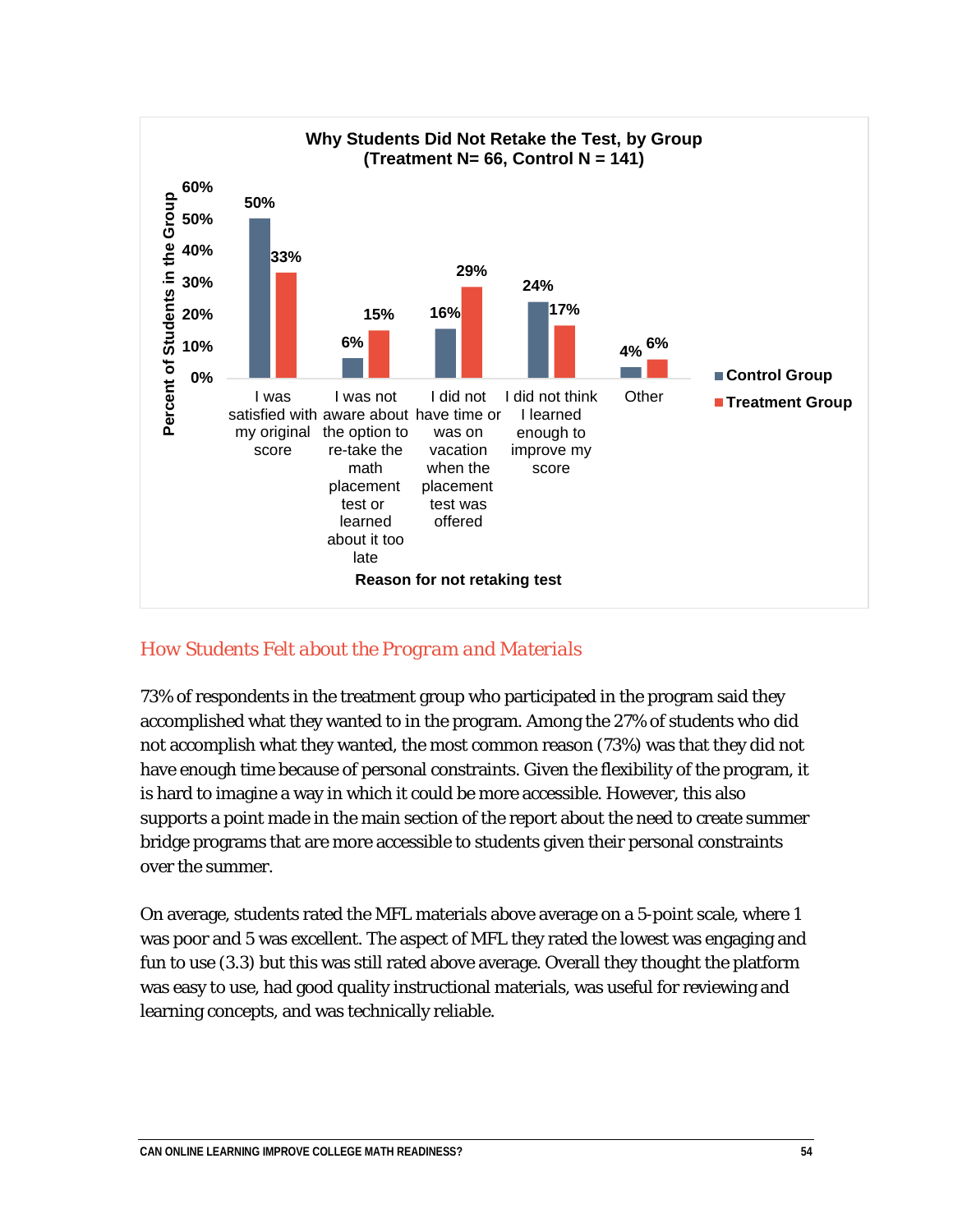**Why Students Did Not Retake the Test, by Group (Treatment N= 66, Control N = 141)**

| Reason for not retaking test | Control Group | Treatment Group |
|---|---|---|
| I was satisfied with my original score | 50% | 33% |
| I was not aware about the option to re-take the math placement test or learned about it too late | 6% | 15% |
| I did not have time or was on vacation when the placement test was offered | 16% | 29% |
| I did not think I learned enough to improve my score | 24% | 17% |
| Other | 4% | 6% |

## How Students Felt about the Program and Materials

73% of respondents in the treatment group who participated in the program said they accomplished what they wanted to in the program. Among the 27% of students who did not accomplish what they wanted, the most common reason (73%) was that they did not have enough time because of personal constraints. Given the flexibility of the program, it is hard to imagine a way in which it could be more accessible. However, this also supports a point made in the main section of the report about the need to create summer bridge programs that are more accessible to students given their personal constraints over the summer.

On average, students rated the MFL materials above average on a 5-point scale, where 1 was poor and 5 was excellent. The aspect of MFL they rated the lowest was engaging and fun to use (3.3) but this was still rated above average. Overall they thought the platform was easy to use, had good quality instructional materials, was useful for reviewing and learning concepts, and was technically reliable.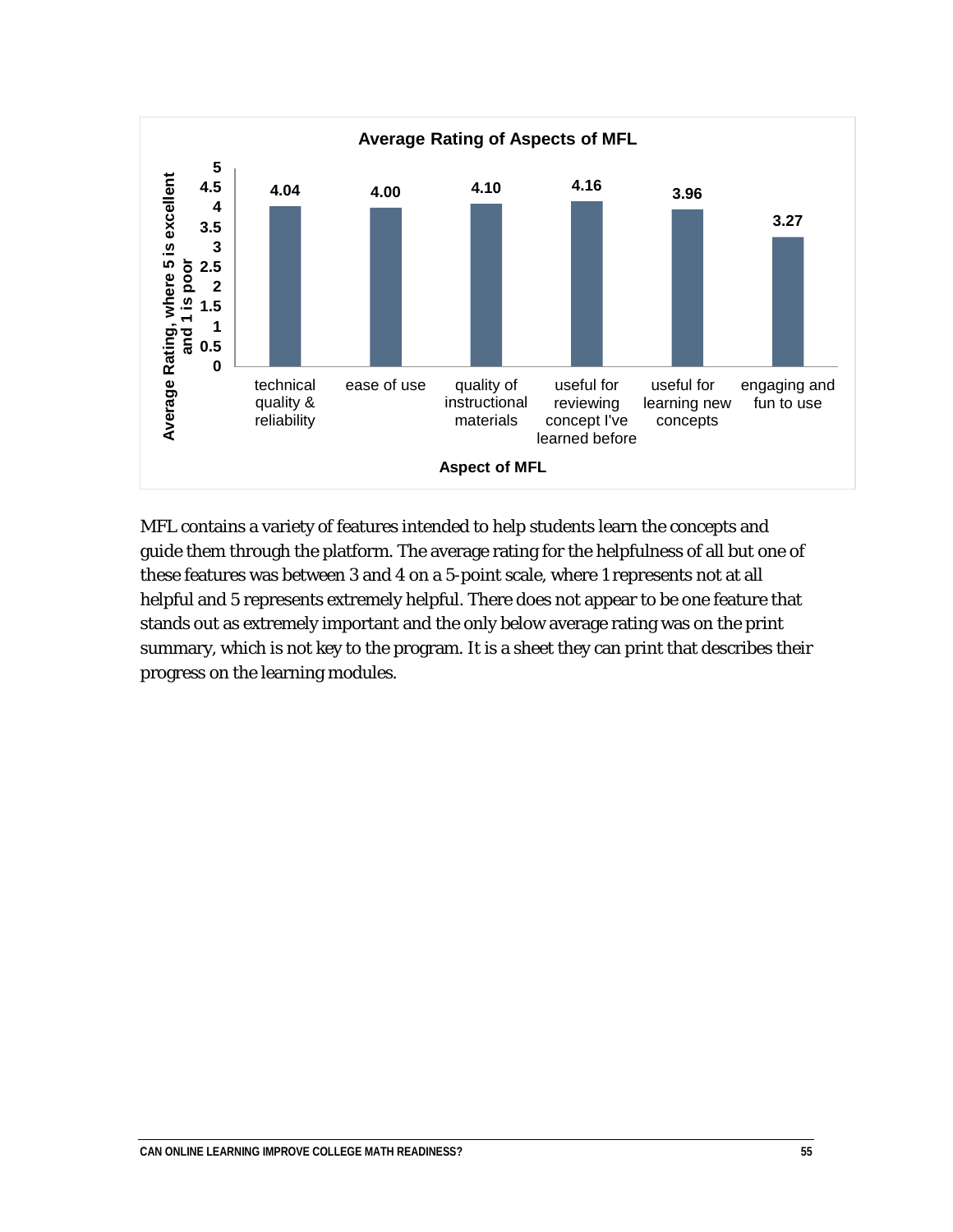**Average Rating of Aspects of MFL**

| Aspect of MFL | Average Rating, where 5 is excellent and 1 is poor |
|---|---|
| technical quality & reliability | 4.04 |
| ease of use | 4.00 |
| quality of instructional materials | 4.10 |
| useful for reviewing concept I've learned before | 4.16 |
| useful for learning new concepts | 3.96 |
| engaging and fun to use | 3.27 |

MFL contains a variety of features intended to help students learn the concepts and guide them through the platform. The average rating for the helpfulness of all but one of these features was between 3 and 4 on a 5-point scale, where 1 represents not at all helpful and 5 represents extremely helpful. There does not appear to be one feature that stands out as extremely important and the only below average rating was on the print summary, which is not key to the program. It is a sheet they can print that describes their progress on the learning modules.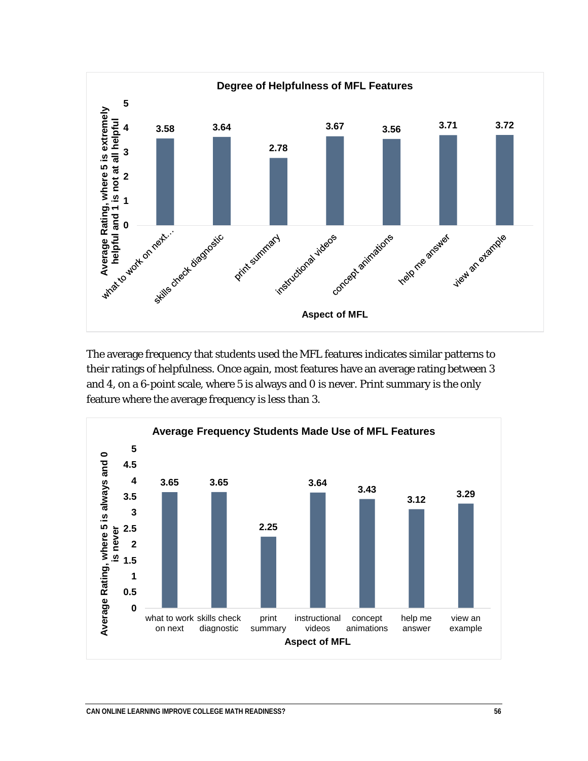**Degree of Helpfulness of MFL Features**

| Aspect of MFL | Average Rating, where 5 is extremely helpful and 1 is not at all helpful |
|---|---|
| what to work on next… | 3.58 |
| skills check diagnostic | 3.64 |
| print summary | 2.78 |
| instructional videos | 3.67 |
| concept animations | 3.56 |
| help me answer | 3.71 |
| view an example | 3.72 |

The average frequency that students used the MFL features indicates similar patterns to their ratings of helpfulness. Once again, most features have an average rating between 3 and 4, on a 6-point scale, where 5 is always and 0 is never. Print summary is the only feature where the average frequency is less than 3.

**Average Frequency Students Made Use of MFL Features**

| Aspect of MFL | Average Rating, where 5 is always and 0 is never |
|---|---|
| what to work on next | 3.65 |
| skills check diagnostic | 3.65 |
| print summary | 2.25 |
| instructional videos | 3.64 |
| concept animations | 3.43 |
| help me answer | 3.12 |
| view an example | 3.29 |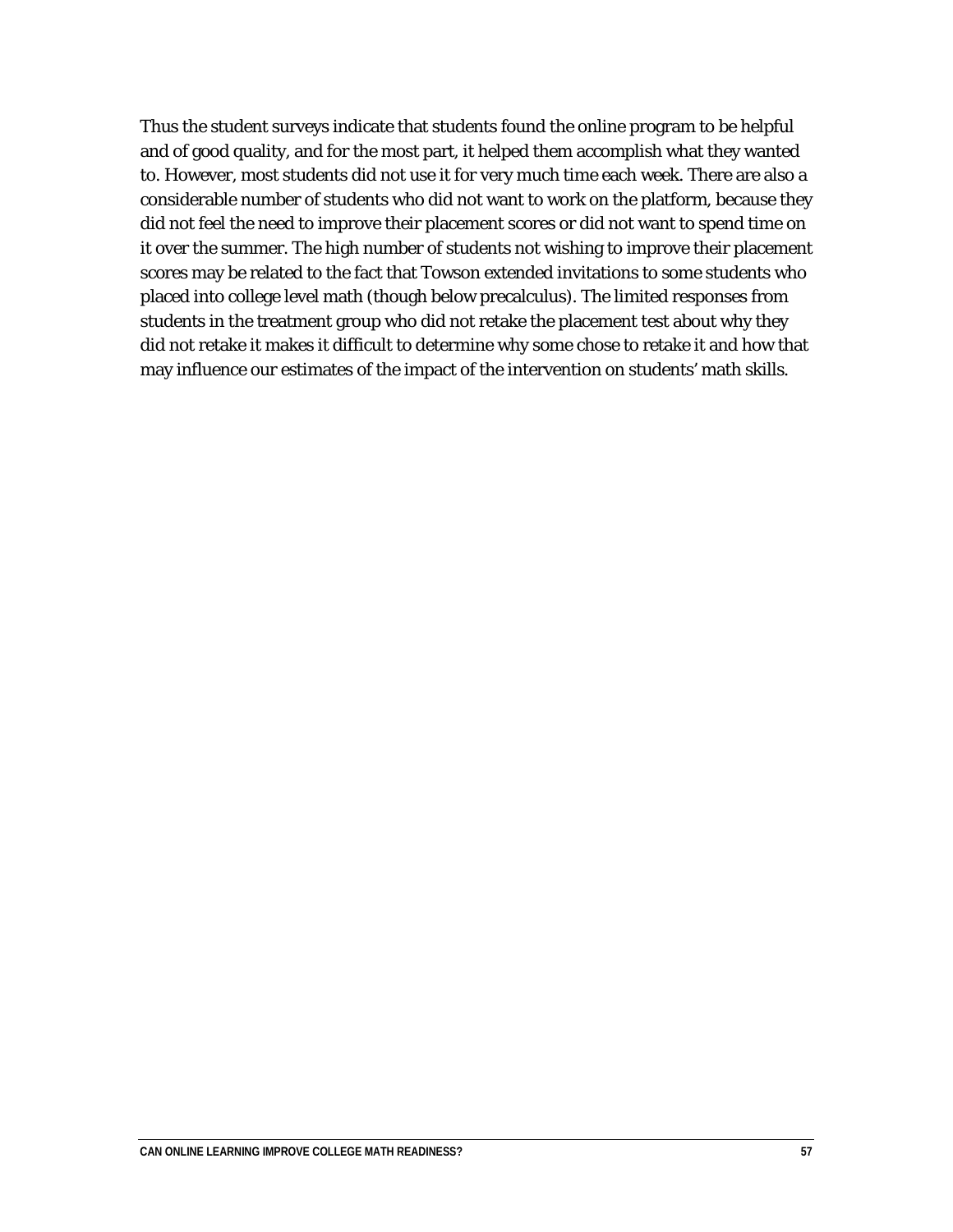Thus the student surveys indicate that students found the online program to be helpful and of good quality, and for the most part, it helped them accomplish what they wanted to. However, most students did not use it for very much time each week. There are also a considerable number of students who did not want to work on the platform, because they did not feel the need to improve their placement scores or did not want to spend time on it over the summer. The high number of students not wishing to improve their placement scores may be related to the fact that Towson extended invitations to some students who placed into college level math (though below precalculus). The limited responses from students in the treatment group who did not retake the placement test about why they did not retake it makes it difficult to determine why some chose to retake it and how that may influence our estimates of the impact of the intervention on students' math skills.